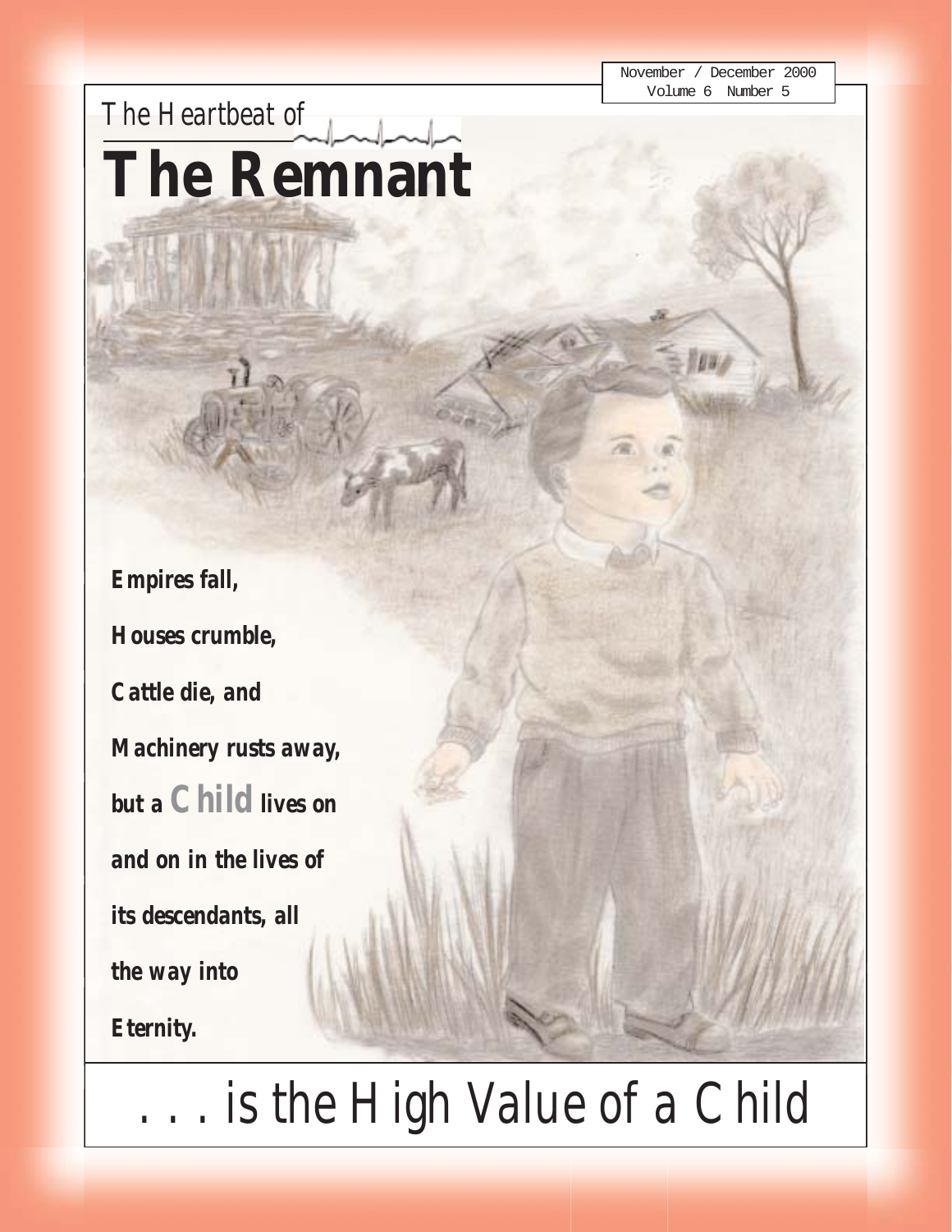November / December 2000
Volume 6 Number 5

The Heartbeat of

# The Remnant

**Empires fall,**

**Houses crumble,**

**Cattle die, and**

**Machinery rusts away,**

**but a Child lives on**

**and on in the lives of**

**its descendants, all**

**the way into**

**Eternity.**

## . . . is the High Value of a Child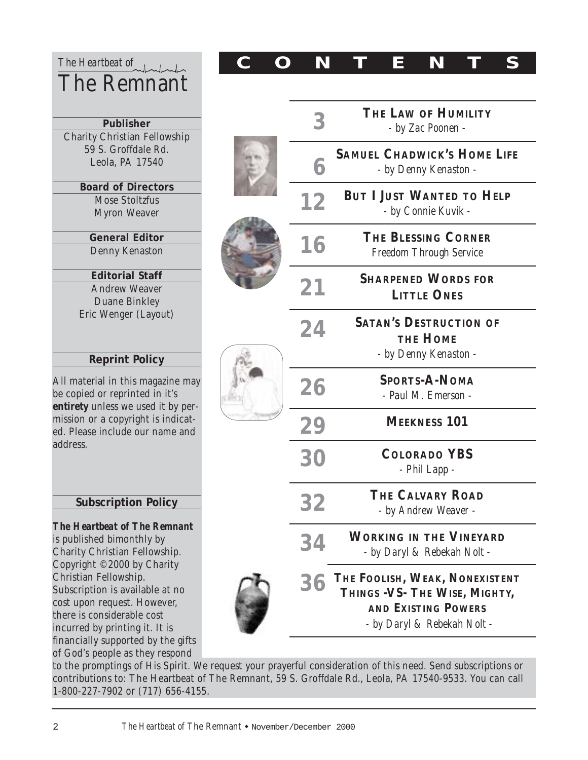*The Heartbeat of*
# The Remnant

**Publisher**
Charity Christian Fellowship
59 S. Groffdale Rd.
Leola, PA 17540

**Board of Directors**
Mose Stoltzfus
Myron Weaver

**General Editor**
Denny Kenaston

**Editorial Staff**
Andrew Weaver
Duane Binkley
Eric Wenger (Layout)

**Reprint Policy**

All material in this magazine may be copied or reprinted in it's **entirety** unless we used it by permission or a copyright is indicated. Please include our name and address.

**Subscription Policy**

***The Heartbeat of The Remnant*** is published bimonthly by Charity Christian Fellowship. Copyright ©2000 by Charity Christian Fellowship. Subscription is available at no cost upon request. However, there is considerable cost incurred by printing it. It is financially supported by the gifts of God's people as they respond to the promptings of His Spirit. We request your prayerful consideration of this need. Send subscriptions or contributions to: The Heartbeat of The Remnant, 59 S. Groffdale Rd., Leola, PA 17540-9533. You can call 1-800-227-7902 or (717) 656-4155.

# CONTENTS

| Page | Article |
|---|---|
| 3 | **THE LAW OF HUMILITY** - by Zac Poonen - |
| 6 | **SAMUEL CHADWICK'S HOME LIFE** - by Denny Kenaston - |
| 12 | **BUT I JUST WANTED TO HELP** - by Connie Kuvik - |
| 16 | **THE BLESSING CORNER** *Freedom Through Service* |
| 21 | **SHARPENED WORDS FOR LITTLE ONES** |
| 24 | **SATAN'S DESTRUCTION OF THE HOME** - by Denny Kenaston - |
| 26 | **SPORTS-A-NOMA** - Paul M. Emerson - |
| 29 | **MEEKNESS 101** |
| 30 | **COLORADO YBS** - Phil Lapp - |
| 32 | **THE CALVARY ROAD** - by Andrew Weaver - |
| 34 | **WORKING IN THE VINEYARD** - by Daryl & Rebekah Nolt - |
| 36 | **THE FOOLISH, WEAK, NONEXISTENT THINGS -VS- THE WISE, MIGHTY, AND EXISTING POWERS** - by Daryl & Rebekah Nolt - |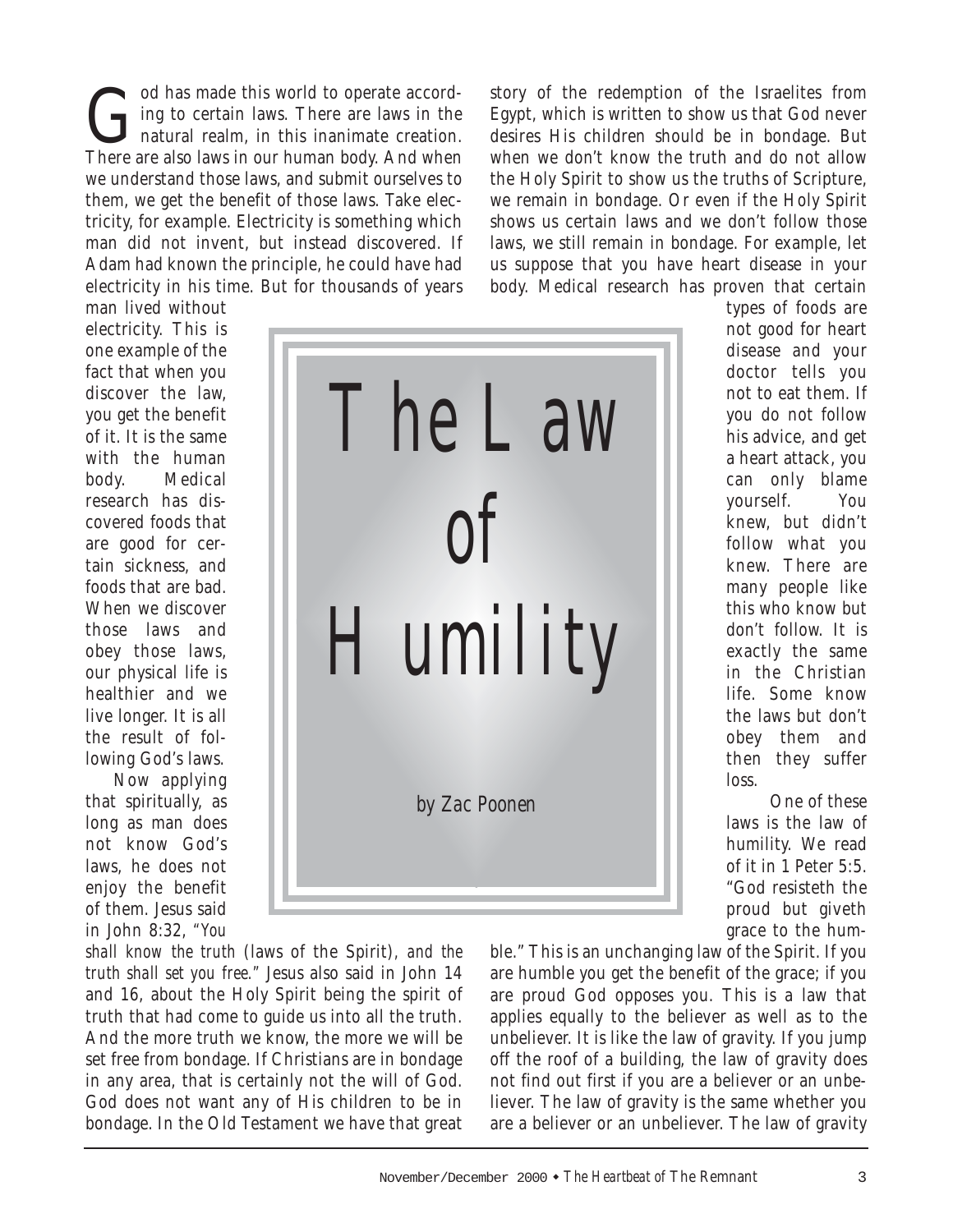# The Law of Humility

by Zac Poonen

God has made this world to operate according to certain laws. There are laws in the natural realm, in this inanimate creation. There are also laws in our human body. And when we understand those laws, and submit ourselves to them, we get the benefit of those laws. Take electricity, for example. Electricity is something which man did not invent, but instead discovered. If Adam had known the principle, he could have had electricity in his time. But for thousands of years man lived without electricity. This is one example of the fact that when you discover the law, you get the benefit of it. It is the same with the human body. Medical research has discovered foods that are good for certain sickness, and foods that are bad. When we discover those laws and obey those laws, our physical life is healthier and we live longer. It is all the result of following God's laws.

Now applying that spiritually, as long as man does not know God's laws, he does not enjoy the benefit of them. Jesus said in John 8:32, *"You shall know the truth* (laws of the Spirit), *and the truth shall set you free."* Jesus also said in John 14 and 16, about the Holy Spirit being the spirit of truth that had come to guide us into all the truth. And the more truth we know, the more we will be set free from bondage. If Christians are in bondage in any area, that is certainly not the will of God. God does not want any of His children to be in bondage. In the Old Testament we have that great story of the redemption of the Israelites from Egypt, which is written to show us that God never desires His children should be in bondage. But when we don't know the truth and do not allow the Holy Spirit to show us the truths of Scripture, we remain in bondage. Or even if the Holy Spirit shows us certain laws and we don't follow those laws, we still remain in bondage. For example, let us suppose that you have heart disease in your body. Medical research has proven that certain types of foods are not good for heart disease and your doctor tells you not to eat them. If you do not follow his advice, and get a heart attack, you can only blame yourself. You knew, but didn't follow what you knew. There are many people like this who know but don't follow. It is exactly the same in the Christian life. Some know the laws but don't obey them and then they suffer loss.

One of these laws is the law of humility. We read of it in 1 Peter 5:5. "God resisteth the proud but giveth grace to the humble." This is an unchanging law of the Spirit. If you are humble you get the benefit of the grace; if you are proud God opposes you. This is a law that applies equally to the believer as well as to the unbeliever. It is like the law of gravity. If you jump off the roof of a building, the law of gravity does not find out first if you are a believer or an unbeliever. The law of gravity is the same whether you are a believer or an unbeliever. The law of gravity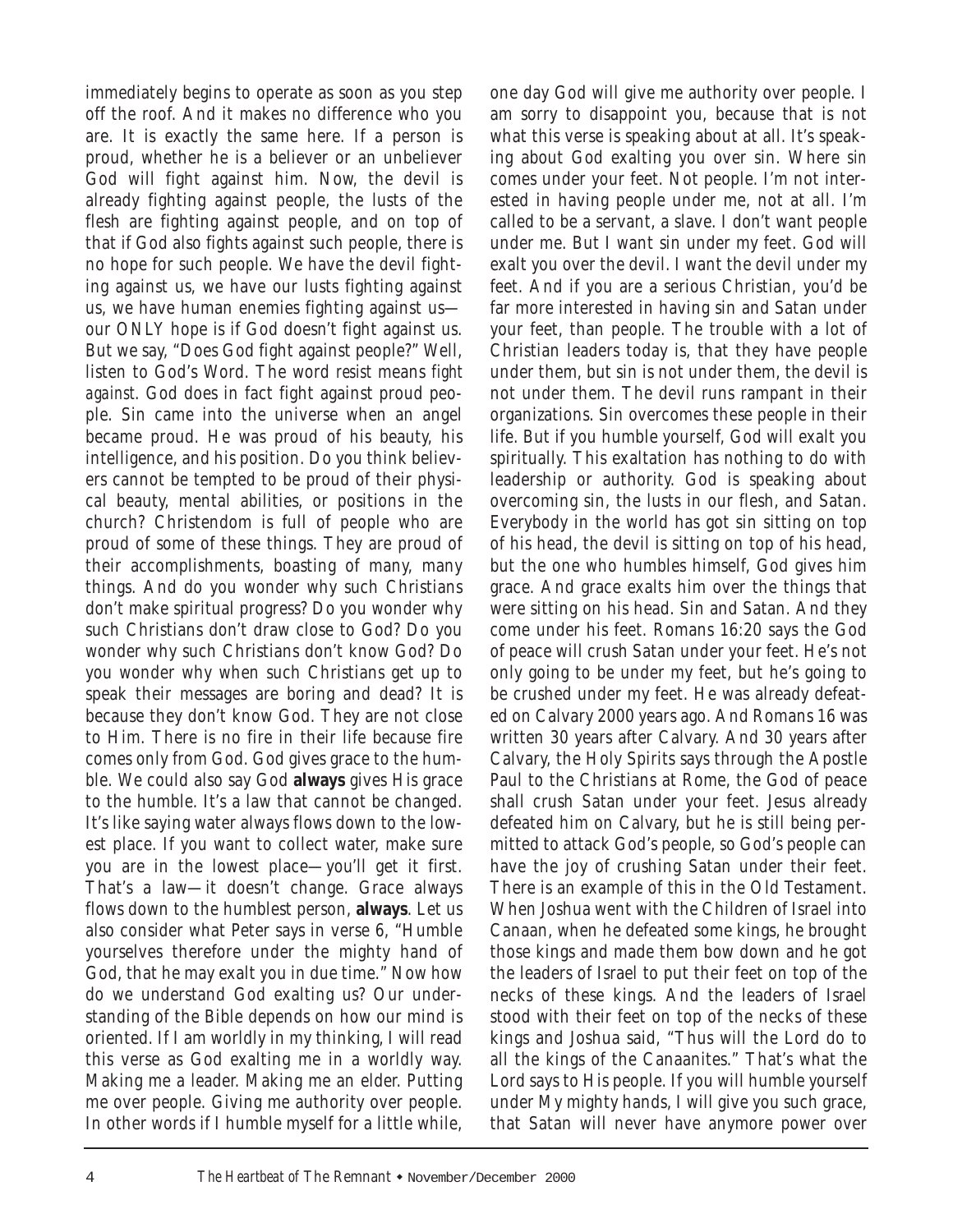immediately begins to operate as soon as you step off the roof. And it makes no difference who you are. It is exactly the same here. If a person is proud, whether he is a believer or an unbeliever God will fight against him. Now, the devil is already fighting against people, the lusts of the flesh are fighting against people, and on top of that if God also fights against such people, there is no hope for such people. We have the devil fighting against us, we have our lusts fighting against us, we have human enemies fighting against us—our ONLY hope is if God doesn't fight against us. But we say, "Does God fight against people?" Well, listen to God's Word. The word *resist* means *fight against*. God does in fact fight against proud people. Sin came into the universe when an angel became proud. He was proud of his beauty, his intelligence, and his position. Do you think believers cannot be tempted to be proud of their physical beauty, mental abilities, or positions in the church? Christendom is full of people who are proud of some of these things. They are proud of their accomplishments, boasting of many, many things. And do you wonder why such Christians don't make spiritual progress? Do you wonder why such Christians don't draw close to God? Do you wonder why such Christians don't know God? Do you wonder why when such Christians get up to speak their messages are boring and dead? It is because they don't know God. They are not close to Him. There is no fire in their life because fire comes only from God. God gives grace to the humble. We could also say God **always** gives His grace to the humble. It's a law that cannot be changed. It's like saying water always flows down to the lowest place. If you want to collect water, make sure you are in the lowest place—you'll get it first. That's a law—it doesn't change. Grace always flows down to the humblest person, **always**. Let us also consider what Peter says in verse 6, "Humble yourselves therefore under the mighty hand of God, that he may exalt you in due time." Now how do we understand God exalting us? Our understanding of the Bible depends on how our mind is oriented. If I am worldly in my thinking, I will read this verse as God exalting me in a worldly way. Making me a leader. Making me an elder. Putting me over people. Giving me authority over people. In other words if I humble myself for a little while, one day God will give me authority over people. I am sorry to disappoint you, because that is not what this verse is speaking about at all. It's speaking about God exalting you over sin. Where *sin* comes under your feet. Not people. I'm not interested in having people under me, not at all. I'm called to be a servant, a slave. I don't want people under me. But I want sin under my feet. God will exalt you over the devil. I want the devil under my feet. And if you are a serious Christian, you'd be far more interested in having sin and Satan under your feet, than people. The trouble with a lot of Christian leaders today is, that they have people under them, but sin is not under them, the devil is not under them. The devil runs rampant in their organizations. Sin overcomes these people in their life. But if you humble yourself, God will exalt you spiritually. This exaltation has nothing to do with leadership or authority. God is speaking about overcoming sin, the lusts in our flesh, and Satan. Everybody in the world has got sin sitting on top of his head, the devil is sitting on top of his head, but the one who humbles himself, God gives him grace. And grace exalts him over the things that were sitting on his head. Sin and Satan. And they come under his feet. Romans 16:20 says the God of peace will crush Satan under your feet. He's not only going to be under my feet, but he's going to be crushed under my feet. He was already defeated on Calvary 2000 years ago. And Romans 16 was written 30 years after Calvary. And 30 years after Calvary, the Holy Spirits says through the Apostle Paul to the Christians at Rome, the God of peace shall crush Satan under your feet. Jesus already defeated him on Calvary, but he is still being permitted to attack God's people, so God's people can have the joy of crushing Satan under their feet. There is an example of this in the Old Testament. When Joshua went with the Children of Israel into Canaan, when he defeated some kings, he brought those kings and made them bow down and he got the leaders of Israel to put their feet on top of the necks of these kings. And the leaders of Israel stood with their feet on top of the necks of these kings and Joshua said, "Thus will the Lord do to all the kings of the Canaanites." That's what the Lord says to His people. If you will humble yourself under My mighty hands, I will give you such grace, that Satan will never have anymore power over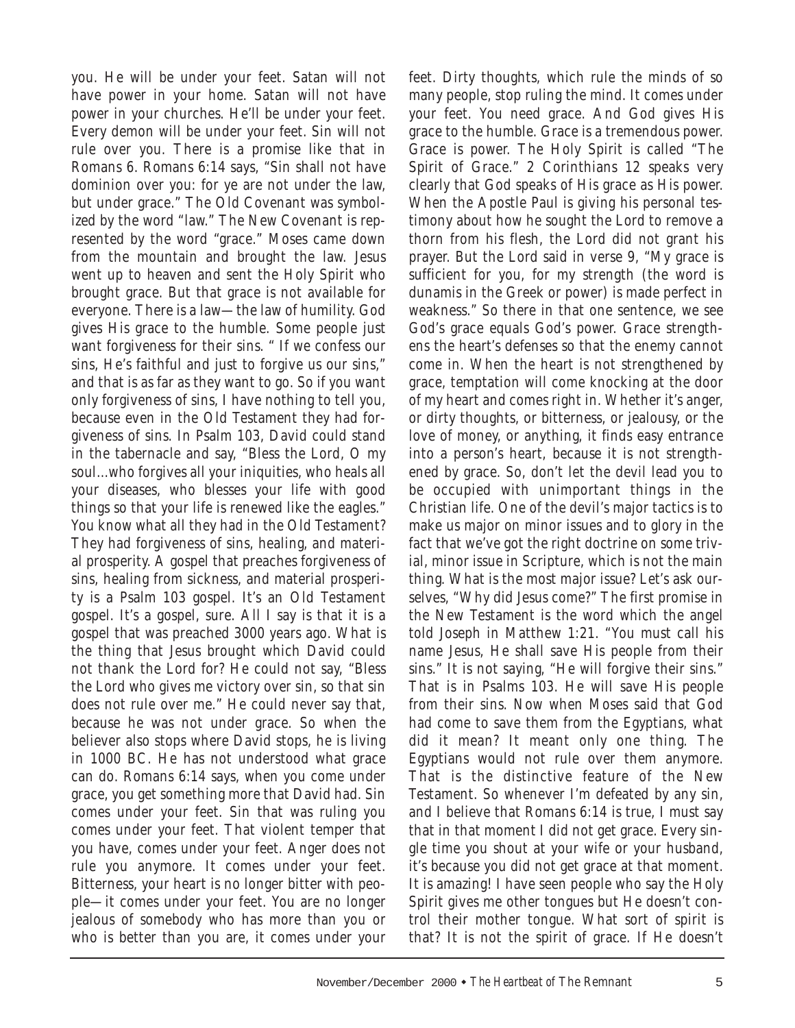you. He will be under your feet. Satan will not have power in your home. Satan will not have power in your churches. He'll be under your feet. Every demon will be under your feet. Sin will not rule over you. There is a promise like that in Romans 6. Romans 6:14 says, "Sin shall not have dominion over you: for ye are not under the law, but under grace." The Old Covenant was symbolized by the word "law." The New Covenant is represented by the word "grace." Moses came down from the mountain and brought the law. Jesus went up to heaven and sent the Holy Spirit who brought grace. But that grace is not available for everyone. There is a law—the law of humility. God gives His grace to the humble. Some people just want forgiveness for their sins. " If we confess our sins, He's faithful and just to forgive us our sins," and that is as far as they want to go. So if you want only forgiveness of sins, I have nothing to tell you, because even in the Old Testament they had forgiveness of sins. In Psalm 103, David could stand in the tabernacle and say, "Bless the Lord, O my soul...who forgives all your iniquities, who heals all your diseases, who blesses your life with good things so that your life is renewed like the eagles." You know what all they had in the Old Testament? They had forgiveness of sins, healing, and material prosperity. A gospel that preaches forgiveness of sins, healing from sickness, and material prosperity is a Psalm 103 gospel. It's an Old Testament gospel. It's a gospel, sure. All I say is that it is a gospel that was preached 3000 years ago. What is the thing that Jesus brought which David could not thank the Lord for? He could not say, "Bless the Lord who gives me victory over sin, so that sin does not rule over me." He could never say that, because he was not under grace. So when the believer also stops where David stops, he is living in 1000 BC. He has not understood what grace can do. Romans 6:14 says, when you come under grace, you get something more that David had. Sin comes under your feet. Sin that was ruling you comes under your feet. That violent temper that you have, comes under your feet. Anger does not rule you anymore. It comes under your feet. Bitterness, your heart is no longer bitter with people—it comes under your feet. You are no longer jealous of somebody who has more than you or who is better than you are, it comes under your feet. Dirty thoughts, which rule the minds of so many people, stop ruling the mind. It comes under your feet. You need grace. And God gives His grace to the humble. Grace is a tremendous power. Grace is power. The Holy Spirit is called "The Spirit of Grace." 2 Corinthians 12 speaks very clearly that God speaks of His grace as His power. When the Apostle Paul is giving his personal testimony about how he sought the Lord to remove a thorn from his flesh, the Lord did not grant his prayer. But the Lord said in verse 9, "My grace is sufficient for you, for my strength (the word is dunamis in the Greek or power) is made perfect in weakness." So there in that one sentence, we see God's grace equals God's power. Grace strengthens the heart's defenses so that the enemy cannot come in. When the heart is not strengthened by grace, temptation will come knocking at the door of my heart and comes right in. Whether it's anger, or dirty thoughts, or bitterness, or jealousy, or the love of money, or anything, it finds easy entrance into a person's heart, because it is not strengthened by grace. So, don't let the devil lead you to be occupied with unimportant things in the Christian life. One of the devil's major tactics is to make us major on minor issues and to glory in the fact that we've got the right doctrine on some trivial, minor issue in Scripture, which is not the main thing. What is the most major issue? Let's ask ourselves, "Why did Jesus come?" The first promise in the New Testament is the word which the angel told Joseph in Matthew 1:21. "You must call his name Jesus, He shall save His people from their sins." It is not saying, "He will forgive their sins." That is in Psalms 103. He will save His people from their sins. Now when Moses said that God had come to save them from the Egyptians, what did it mean? It meant only one thing. The Egyptians would not rule over them anymore. That is the distinctive feature of the New Testament. So whenever I'm defeated by any sin, and I believe that Romans 6:14 is true, I must say that in that moment I did not get grace. Every single time you shout at your wife or your husband, it's because you did not get grace at that moment. It is amazing! I have seen people who say the Holy Spirit gives me other tongues but He doesn't control their mother tongue. What sort of spirit is that? It is not the spirit of grace. If He doesn't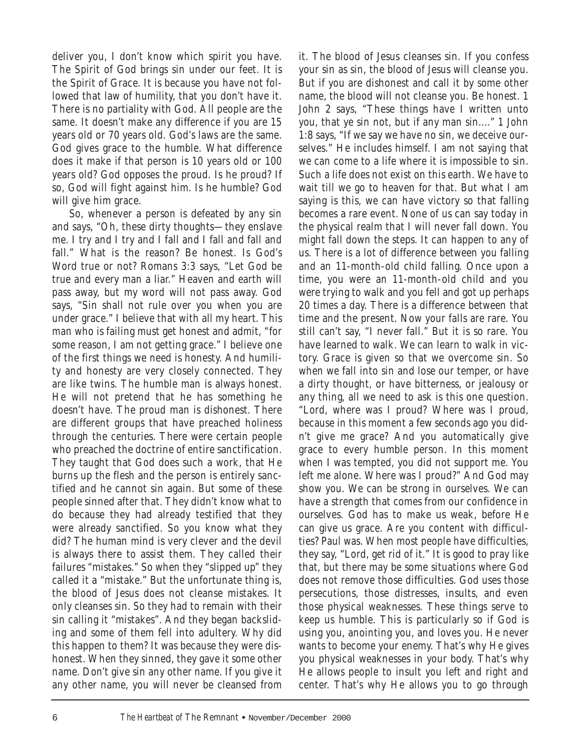deliver you, I don't know which spirit you have. The Spirit of God brings sin under our feet. It is the Spirit of Grace. It is because you have not followed that law of humility, that you don't have it. There is no partiality with God. All people are the same. It doesn't make any difference if you are 15 years old or 70 years old. God's laws are the same. God gives grace to the humble. What difference does it make if that person is 10 years old or 100 years old? God opposes the proud. Is he proud? If so, God will fight against him. Is he humble? God will give him grace.

So, whenever a person is defeated by any sin and says, "Oh, these dirty thoughts—they enslave me. I try and I try and I fall and I fall and fall and fall." What is the reason? Be honest. Is God's Word true or not? Romans 3:3 says, "Let God be true and every man a liar." Heaven and earth will pass away, but my word will not pass away. God says, "Sin shall not rule over you when you are under grace." I believe that with all my heart. This man who is failing must get honest and admit, "for some reason, I am not getting grace." I believe one of the first things we need is honesty. And humility and honesty are very closely connected. They are like twins. The humble man is always honest. He will not pretend that he has something he doesn't have. The proud man is dishonest. There are different groups that have preached holiness through the centuries. There were certain people who preached the doctrine of entire sanctification. They taught that God does such a work, that He burns up the flesh and the person is entirely sanctified and he cannot sin again. But some of these people sinned after that. They didn't know what to do because they had already testified that they were already sanctified. So you know what they did? The human mind is very clever and the devil is always there to assist them. They called their failures "mistakes." So when they "slipped up" they called it a "mistake." But the unfortunate thing is, the blood of Jesus does not cleanse mistakes. It only cleanses sin. So they had to remain with their sin calling it "mistakes". And they began backsliding and some of them fell into adultery. Why did this happen to them? It was because they were dishonest. When they sinned, they gave it some other name. Don't give sin any other name. If you give it any other name, you will never be cleansed from it. The blood of Jesus cleanses sin. If you confess your sin as sin, the blood of Jesus will cleanse you. But if you are dishonest and call it by some other name, the blood will not cleanse you. Be honest. 1 John 2 says, "These things have I written unto you, that ye sin not, but if any man sin...." 1 John 1:8 says, "If we say we have no sin, we deceive ourselves." He includes himself. I am not saying that we can come to a life where it is impossible to sin. Such a life does not exist on this earth. We have to wait till we go to heaven for that. But what I am saying is this, we can have victory so that falling becomes a rare event. None of us can say today in the physical realm that I will never fall down. You might fall down the steps. It can happen to any of us. There is a lot of difference between you falling and an 11-month-old child falling. Once upon a time, you were an 11-month-old child and you were trying to walk and you fell and got up perhaps 20 times a day. There is a difference between that time and the present. Now your falls are rare. You still can't say, "I never fall." But it is so rare. You have learned to walk. We can learn to walk in victory. Grace is given so that we overcome sin. So when we fall into sin and lose our temper, or have a dirty thought, or have bitterness, or jealousy or any thing, all we need to ask is this one question. "Lord, where was I proud? Where was I proud, because in this moment a few seconds ago you didn't give me grace? And you automatically give grace to every humble person. In this moment when I was tempted, you did not support me. You left me alone. Where was I proud?" And God may show you. We can be strong in ourselves. We can have a strength that comes from our confidence in ourselves. God has to make us weak, before He can give us grace. Are you content with difficulties? Paul was. When most people have difficulties, they say, "Lord, get rid of it." It is good to pray like that, but there may be some situations where God does not remove those difficulties. God uses those persecutions, those distresses, insults, and even those physical weaknesses. These things serve to keep us humble. This is particularly so if God is using you, anointing you, and loves you. He never wants to become your enemy. That's why He gives you physical weaknesses in your body. That's why He allows people to insult you left and right and center. That's why He allows you to go through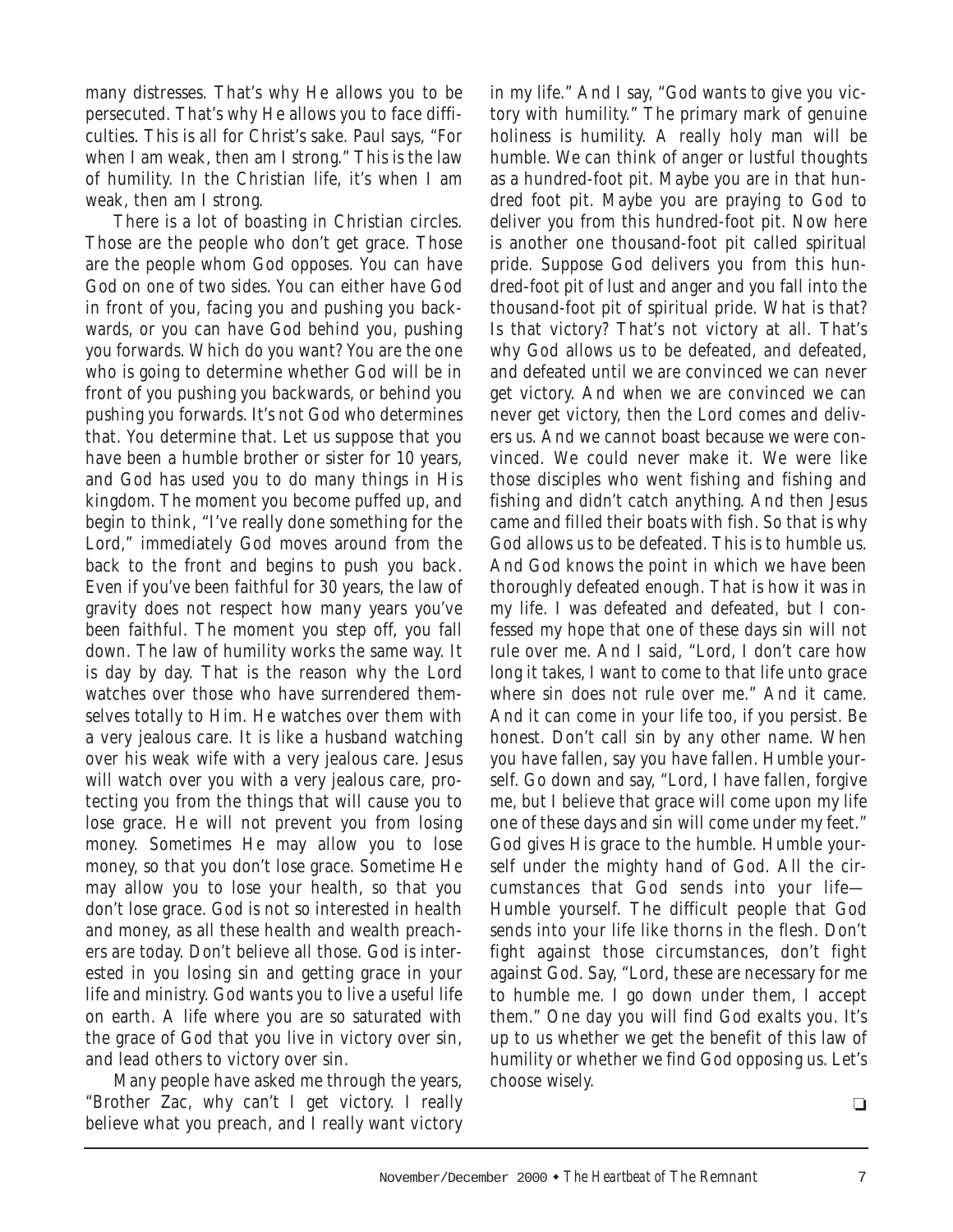many distresses. That's why He allows you to be persecuted. That's why He allows you to face difficulties. This is all for Christ's sake. Paul says, "For when I am weak, then am I strong." This is the law of humility. In the Christian life, it's when I am weak, then am I strong.

There is a lot of boasting in Christian circles. Those are the people who don't get grace. Those are the people whom God opposes. You can have God on one of two sides. You can either have God in front of you, facing you and pushing you backwards, or you can have God behind you, pushing you forwards. Which do you want? You are the one who is going to determine whether God will be in front of you pushing you backwards, or behind you pushing you forwards. It's not God who determines that. You determine that. Let us suppose that you have been a humble brother or sister for 10 years, and God has used you to do many things in His kingdom. The moment you become puffed up, and begin to think, "I've really done something for the Lord," immediately God moves around from the back to the front and begins to push you back. Even if you've been faithful for 30 years, the law of gravity does not respect how many years you've been faithful. The moment you step off, you fall down. The law of humility works the same way. It is day by day. That is the reason why the Lord watches over those who have surrendered themselves totally to Him. He watches over them with a very jealous care. It is like a husband watching over his weak wife with a very jealous care. Jesus will watch over you with a very jealous care, protecting you from the things that will cause you to lose grace. He will not prevent you from losing money. Sometimes He may allow you to lose money, so that you don't lose grace. Sometime He may allow you to lose your health, so that you don't lose grace. God is not so interested in health and money, as all these health and wealth preachers are today. Don't believe all those. God is interested in you losing sin and getting grace in your life and ministry. God wants you to live a useful life on earth. A life where you are so saturated with the grace of God that you live in victory over sin, and lead others to victory over sin.

Many people have asked me through the years, "Brother Zac, why can't I get victory. I really believe what you preach, and I really want victory in my life." And I say, "God wants to give you victory with humility." The primary mark of genuine holiness is humility. A really holy man will be humble. We can think of anger or lustful thoughts as a hundred-foot pit. Maybe you are in that hundred foot pit. Maybe you are praying to God to deliver you from this hundred-foot pit. Now here is another one thousand-foot pit called spiritual pride. Suppose God delivers you from this hundred-foot pit of lust and anger and you fall into the thousand-foot pit of spiritual pride. What is that? Is that victory? That's not victory at all. That's why God allows us to be defeated, and defeated, and defeated until we are convinced we can never get victory. And when we are convinced we can never get victory, then the Lord comes and delivers us. And we cannot boast because we were convinced. We could never make it. We were like those disciples who went fishing and fishing and fishing and didn't catch anything. And then Jesus came and filled their boats with fish. So that is why God allows us to be defeated. This is to humble us. And God knows the point in which we have been thoroughly defeated enough. That is how it was in my life. I was defeated and defeated, but I confessed my hope that one of these days sin will not rule over me. And I said, "Lord, I don't care how long it takes, I want to come to that life unto grace where sin does not rule over me." And it came. And it can come in your life too, if you persist. Be honest. Don't call sin by any other name. When you have fallen, say you have fallen. Humble yourself. Go down and say, "Lord, I have fallen, forgive me, but I believe that grace will come upon my life one of these days and sin will come under my feet." God gives His grace to the humble. Humble yourself under the mighty hand of God. All the circumstances that God sends into your life— Humble yourself. The difficult people that God sends into your life like thorns in the flesh. Don't fight against those circumstances, don't fight against God. Say, "Lord, these are necessary for me to humble me. I go down under them, I accept them." One day you will find God exalts you. It's up to us whether we get the benefit of this law of humility or whether we find God opposing us. Let's choose wisely.

❑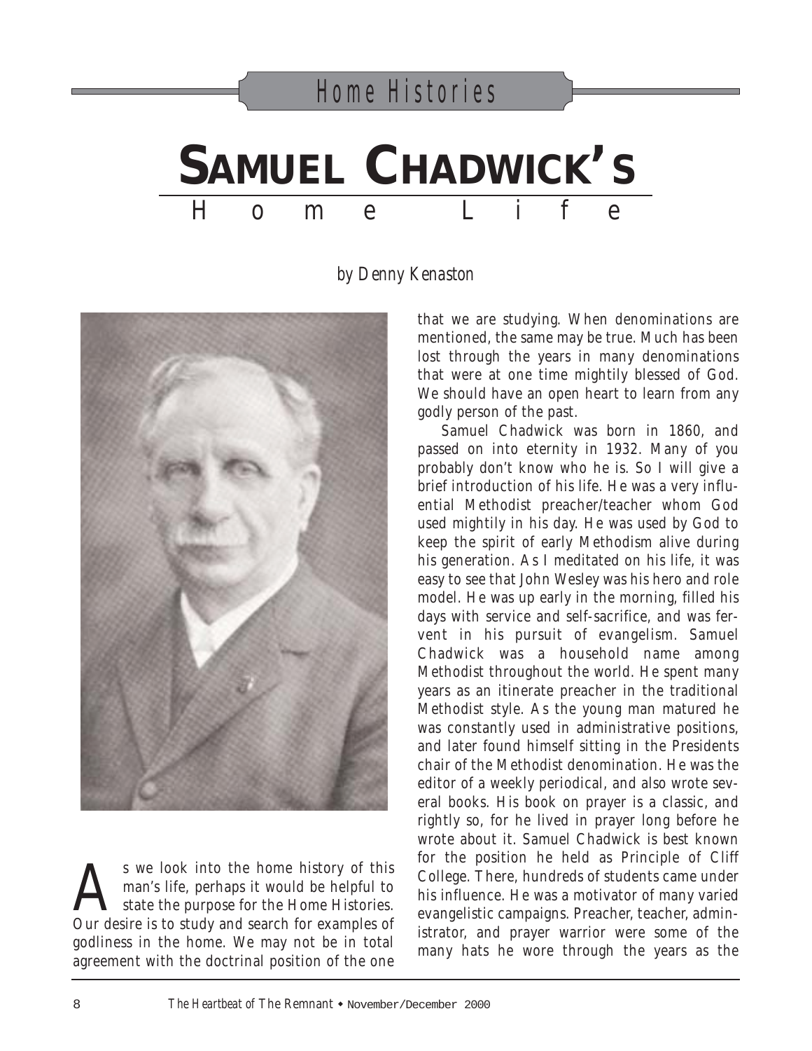Home Histories

# SAMUEL CHADWICK'S Home Life

*by Denny Kenaston*

As we look into the home history of this man's life, perhaps it would be helpful to state the purpose for the Home Histories. Our desire is to study and search for examples of godliness in the home. We may not be in total agreement with the doctrinal position of the one that we are studying. When denominations are mentioned, the same may be true. Much has been lost through the years in many denominations that were at one time mightily blessed of God. We should have an open heart to learn from any godly person of the past.

Samuel Chadwick was born in 1860, and passed on into eternity in 1932. Many of you probably don't know who he is. So I will give a brief introduction of his life. He was a very influential Methodist preacher/teacher whom God used mightily in his day. He was used by God to keep the spirit of early Methodism alive during his generation. As I meditated on his life, it was easy to see that John Wesley was his hero and role model. He was up early in the morning, filled his days with service and self-sacrifice, and was fervent in his pursuit of evangelism. Samuel Chadwick was a household name among Methodist throughout the world. He spent many years as an itinerate preacher in the traditional Methodist style. As the young man matured he was constantly used in administrative positions, and later found himself sitting in the Presidents chair of the Methodist denomination. He was the editor of a weekly periodical, and also wrote several books. His book on prayer is a classic, and rightly so, for he lived in prayer long before he wrote about it. Samuel Chadwick is best known for the position he held as Principle of Cliff College. There, hundreds of students came under his influence. He was a motivator of many varied evangelistic campaigns. Preacher, teacher, administrator, and prayer warrior were some of the many hats he wore through the years as the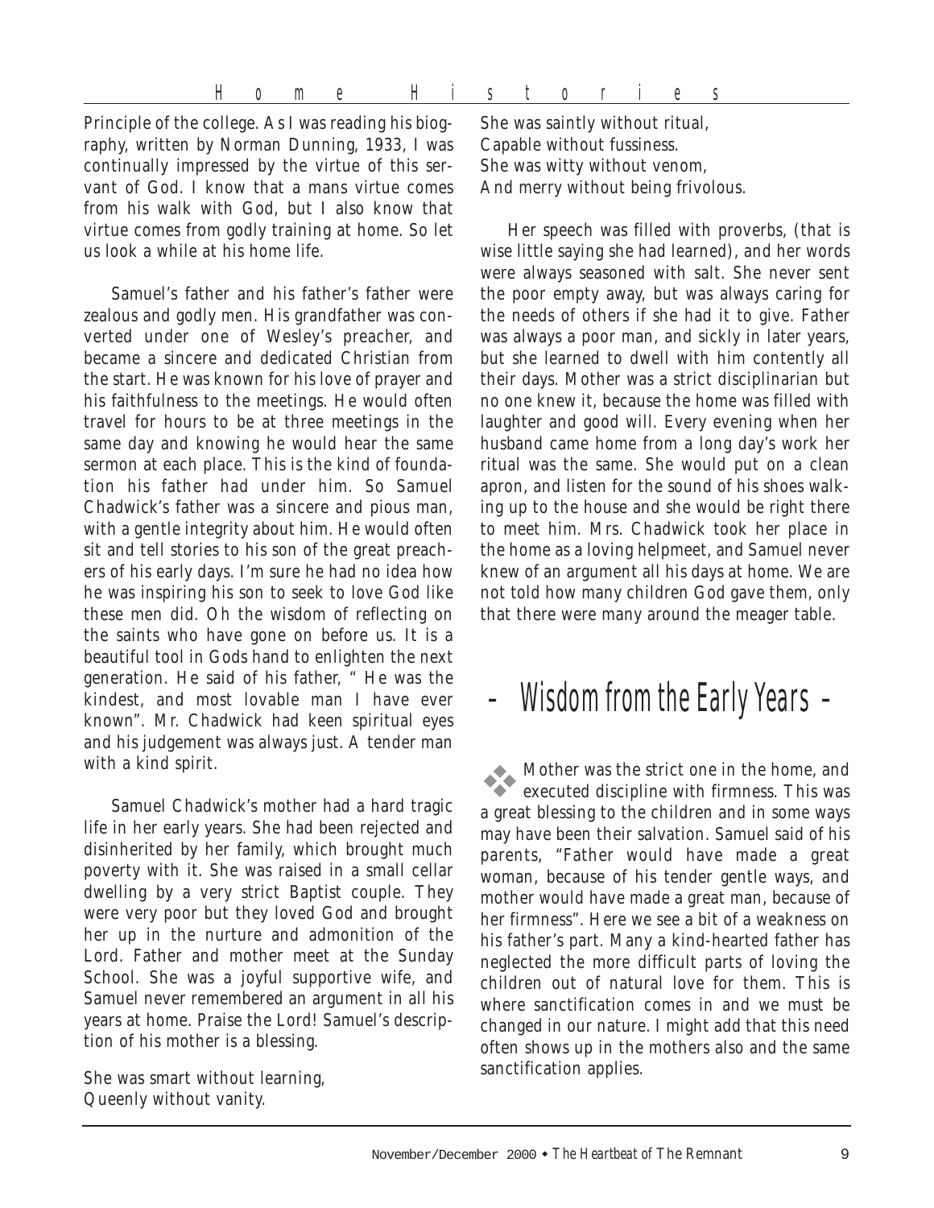Principle of the college. As I was reading his biography, written by Norman Dunning, 1933, I was continually impressed by the virtue of this servant of God. I know that a mans virtue comes from his walk with God, but I also know that virtue comes from godly training at home. So let us look a while at his home life.

Samuel's father and his father's father were zealous and godly men. His grandfather was converted under one of Wesley's preacher, and became a sincere and dedicated Christian from the start. He was known for his love of prayer and his faithfulness to the meetings. He would often travel for hours to be at three meetings in the same day and knowing he would hear the same sermon at each place. This is the kind of foundation his father had under him. So Samuel Chadwick's father was a sincere and pious man, with a gentle integrity about him. He would often sit and tell stories to his son of the great preachers of his early days. I'm sure he had no idea how he was inspiring his son to seek to love God like these men did. Oh the wisdom of reflecting on the saints who have gone on before us. It is a beautiful tool in Gods hand to enlighten the next generation. He said of his father, " He was the kindest, and most lovable man I have ever known". Mr. Chadwick had keen spiritual eyes and his judgement was always just. A tender man with a kind spirit.

Samuel Chadwick's mother had a hard tragic life in her early years. She had been rejected and disinherited by her family, which brought much poverty with it. She was raised in a small cellar dwelling by a very strict Baptist couple. They were very poor but they loved God and brought her up in the nurture and admonition of the Lord. Father and mother meet at the Sunday School. She was a joyful supportive wife, and Samuel never remembered an argument in all his years at home. Praise the Lord! Samuel's description of his mother is a blessing.

She was smart without learning,
Queenly without vanity.
She was saintly without ritual,
Capable without fussiness.
She was witty without venom,
And merry without being frivolous.

Her speech was filled with proverbs, (that is wise little saying she had learned), and her words were always seasoned with salt. She never sent the poor empty away, but was always caring for the needs of others if she had it to give. Father was always a poor man, and sickly in later years, but she learned to dwell with him contently all their days. Mother was a strict disciplinarian but no one knew it, because the home was filled with laughter and good will. Every evening when her husband came home from a long day's work her ritual was the same. She would put on a clean apron, and listen for the sound of his shoes walking up to the house and she would be right there to meet him. Mrs. Chadwick took her place in the home as a loving helpmeet, and Samuel never knew of an argument all his days at home. We are not told how many children God gave them, only that there were many around the meager table.

## - Wisdom from the Early Years -

Mother was the strict one in the home, and executed discipline with firmness. This was a great blessing to the children and in some ways may have been their salvation. Samuel said of his parents, "Father would have made a great woman, because of his tender gentle ways, and mother would have made a great man, because of her firmness". Here we see a bit of a weakness on his father's part. Many a kind-hearted father has neglected the more difficult parts of loving the children out of natural love for them. This is where sanctification comes in and we must be changed in our nature. I might add that this need often shows up in the mothers also and the same sanctification applies.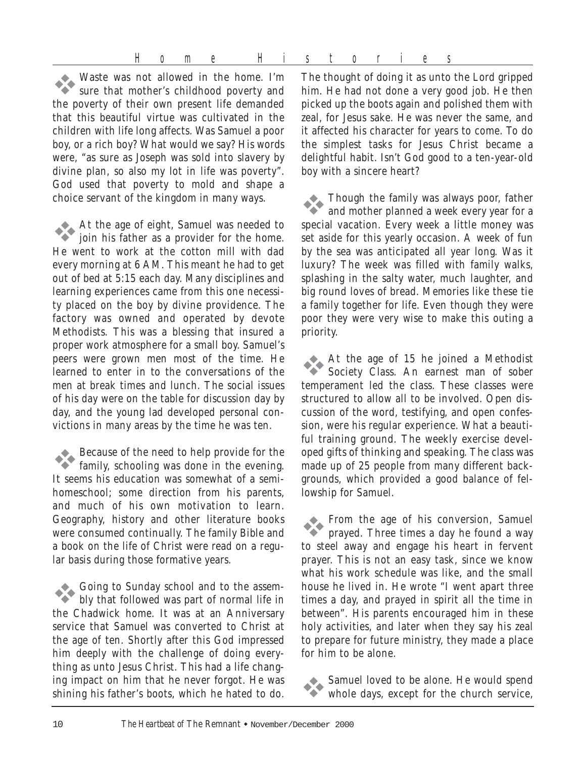Waste was not allowed in the home. I'm sure that mother's childhood poverty and the poverty of their own present life demanded that this beautiful virtue was cultivated in the children with life long affects. Was Samuel a poor boy, or a rich boy? What would we say? His words were, "as sure as Joseph was sold into slavery by divine plan, so also my lot in life was poverty". God used that poverty to mold and shape a choice servant of the kingdom in many ways.

At the age of eight, Samuel was needed to join his father as a provider for the home. He went to work at the cotton mill with dad every morning at 6 AM. This meant he had to get out of bed at 5:15 each day. Many disciplines and learning experiences came from this one necessity placed on the boy by divine providence. The factory was owned and operated by devote Methodists. This was a blessing that insured a proper work atmosphere for a small boy. Samuel's peers were grown men most of the time. He learned to enter in to the conversations of the men at break times and lunch. The social issues of his day were on the table for discussion day by day, and the young lad developed personal convictions in many areas by the time he was ten.

Because of the need to help provide for the family, schooling was done in the evening. It seems his education was somewhat of a semi-homeschool; some direction from his parents, and much of his own motivation to learn. Geography, history and other literature books were consumed continually. The family Bible and a book on the life of Christ were read on a regular basis during those formative years.

Going to Sunday school and to the assembly that followed was part of normal life in the Chadwick home. It was at an Anniversary service that Samuel was converted to Christ at the age of ten. Shortly after this God impressed him deeply with the challenge of doing everything as unto Jesus Christ. This had a life changing impact on him that he never forgot. He was shining his father's boots, which he hated to do. The thought of doing it as unto the Lord gripped him. He had not done a very good job. He then picked up the boots again and polished them with zeal, for Jesus sake. He was never the same, and it affected his character for years to come. To do the simplest tasks for Jesus Christ became a delightful habit. Isn't God good to a ten-year-old boy with a sincere heart?

Though the family was always poor, father and mother planned a week every year for a special vacation. Every week a little money was set aside for this yearly occasion. A week of fun by the sea was anticipated all year long. Was it luxury? The week was filled with family walks, splashing in the salty water, much laughter, and big round loves of bread. Memories like these tie a family together for life. Even though they were poor they were very wise to make this outing a priority.

At the age of 15 he joined a Methodist Society Class. An earnest man of sober temperament led the class. These classes were structured to allow all to be involved. Open discussion of the word, testifying, and open confession, were his regular experience. What a beautiful training ground. The weekly exercise developed gifts of thinking and speaking. The class was made up of 25 people from many different backgrounds, which provided a good balance of fellowship for Samuel.

From the age of his conversion, Samuel prayed. Three times a day he found a way to steel away and engage his heart in fervent prayer. This is not an easy task, since we know what his work schedule was like, and the small house he lived in. He wrote "I went apart three times a day, and prayed in spirit all the time in between". His parents encouraged him in these holy activities, and later when they say his zeal to prepare for future ministry, they made a place for him to be alone.

Samuel loved to be alone. He would spend whole days, except for the church service,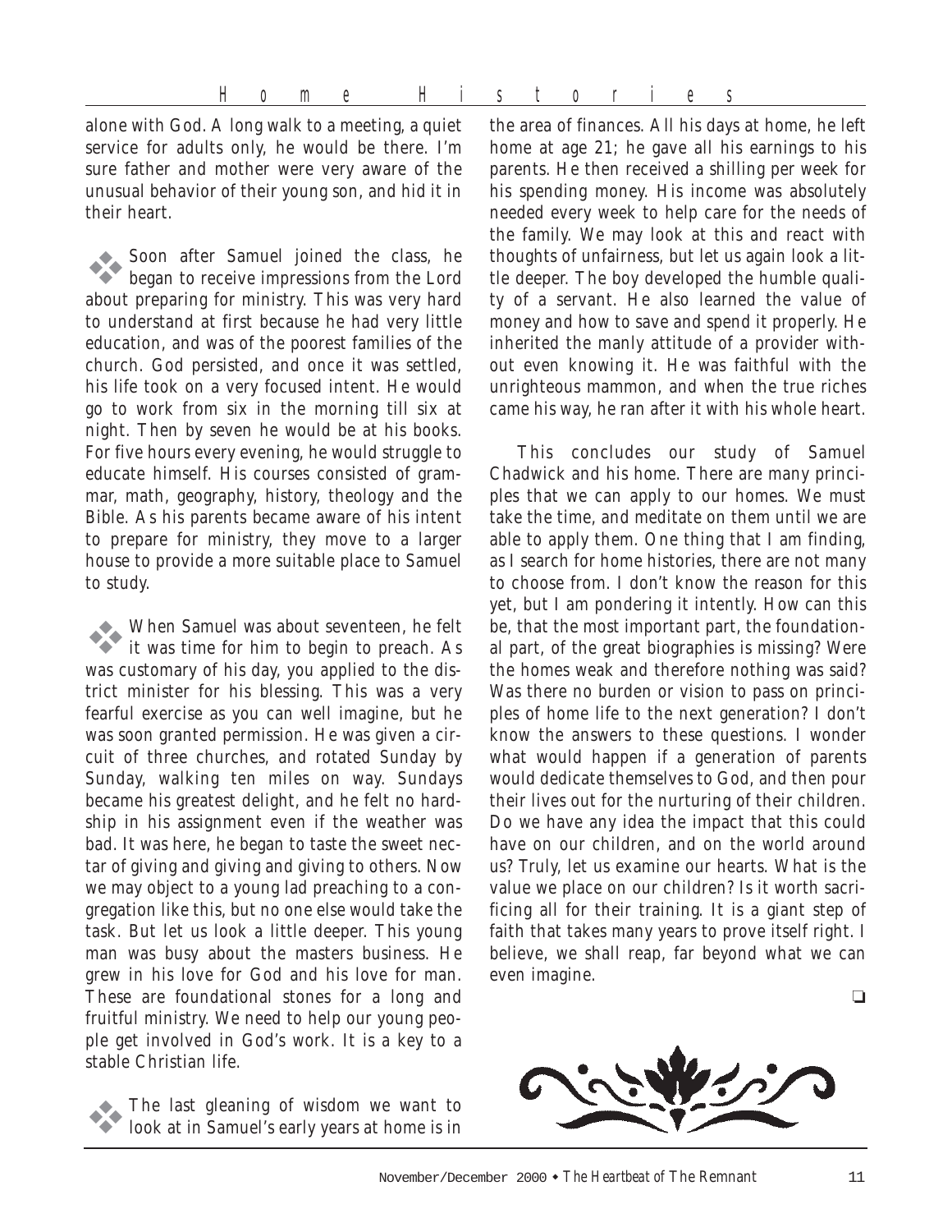alone with God. A long walk to a meeting, a quiet service for adults only, he would be there. I'm sure father and mother were very aware of the unusual behavior of their young son, and hid it in their heart.

Soon after Samuel joined the class, he began to receive impressions from the Lord about preparing for ministry. This was very hard to understand at first because he had very little education, and was of the poorest families of the church. God persisted, and once it was settled, his life took on a very focused intent. He would go to work from six in the morning till six at night. Then by seven he would be at his books. For five hours every evening, he would struggle to educate himself. His courses consisted of grammar, math, geography, history, theology and the Bible. As his parents became aware of his intent to prepare for ministry, they move to a larger house to provide a more suitable place to Samuel to study.

When Samuel was about seventeen, he felt it was time for him to begin to preach. As was customary of his day, you applied to the district minister for his blessing. This was a very fearful exercise as you can well imagine, but he was soon granted permission. He was given a circuit of three churches, and rotated Sunday by Sunday, walking ten miles on way. Sundays became his greatest delight, and he felt no hardship in his assignment even if the weather was bad. It was here, he began to taste the sweet nectar of giving and giving and giving to others. Now we may object to a young lad preaching to a congregation like this, but no one else would take the task. But let us look a little deeper. This young man was busy about the masters business. He grew in his love for God and his love for man. These are foundational stones for a long and fruitful ministry. We need to help our young people get involved in God's work. It is a key to a stable Christian life.

The last gleaning of wisdom we want to look at in Samuel's early years at home is in the area of finances. All his days at home, he left home at age 21; he gave all his earnings to his parents. He then received a shilling per week for his spending money. His income was absolutely needed every week to help care for the needs of the family. We may look at this and react with thoughts of unfairness, but let us again look a little deeper. The boy developed the humble quality of a servant. He also learned the value of money and how to save and spend it properly. He inherited the manly attitude of a provider without even knowing it. He was faithful with the unrighteous mammon, and when the true riches came his way, he ran after it with his whole heart.

This concludes our study of Samuel Chadwick and his home. There are many principles that we can apply to our homes. We must take the time, and meditate on them until we are able to apply them. One thing that I am finding, as I search for home histories, there are not many to choose from. I don't know the reason for this yet, but I am pondering it intently. How can this be, that the most important part, the foundational part, of the great biographies is missing? Were the homes weak and therefore nothing was said? Was there no burden or vision to pass on principles of home life to the next generation? I don't know the answers to these questions. I wonder what would happen if a generation of parents would dedicate themselves to God, and then pour their lives out for the nurturing of their children. Do we have any idea the impact that this could have on our children, and on the world around us? Truly, let us examine our hearts. What is the value we place on our children? Is it worth sacrificing all for their training. It is a giant step of faith that takes many years to prove itself right. I believe, we shall reap, far beyond what we can even imagine.

❏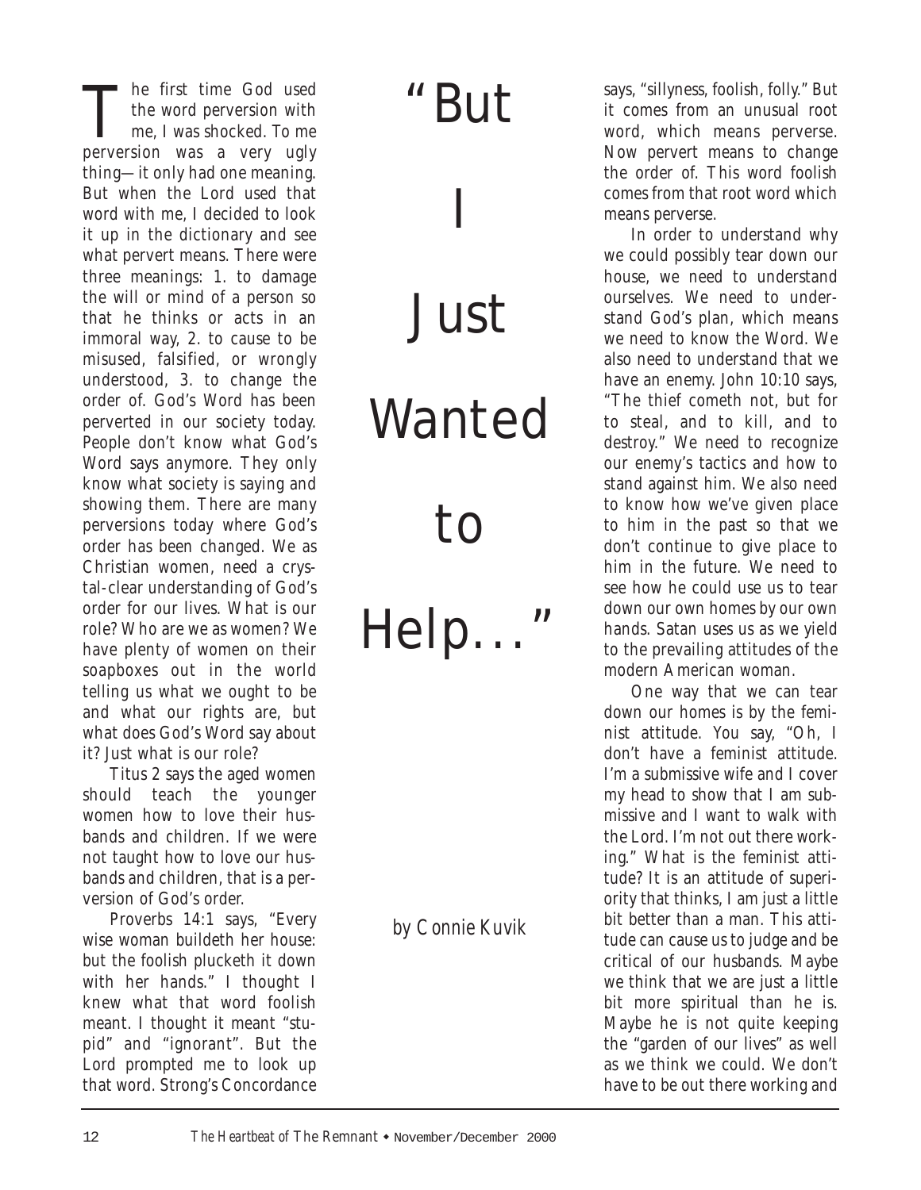# "But I Just Wanted to Help…"

*by Connie Kuvik*

The first time God used the word perversion with me, I was shocked. To me perversion was a very ugly thing—it only had one meaning. But when the Lord used that word with me, I decided to look it up in the dictionary and see what pervert means. There were three meanings: 1. to damage the will or mind of a person so that he thinks or acts in an immoral way, 2. to cause to be misused, falsified, or wrongly understood, 3. to change the order of. God's Word has been perverted in our society today. People don't know what God's Word says anymore. They only know what society is saying and showing them. There are many perversions today where God's order has been changed. We as Christian women, need a crystal-clear understanding of God's order for our lives. What is our role? Who are we as women? We have plenty of women on their soapboxes out in the world telling us what we ought to be and what our rights are, but what does God's Word say about it? Just what is our role?

Titus 2 says the aged women should teach the younger women how to love their husbands and children. If we were not taught how to love our husbands and children, that is a perversion of God's order.

Proverbs 14:1 says, "Every wise woman buildeth her house: but the foolish plucketh it down with her hands." I thought I knew what that word foolish meant. I thought it meant "stupid" and "ignorant". But the Lord prompted me to look up that word. Strong's Concordance says, "sillyness, foolish, folly." But it comes from an unusual root word, which means perverse. Now pervert means to change the order of. This word foolish comes from that root word which means perverse.

In order to understand why we could possibly tear down our house, we need to understand ourselves. We need to understand God's plan, which means we need to know the Word. We also need to understand that we have an enemy. John 10:10 says, "The thief cometh not, but for to steal, and to kill, and to destroy." We need to recognize our enemy's tactics and how to stand against him. We also need to know how we've given place to him in the past so that we don't continue to give place to him in the future. We need to see how he could use us to tear down our own homes by our own hands. Satan uses us as we yield to the prevailing attitudes of the modern American woman.

One way that we can tear down our homes is by the feminist attitude. You say, "Oh, I don't have a feminist attitude. I'm a submissive wife and I cover my head to show that I am submissive and I want to walk with the Lord. I'm not out there working." What is the feminist attitude? It is an attitude of superiority that thinks, I am just a little bit better than a man. This attitude can cause us to judge and be critical of our husbands. Maybe we think that we are just a little bit more spiritual than he is. Maybe he is not quite keeping the "garden of our lives" as well as we think we could. We don't have to be out there working and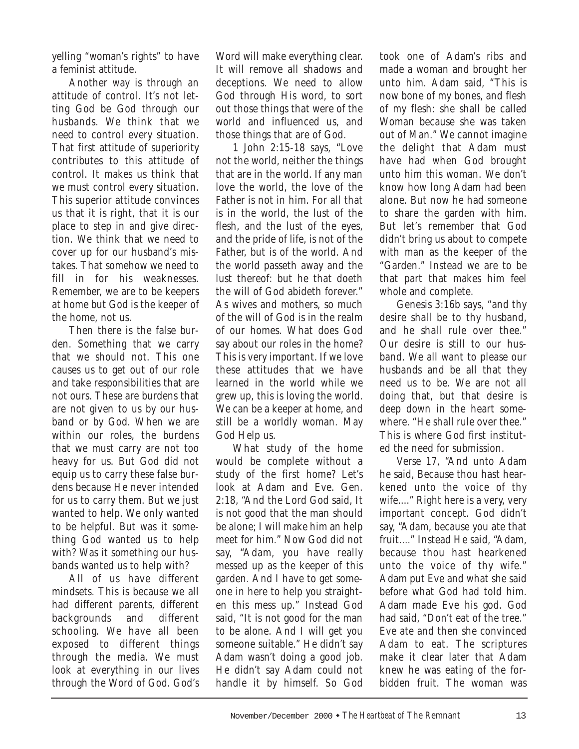yelling "woman's rights" to have a feminist attitude.

Another way is through an attitude of control. It's not letting God be God through our husbands. We think that we need to control every situation. That first attitude of superiority contributes to this attitude of control. It makes us think that we must control every situation. This superior attitude convinces us that it is right, that it is our place to step in and give direction. We think that we need to cover up for our husband's mistakes. That somehow we need to fill in for his weaknesses. Remember, we are to be keepers at home but God is the keeper of the home, not us.

Then there is the false burden. Something that we carry that we should not. This one causes us to get out of our role and take responsibilities that are not ours. These are burdens that are not given to us by our husband or by God. When we are within our roles, the burdens that we must carry are not too heavy for us. But God did not equip us to carry these false burdens because He never intended for us to carry them. But we just wanted to help. We only wanted to be helpful. But was it something God wanted us to help with? Was it something our husbands wanted us to help with?

All of us have different mindsets. This is because we all had different parents, different backgrounds and different schooling. We have all been exposed to different things through the media. We must look at everything in our lives through the Word of God. God's Word will make everything clear. It will remove all shadows and deceptions. We need to allow God through His word, to sort out those things that were of the world and influenced us, and those things that are of God.

1 John 2:15-18 says, "Love not the world, neither the things that are in the world. If any man love the world, the love of the Father is not in him. For all that is in the world, the lust of the flesh, and the lust of the eyes, and the pride of life, is not of the Father, but is of the world. And the world passeth away and the lust thereof: but he that doeth the will of God abideth forever." As wives and mothers, so much of the will of God is in the realm of our homes. What does God say about our roles in the home? This is very important. If we love these attitudes that we have learned in the world while we grew up, this is loving the world. We can be a keeper at home, and still be a worldly woman. May God Help us.

What study of the home would be complete without a study of the first home? Let's look at Adam and Eve. Gen. 2:18, "And the Lord God said, It is not good that the man should be alone; I will make him an help meet for him." Now God did not say, "Adam, you have really messed up as the keeper of this garden. And I have to get someone in here to help you straighten this mess up." Instead God said, "It is not good for the man to be alone. And I will get you someone suitable." He didn't say Adam wasn't doing a good job. He didn't say Adam could not handle it by himself. So God took one of Adam's ribs and made a woman and brought her unto him. Adam said, "This is now bone of my bones, and flesh of my flesh: she shall be called Woman because she was taken out of Man." We cannot imagine the delight that Adam must have had when God brought unto him this woman. We don't know how long Adam had been alone. But now he had someone to share the garden with him. But let's remember that God didn't bring us about to compete with man as the keeper of the "Garden." Instead we are to be that part that makes him feel whole and complete.

Genesis 3:16b says, "and thy desire shall be to thy husband, and he shall rule over thee." Our desire is still to our husband. We all want to please our husbands and be all that they need us to be. We are not all doing that, but that desire is deep down in the heart somewhere. "He shall rule over thee." This is where God first instituted the need for submission.

Verse 17, "And unto Adam he said, Because thou hast hearkened unto the voice of thy wife...." Right here is a very, very important concept. God didn't say, "Adam, because you ate that fruit...." Instead He said, "Adam, because thou hast hearkened unto the voice of thy wife." Adam put Eve and what she said before what God had told him. Adam made Eve his god. God had said, "Don't eat of the tree." Eve ate and then she convinced Adam to eat. The scriptures make it clear later that Adam knew he was eating of the forbidden fruit. The woman was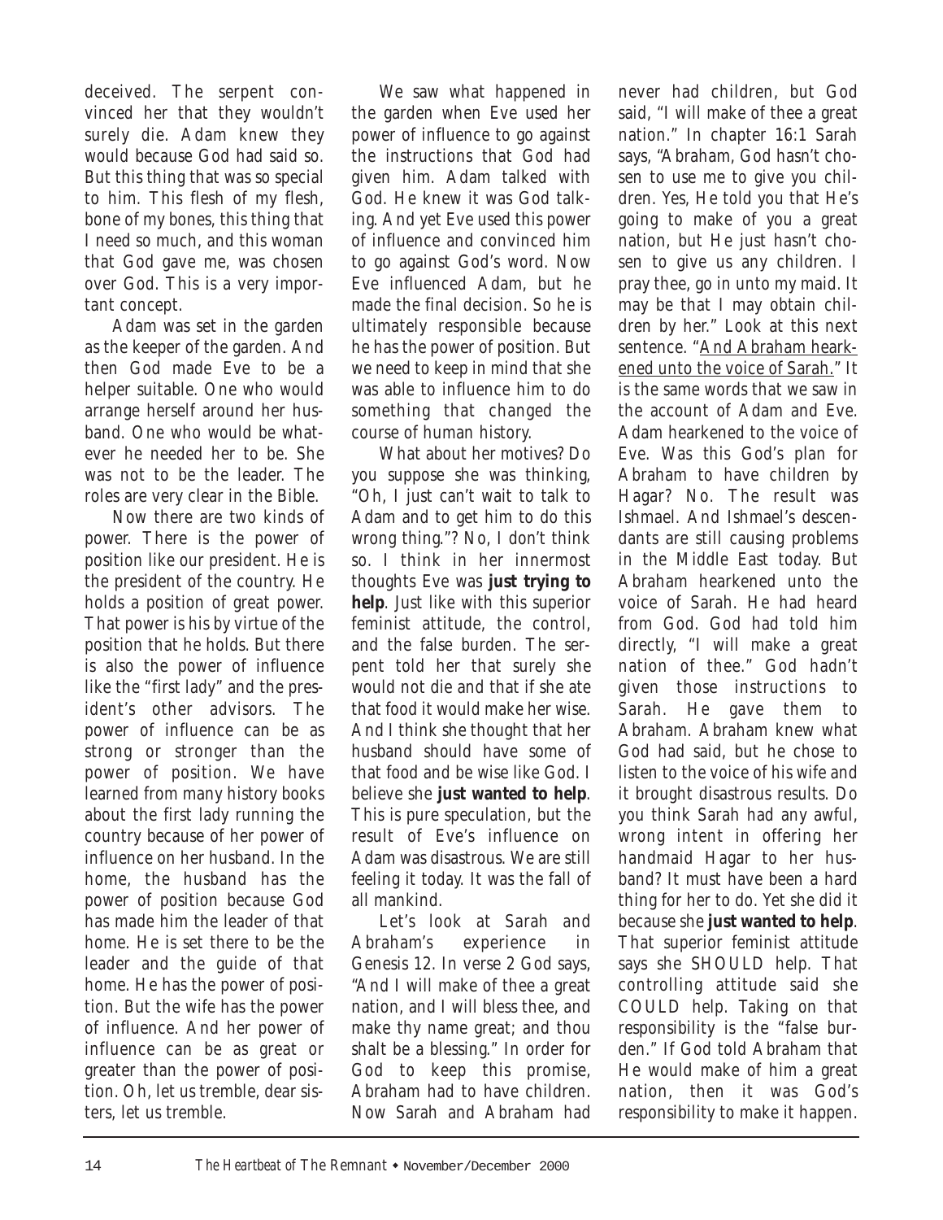deceived. The serpent convinced her that they wouldn't surely die. Adam knew they would because God had said so. But this thing that was so special to him. This flesh of my flesh, bone of my bones, this thing that I need so much, and this woman that God gave me, was chosen over God. This is a very important concept.

Adam was set in the garden as the keeper of the garden. And then God made Eve to be a helper suitable. One who would arrange herself around her husband. One who would be whatever he needed her to be. She was not to be the leader. The roles are very clear in the Bible.

Now there are two kinds of power. There is the power of position like our president. He is the president of the country. He holds a position of great power. That power is his by virtue of the position that he holds. But there is also the power of influence like the "first lady" and the president's other advisors. The power of influence can be as strong or stronger than the power of position. We have learned from many history books about the first lady running the country because of her power of influence on her husband. In the home, the husband has the power of position because God has made him the leader of that home. He is set there to be the leader and the guide of that home. He has the power of position. But the wife has the power of influence. And her power of influence can be as great or greater than the power of position. Oh, let us tremble, dear sisters, let us tremble.

We saw what happened in the garden when Eve used her power of influence to go against the instructions that God had given him. Adam talked with God. He knew it was God talking. And yet Eve used this power of influence and convinced him to go against God's word. Now Eve influenced Adam, but he made the final decision. So he is ultimately responsible because he has the power of position. But we need to keep in mind that she was able to influence him to do something that changed the course of human history.

What about her motives? Do you suppose she was thinking, "Oh, I just can't wait to talk to Adam and to get him to do this wrong thing."? No, I don't think so. I think in her innermost thoughts Eve was **just trying to help**. Just like with this superior feminist attitude, the control, and the false burden. The serpent told her that surely she would not die and that if she ate that food it would make her wise. And I think she thought that her husband should have some of that food and be wise like God. I believe she **just wanted to help**. This is pure speculation, but the result of Eve's influence on Adam was disastrous. We are still feeling it today. It was the fall of all mankind.

Let's look at Sarah and Abraham's experience in Genesis 12. In verse 2 God says, "And I will make of thee a great nation, and I will bless thee, and make thy name great; and thou shalt be a blessing." In order for God to keep this promise, Abraham had to have children. Now Sarah and Abraham had never had children, but God said, "I will make of thee a great nation." In chapter 16:1 Sarah says, "Abraham, God hasn't chosen to use me to give you children. Yes, He told you that He's going to make of you a great nation, but He just hasn't chosen to give us any children. I pray thee, go in unto my maid. It may be that I may obtain children by her." Look at this next sentence. "<u>And Abraham hearkened unto the voice of Sarah.</u>" It is the same words that we saw in the account of Adam and Eve. Adam hearkened to the voice of Eve. Was this God's plan for Abraham to have children by Hagar? No. The result was Ishmael. And Ishmael's descendants are still causing problems in the Middle East today. But Abraham hearkened unto the voice of Sarah. He had heard from God. God had told him directly, "I will make a great nation of thee." God hadn't given those instructions to Sarah. He gave them to Abraham. Abraham knew what God had said, but he chose to listen to the voice of his wife and it brought disastrous results. Do you think Sarah had any awful, wrong intent in offering her handmaid Hagar to her husband? It must have been a hard thing for her to do. Yet she did it because she **just wanted to help**. That superior feminist attitude says she SHOULD help. That controlling attitude said she COULD help. Taking on that responsibility is the "false burden." If God told Abraham that He would make of him a great nation, then it was God's responsibility to make it happen.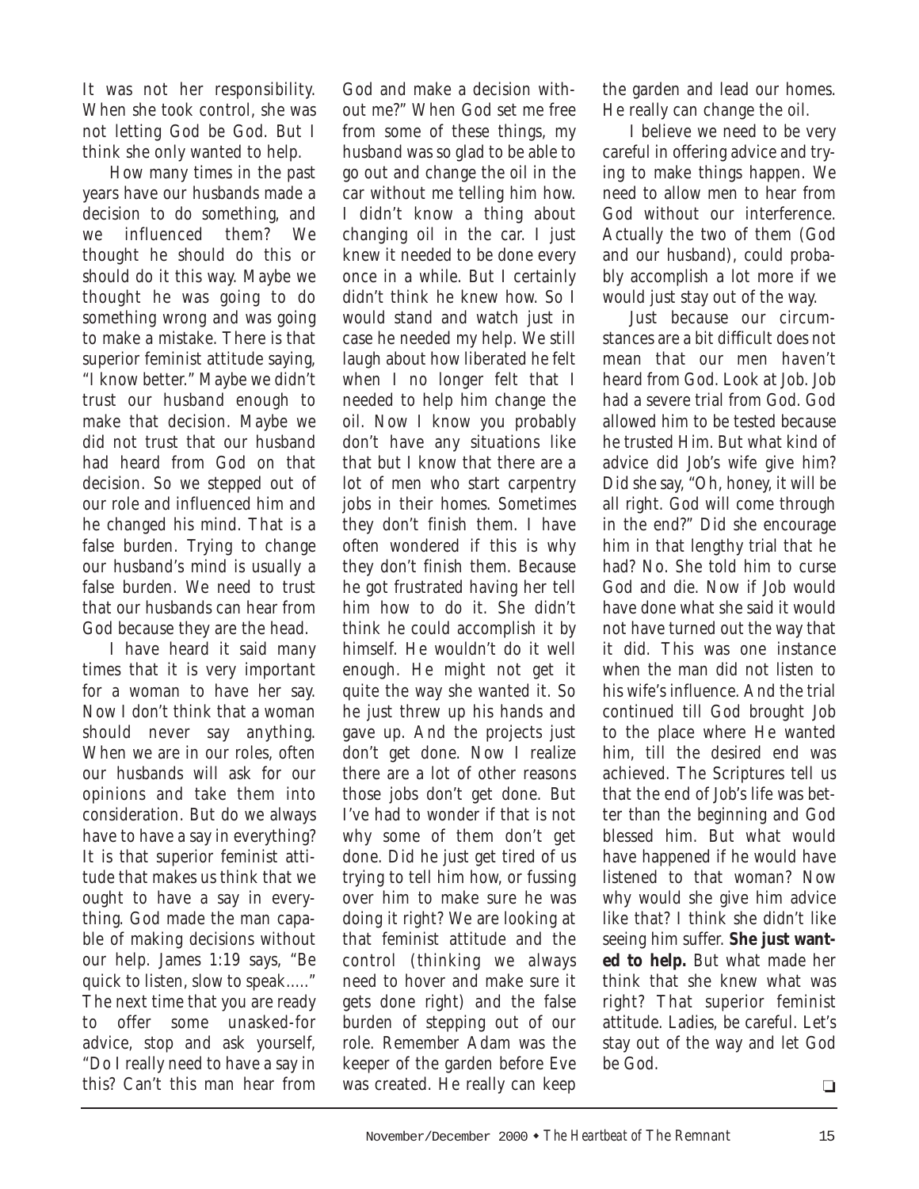It was not her responsibility. When she took control, she was not letting God be God. But I think she only wanted to help.

How many times in the past years have our husbands made a decision to do something, and we influenced them? We thought he should do this or should do it this way. Maybe we thought he was going to do something wrong and was going to make a mistake. There is that superior feminist attitude saying, "I know better." Maybe we didn't trust our husband enough to make that decision. Maybe we did not trust that our husband had heard from God on that decision. So we stepped out of our role and influenced him and he changed his mind. That is a false burden. Trying to change our husband's mind is usually a false burden. We need to trust that our husbands can hear from God because they are the head.

I have heard it said many times that it is very important for a woman to have her say. Now I don't think that a woman should never say anything. When we are in our roles, often our husbands will ask for our opinions and take them into consideration. But do we always have to have a say in everything? It is that superior feminist attitude that makes us think that we ought to have a say in everything. God made the man capable of making decisions without our help. James 1:19 says, "Be quick to listen, slow to speak….." The next time that you are ready to offer some unasked-for advice, stop and ask yourself, "Do I really need to have a say in this? Can't this man hear from God and make a decision without me?" When God set me free from some of these things, my husband was so glad to be able to go out and change the oil in the car without me telling him how. I didn't know a thing about changing oil in the car. I just knew it needed to be done every once in a while. But I certainly didn't think he knew how. So I would stand and watch just in case he needed my help. We still laugh about how liberated he felt when I no longer felt that I needed to help him change the oil. Now I know you probably don't have any situations like that but I know that there are a lot of men who start carpentry jobs in their homes. Sometimes they don't finish them. I have often wondered if this is why they don't finish them. Because he got frustrated having her tell him how to do it. She didn't think he could accomplish it by himself. He wouldn't do it well enough. He might not get it quite the way she wanted it. So he just threw up his hands and gave up. And the projects just don't get done. Now I realize there are a lot of other reasons those jobs don't get done. But I've had to wonder if that is not why some of them don't get done. Did he just get tired of us trying to tell him how, or fussing over him to make sure he was doing it right? We are looking at that feminist attitude and the control (thinking we always need to hover and make sure it gets done right) and the false burden of stepping out of our role. Remember Adam was the keeper of the garden before Eve was created. He really can keep the garden and lead our homes. He really can change the oil.

I believe we need to be very careful in offering advice and trying to make things happen. We need to allow men to hear from God without our interference. Actually the two of them (God and our husband), could probably accomplish a lot more if we would just stay out of the way.

Just because our circumstances are a bit difficult does not mean that our men haven't heard from God. Look at Job. Job had a severe trial from God. God allowed him to be tested because he trusted Him. But what kind of advice did Job's wife give him? Did she say, "Oh, honey, it will be all right. God will come through in the end?" Did she encourage him in that lengthy trial that he had? No. She told him to curse God and die. Now if Job would have done what she said it would not have turned out the way that it did. This was one instance when the man did not listen to his wife's influence. And the trial continued till God brought Job to the place where He wanted him, till the desired end was achieved. The Scriptures tell us that the end of Job's life was better than the beginning and God blessed him. But what would have happened if he would have listened to that woman? Now why would she give him advice like that? I think she didn't like seeing him suffer. **She just wanted to help.** But what made her think that she knew what was right? That superior feminist attitude. Ladies, be careful. Let's stay out of the way and let God be God.

❑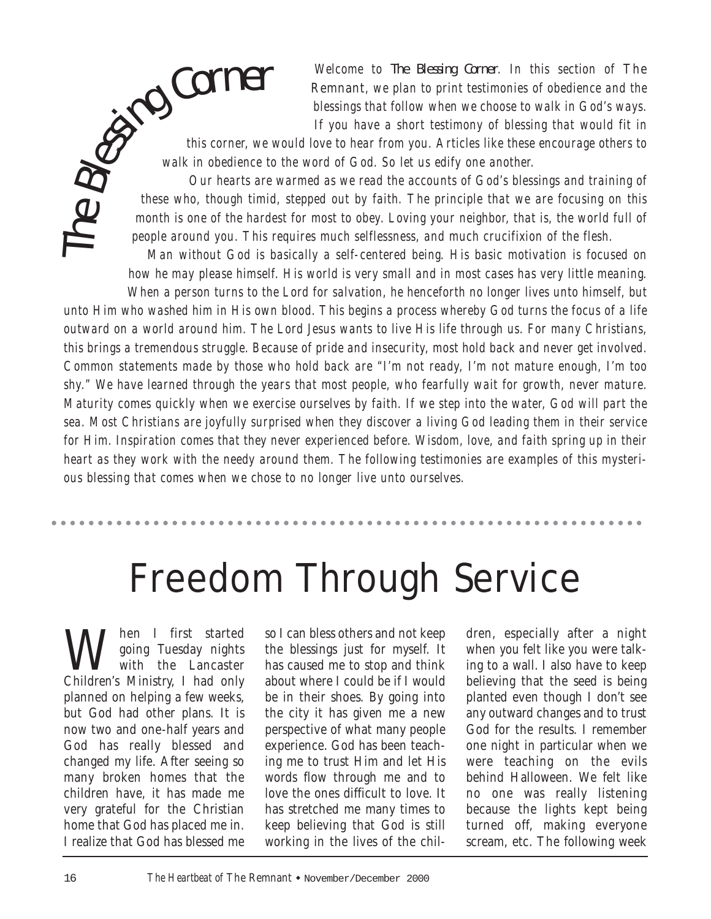## The Blessing Corner

*Welcome to **The Blessing Corner**. In this section of The Remnant, we plan to print testimonies of obedience and the blessings that follow when we choose to walk in God's ways. If you have a short testimony of blessing that would fit in this corner, we would love to hear from you. Articles like these encourage others to walk in obedience to the word of God. So let us edify one another.*

*Our hearts are warmed as we read the accounts of God's blessings and training of these who, though timid, stepped out by faith. The principle that we are focusing on this month is one of the hardest for most to obey. Loving your neighbor, that is, the world full of people around you. This requires much selflessness, and much crucifixion of the flesh.*

*Man without God is basically a self-centered being. His basic motivation is focused on how he may please himself. His world is very small and in most cases has very little meaning. When a person turns to the Lord for salvation, he henceforth no longer lives unto himself, but unto Him who washed him in His own blood. This begins a process whereby God turns the focus of a life outward on a world around him. The Lord Jesus wants to live His life through us. For many Christians, this brings a tremendous struggle. Because of pride and insecurity, most hold back and never get involved. Common statements made by those who hold back are "I'm not ready, I'm not mature enough, I'm too shy." We have learned through the years that most people, who fearfully wait for growth, never mature. Maturity comes quickly when we exercise ourselves by faith. If we step into the water, God will part the sea. Most Christians are joyfully surprised when they discover a living God leading them in their service for Him. Inspiration comes that they never experienced before. Wisdom, love, and faith spring up in their heart as they work with the needy around them. The following testimonies are examples of this mysterious blessing that comes when we chose to no longer live unto ourselves.*

# Freedom Through Service

When I first started going Tuesday nights with the Lancaster Children's Ministry, I had only planned on helping a few weeks, but God had other plans. It is now two and one-half years and God has really blessed and changed my life. After seeing so many broken homes that the children have, it has made me very grateful for the Christian home that God has placed me in. I realize that God has blessed me so I can bless others and not keep the blessings just for myself. It has caused me to stop and think about where I could be if I would be in their shoes. By going into the city it has given me a new perspective of what many people experience. God has been teaching me to trust Him and let His words flow through me and to love the ones difficult to love. It has stretched me many times to keep believing that God is still working in the lives of the children, especially after a night when you felt like you were talking to a wall. I also have to keep believing that the seed is being planted even though I don't see any outward changes and to trust God for the results. I remember one night in particular when we were teaching on the evils behind Halloween. We felt like no one was really listening because the lights kept being turned off, making everyone scream, etc. The following week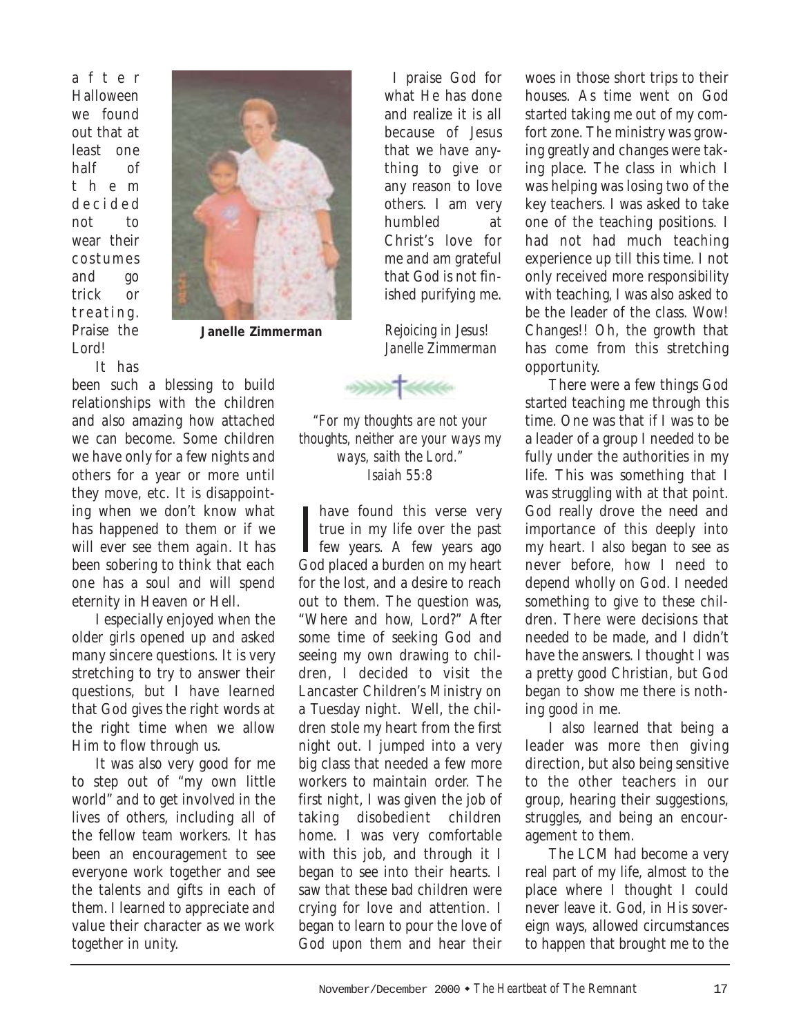after Halloween we found out that at least one half of them decided not to wear their costumes and go trick or treating. Praise the Lord!

It has been such a blessing to build relationships with the children and also amazing how attached we can become. Some children we have only for a few nights and others for a year or more until they move, etc. It is disappointing when we don't know what has happened to them or if we will ever see them again. It has been sobering to think that each one has a soul and will spend eternity in Heaven or Hell.

I especially enjoyed when the older girls opened up and asked many sincere questions. It is very stretching to try to answer their questions, but I have learned that God gives the right words at the right time when we allow Him to flow through us.

It was also very good for me to step out of "my own little world" and to get involved in the lives of others, including all of the fellow team workers. It has been an encouragement to see everyone work together and see the talents and gifts in each of them. I learned to appreciate and value their character as we work together in unity.

**Janelle Zimmerman**

I praise God for what He has done and realize it is all because of Jesus that we have anything to give or any reason to love others. I am very humbled at Christ's love for me and am grateful that God is not finished purifying me.

*Rejoicing in Jesus!*
*Janelle Zimmerman*

*"For my thoughts are not your thoughts, neither are your ways my ways, saith the Lord."*
*Isaiah 55:8*

I have found this verse very true in my life over the past few years. A few years ago God placed a burden on my heart for the lost, and a desire to reach out to them. The question was, "Where and how, Lord?" After some time of seeking God and seeing my own drawing to children, I decided to visit the Lancaster Children's Ministry on a Tuesday night. Well, the children stole my heart from the first night out. I jumped into a very big class that needed a few more workers to maintain order. The first night, I was given the job of taking disobedient children home. I was very comfortable with this job, and through it I began to see into their hearts. I saw that these bad children were crying for love and attention. I began to learn to pour the love of God upon them and hear their woes in those short trips to their houses. As time went on God started taking me out of my comfort zone. The ministry was growing greatly and changes were taking place. The class in which I was helping was losing two of the key teachers. I was asked to take one of the teaching positions. I had not had much teaching experience up till this time. I not only received more responsibility with teaching, I was also asked to be the leader of the class. Wow! Changes!! Oh, the growth that has come from this stretching opportunity.

There were a few things God started teaching me through this time. One was that if I was to be a leader of a group I needed to be fully under the authorities in my life. This was something that I was struggling with at that point. God really drove the need and importance of this deeply into my heart. I also began to see as never before, how I need to depend wholly on God. I needed something to give to these children. There were decisions that needed to be made, and I didn't have the answers. I thought I was a pretty good Christian, but God began to show me there is nothing good in me.

I also learned that being a leader was more then giving direction, but also being sensitive to the other teachers in our group, hearing their suggestions, struggles, and being an encouragement to them.

The LCM had become a very real part of my life, almost to the place where I thought I could never leave it. God, in His sovereign ways, allowed circumstances to happen that brought me to the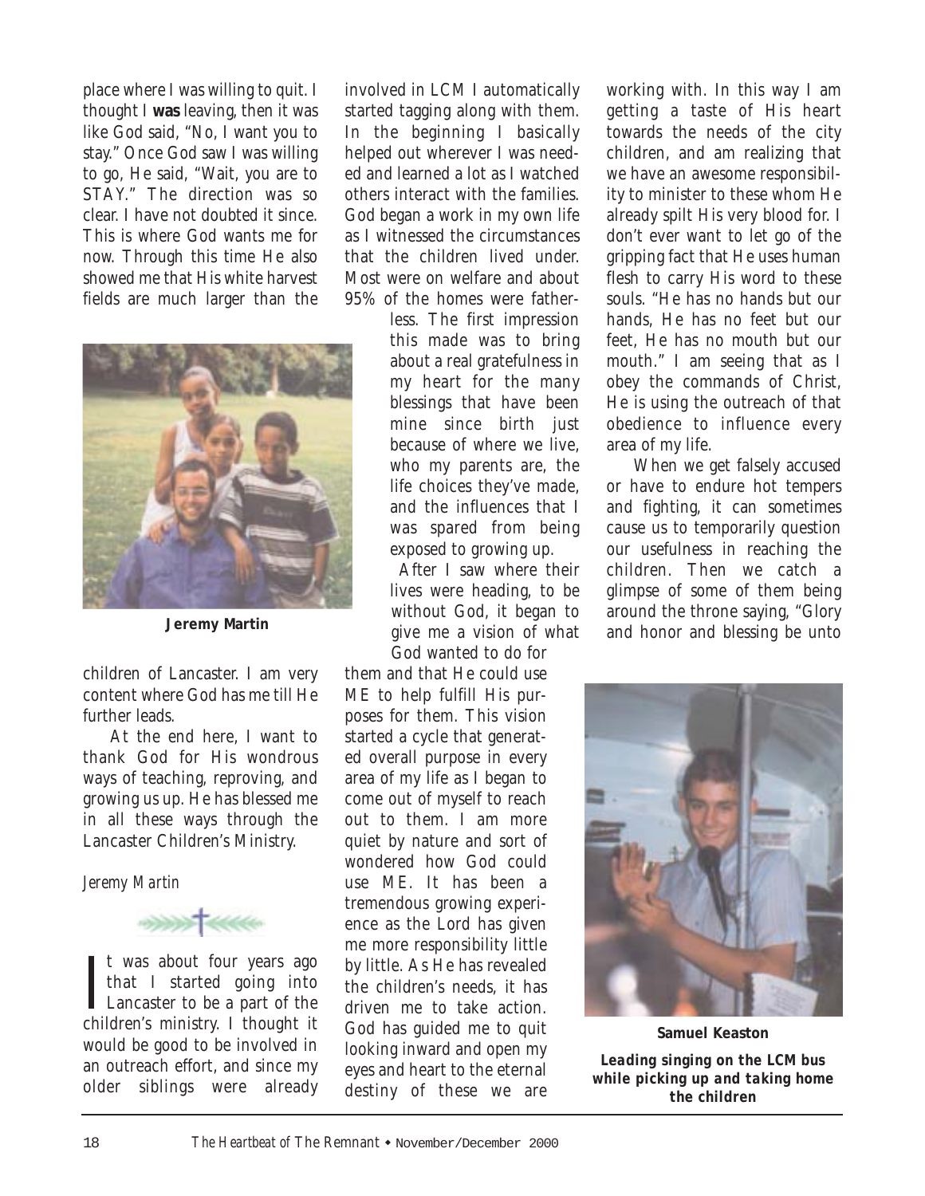place where I was willing to quit. I thought I **was** leaving, then it was like God said, "No, I want you to stay." Once God saw I was willing to go, He said, "Wait, you are to STAY." The direction was so clear. I have not doubted it since. This is where God wants me for now. Through this time He also showed me that His white harvest fields are much larger than the children of Lancaster. I am very content where God has me till He further leads.

**Jeremy Martin**

At the end here, I want to thank God for His wondrous ways of teaching, reproving, and growing us up. He has blessed me in all these ways through the Lancaster Children's Ministry.

*Jeremy Martin*

It was about four years ago that I started going into Lancaster to be a part of the children's ministry. I thought it would be good to be involved in an outreach effort, and since my older siblings were already involved in LCM I automatically started tagging along with them. In the beginning I basically helped out wherever I was needed and learned a lot as I watched others interact with the families. God began a work in my own life as I witnessed the circumstances that the children lived under. Most were on welfare and about 95% of the homes were fatherless. The first impression this made was to bring about a real gratefulness in my heart for the many blessings that have been mine since birth just because of where we live, who my parents are, the life choices they've made, and the influences that I was spared from being exposed to growing up.

After I saw where their lives were heading, to be without God, it began to give me a vision of what God wanted to do for them and that He could use ME to help fulfill His purposes for them. This vision started a cycle that generated overall purpose in every area of my life as I began to come out of myself to reach out to them. I am more quiet by nature and sort of wondered how God could use ME. It has been a tremendous growing experience as the Lord has given me more responsibility little by little. As He has revealed the children's needs, it has driven me to take action. God has guided me to quit looking inward and open my eyes and heart to the eternal destiny of these we are working with. In this way I am getting a taste of His heart towards the needs of the city children, and am realizing that we have an awesome responsibility to minister to these whom He already spilt His very blood for. I don't ever want to let go of the gripping fact that He uses human flesh to carry His word to these souls. "He has no hands but our hands, He has no feet but our feet, He has no mouth but our mouth." I am seeing that as I obey the commands of Christ, He is using the outreach of that obedience to influence every area of my life.

When we get falsely accused or have to endure hot tempers and fighting, it can sometimes cause us to temporarily question our usefulness in reaching the children. Then we catch a glimpse of some of them being around the throne saying, "Glory and honor and blessing be unto

**Samuel Keaston**

***Leading singing on the LCM bus while picking up and taking home the children***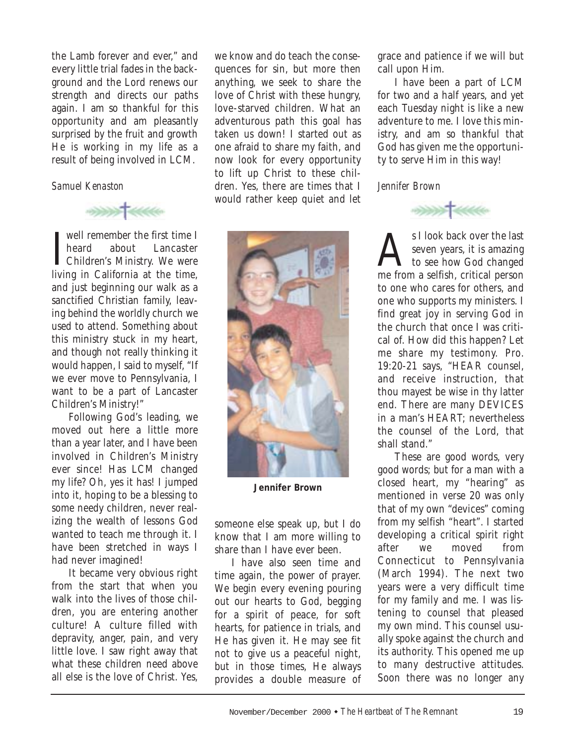the Lamb forever and ever," and every little trial fades in the background and the Lord renews our strength and directs our paths again. I am so thankful for this opportunity and am pleasantly surprised by the fruit and growth He is working in my life as a result of being involved in LCM.

*Samuel Kenaston*

I well remember the first time I heard about Lancaster Children's Ministry. We were living in California at the time, and just beginning our walk as a sanctified Christian family, leaving behind the worldly church we used to attend. Something about this ministry stuck in my heart, and though not really thinking it would happen, I said to myself, "If we ever move to Pennsylvania, I want to be a part of Lancaster Children's Ministry!"

Following God's leading, we moved out here a little more than a year later, and I have been involved in Children's Ministry ever since! Has LCM changed my life? Oh, yes it has! I jumped into it, hoping to be a blessing to some needy children, never realizing the wealth of lessons God wanted to teach me through it. I have been stretched in ways I had never imagined!

It became very obvious right from the start that when you walk into the lives of those children, you are entering another culture! A culture filled with depravity, anger, pain, and very little love. I saw right away that what these children need above all else is the love of Christ. Yes, we know and do teach the consequences for sin, but more then anything, we seek to share the love of Christ with these hungry, love-starved children. What an adventurous path this goal has taken us down! I started out as one afraid to share my faith, and now look for every opportunity to lift up Christ to these children. Yes, there are times that I would rather keep quiet and let someone else speak up, but I do know that I am more willing to share than I have ever been.

**Jennifer Brown**

I have also seen time and time again, the power of prayer. We begin every evening pouring out our hearts to God, begging for a spirit of peace, for soft hearts, for patience in trials, and He has given it. He may see fit not to give us a peaceful night, but in those times, He always provides a double measure of grace and patience if we will but call upon Him.

I have been a part of LCM for two and a half years, and yet each Tuesday night is like a new adventure to me. I love this ministry, and am so thankful that God has given me the opportunity to serve Him in this way!

*Jennifer Brown*

As I look back over the last seven years, it is amazing to see how God changed me from a selfish, critical person to one who cares for others, and one who supports my ministers. I find great joy in serving God in the church that once I was critical of. How did this happen? Let me share my testimony. Pro. 19:20-21 says, "HEAR counsel, and receive instruction, that thou mayest be wise in thy latter end. There are many DEVICES in a man's HEART; nevertheless the counsel of the Lord, that shall stand."

These are good words, very good words; but for a man with a closed heart, my "hearing" as mentioned in verse 20 was only that of my own "devices" coming from my selfish "heart". I started developing a critical spirit right after we moved from Connecticut to Pennsylvania (March 1994). The next two years were a very difficult time for my family and me. I was listening to counsel that pleased my own mind. This counsel usually spoke against the church and its authority. This opened me up to many destructive attitudes. Soon there was no longer any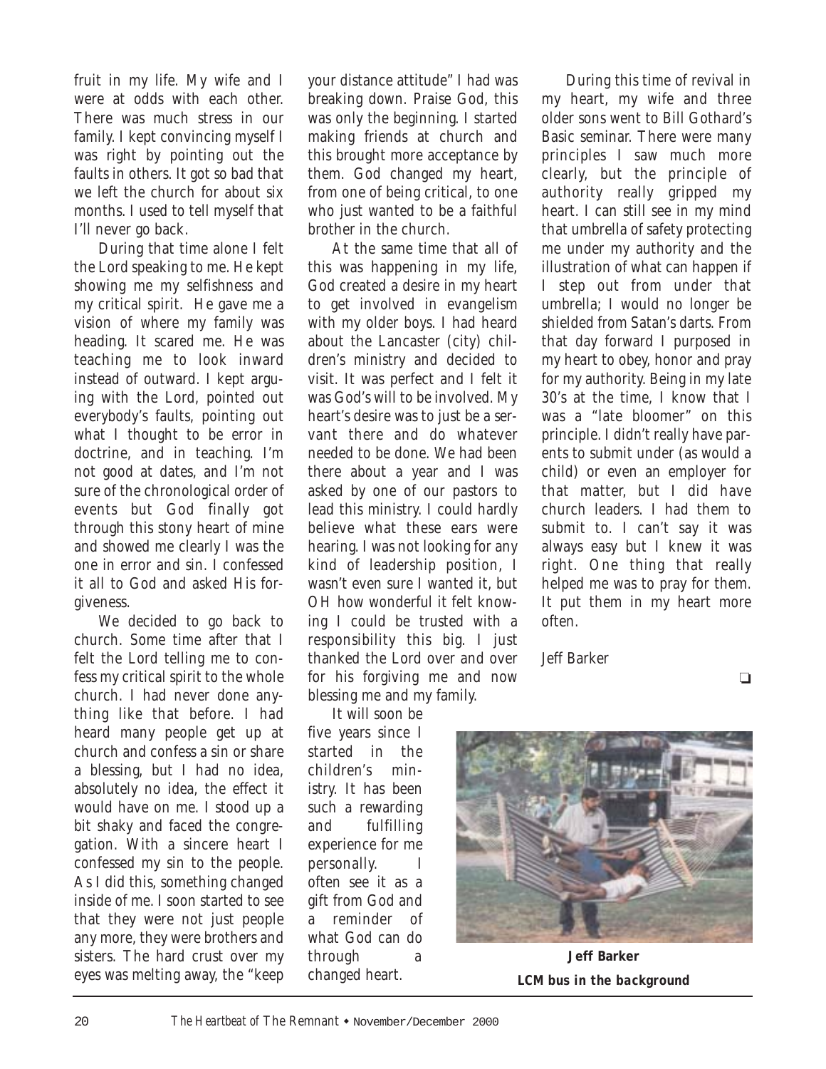fruit in my life. My wife and I were at odds with each other. There was much stress in our family. I kept convincing myself I was right by pointing out the faults in others. It got so bad that we left the church for about six months. I used to tell myself that I'll never go back.

During that time alone I felt the Lord speaking to me. He kept showing me my selfishness and my critical spirit. He gave me a vision of where my family was heading. It scared me. He was teaching me to look inward instead of outward. I kept arguing with the Lord, pointed out everybody's faults, pointing out what I thought to be error in doctrine, and in teaching. I'm not good at dates, and I'm not sure of the chronological order of events but God finally got through this stony heart of mine and showed me clearly I was the one in error and sin. I confessed it all to God and asked His forgiveness.

We decided to go back to church. Some time after that I felt the Lord telling me to confess my critical spirit to the whole church. I had never done anything like that before. I had heard many people get up at church and confess a sin or share a blessing, but I had no idea, absolutely no idea, the effect it would have on me. I stood up a bit shaky and faced the congregation. With a sincere heart I confessed my sin to the people. As I did this, something changed inside of me. I soon started to see that they were not just people any more, they were brothers and sisters. The hard crust over my eyes was melting away, the "keep your distance attitude" I had was breaking down. Praise God, this was only the beginning. I started making friends at church and this brought more acceptance by them. God changed my heart, from one of being critical, to one who just wanted to be a faithful brother in the church.

At the same time that all of this was happening in my life, God created a desire in my heart to get involved in evangelism with my older boys. I had heard about the Lancaster (city) children's ministry and decided to visit. It was perfect and I felt it was God's will to be involved. My heart's desire was to just be a servant there and do whatever needed to be done. We had been there about a year and I was asked by one of our pastors to lead this ministry. I could hardly believe what these ears were hearing. I was not looking for any kind of leadership position, I wasn't even sure I wanted it, but OH how wonderful it felt knowing I could be trusted with a responsibility this big. I just thanked the Lord over and over for his forgiving me and now blessing me and my family.

It will soon be five years since I started in the children's ministry. It has been such a rewarding and fulfilling experience for me personally. I often see it as a gift from God and a reminder of what God can do through a changed heart.

During this time of revival in my heart, my wife and three older sons went to Bill Gothard's Basic seminar. There were many principles I saw much more clearly, but the principle of authority really gripped my heart. I can still see in my mind that umbrella of safety protecting me under my authority and the illustration of what can happen if I step out from under that umbrella; I would no longer be shielded from Satan's darts. From that day forward I purposed in my heart to obey, honor and pray for my authority. Being in my late 30's at the time, I know that I was a "late bloomer" on this principle. I didn't really have parents to submit under (as would a child) or even an employer for that matter, but I did have church leaders. I had them to submit to. I can't say it was always easy but I knew it was right. One thing that really helped me was to pray for them. It put them in my heart more often.

Jeff Barker

❑

**Jeff Barker**
***LCM bus in the background***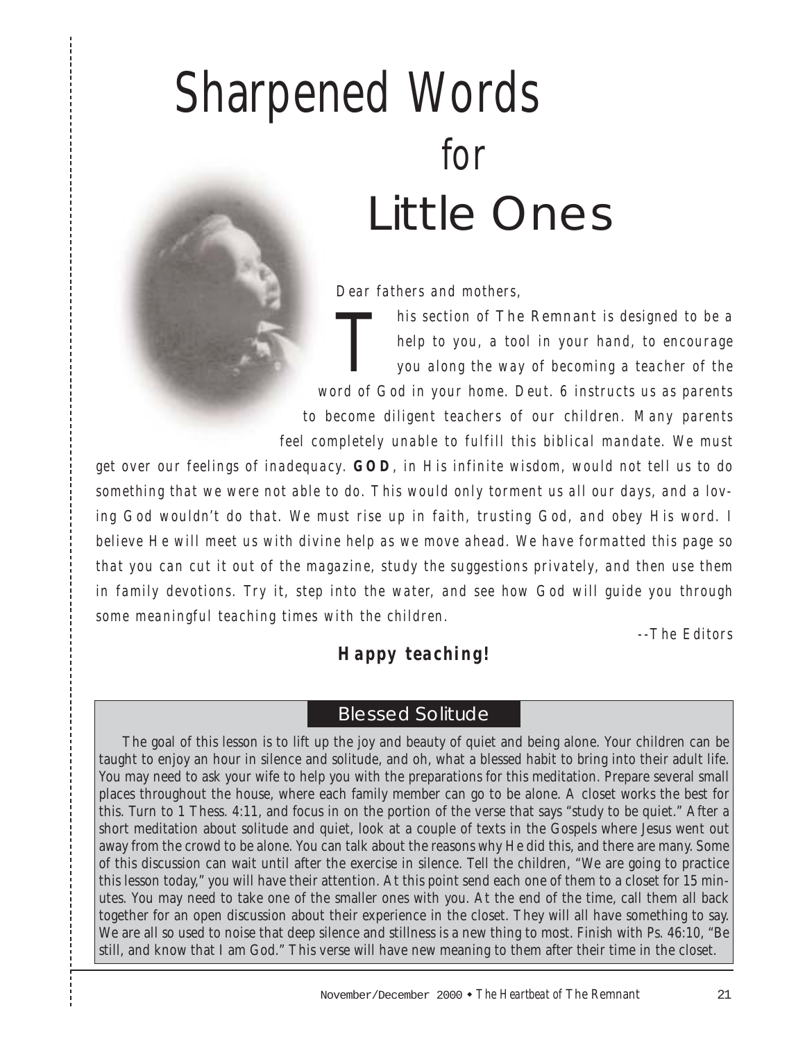# Sharpened Words for Little Ones

Dear fathers and mothers,

This section of The Remnant is designed to be a help to you, a tool in your hand, to encourage you along the way of becoming a teacher of the word of God in your home. Deut. 6 instructs us as parents to become diligent teachers of our children. Many parents feel completely unable to fulfill this biblical mandate. We must get over our feelings of inadequacy. **GOD**, in His infinite wisdom, would not tell us to do something that we were not able to do. This would only torment us all our days, and a loving God wouldn't do that. We must rise up in faith, trusting God, and obey His word. I believe He will meet us with divine help as we move ahead. We have formatted this page so that you can cut it out of the magazine, study the suggestions privately, and then use them in family devotions. Try it, step into the water, and see how God will guide you through some meaningful teaching times with the children.

--The Editors

**Happy teaching!**

## Blessed Solitude

The goal of this lesson is to lift up the joy and beauty of quiet and being alone. Your children can be taught to enjoy an hour in silence and solitude, and oh, what a blessed habit to bring into their adult life. You may need to ask your wife to help you with the preparations for this meditation. Prepare several small places throughout the house, where each family member can go to be alone. A closet works the best for this. Turn to 1 Thess. 4:11, and focus in on the portion of the verse that says "study to be quiet." After a short meditation about solitude and quiet, look at a couple of texts in the Gospels where Jesus went out away from the crowd to be alone. You can talk about the reasons why He did this, and there are many. Some of this discussion can wait until after the exercise in silence. Tell the children, "We are going to practice this lesson today," you will have their attention. At this point send each one of them to a closet for 15 minutes. You may need to take one of the smaller ones with you. At the end of the time, call them all back together for an open discussion about their experience in the closet. They will all have something to say. We are all so used to noise that deep silence and stillness is a new thing to most. Finish with Ps. 46:10, "Be still, and know that I am God." This verse will have new meaning to them after their time in the closet.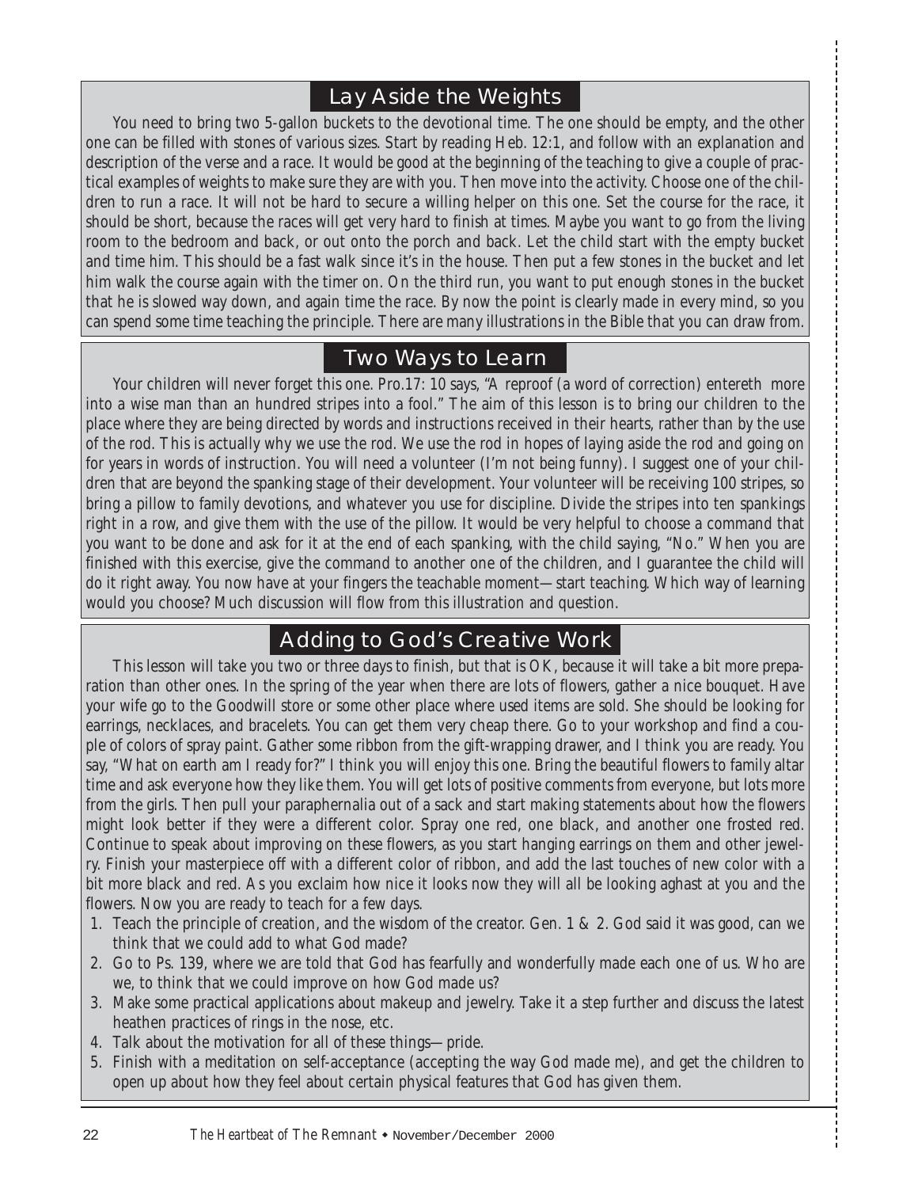## Lay Aside the Weights

You need to bring two 5-gallon buckets to the devotional time. The one should be empty, and the other one can be filled with stones of various sizes. Start by reading Heb. 12:1, and follow with an explanation and description of the verse and a race. It would be good at the beginning of the teaching to give a couple of practical examples of weights to make sure they are with you. Then move into the activity. Choose one of the children to run a race. It will not be hard to secure a willing helper on this one. Set the course for the race, it should be short, because the races will get very hard to finish at times. Maybe you want to go from the living room to the bedroom and back, or out onto the porch and back. Let the child start with the empty bucket and time him. This should be a fast walk since it's in the house. Then put a few stones in the bucket and let him walk the course again with the timer on. On the third run, you want to put enough stones in the bucket that he is slowed way down, and again time the race. By now the point is clearly made in every mind, so you can spend some time teaching the principle. There are many illustrations in the Bible that you can draw from.

## Two Ways to Learn

Your children will never forget this one. Pro.17: 10 says, "A reproof (a word of correction) entereth more into a wise man than an hundred stripes into a fool." The aim of this lesson is to bring our children to the place where they are being directed by words and instructions received in their hearts, rather than by the use of the rod. This is actually why we use the rod. We use the rod in hopes of laying aside the rod and going on for years in words of instruction. You will need a volunteer (I'm not being funny). I suggest one of your children that are beyond the spanking stage of their development. Your volunteer will be receiving 100 stripes, so bring a pillow to family devotions, and whatever you use for discipline. Divide the stripes into ten spankings right in a row, and give them with the use of the pillow. It would be very helpful to choose a command that you want to be done and ask for it at the end of each spanking, with the child saying, "No." When you are finished with this exercise, give the command to another one of the children, and I guarantee the child will do it right away. You now have at your fingers the teachable moment—start teaching. Which way of learning would you choose? Much discussion will flow from this illustration and question.

## Adding to God's Creative Work

This lesson will take you two or three days to finish, but that is OK, because it will take a bit more preparation than other ones. In the spring of the year when there are lots of flowers, gather a nice bouquet. Have your wife go to the Goodwill store or some other place where used items are sold. She should be looking for earrings, necklaces, and bracelets. You can get them very cheap there. Go to your workshop and find a couple of colors of spray paint. Gather some ribbon from the gift-wrapping drawer, and I think you are ready. You say, "What on earth am I ready for?" I think you will enjoy this one. Bring the beautiful flowers to family altar time and ask everyone how they like them. You will get lots of positive comments from everyone, but lots more from the girls. Then pull your paraphernalia out of a sack and start making statements about how the flowers might look better if they were a different color. Spray one red, one black, and another one frosted red. Continue to speak about improving on these flowers, as you start hanging earrings on them and other jewelry. Finish your masterpiece off with a different color of ribbon, and add the last touches of new color with a bit more black and red. As you exclaim how nice it looks now they will all be looking aghast at you and the flowers. Now you are ready to teach for a few days.

1. Teach the principle of creation, and the wisdom of the creator. Gen. 1 & 2. God said it was good, can we think that we could add to what God made?
2. Go to Ps. 139, where we are told that God has fearfully and wonderfully made each one of us. Who are we, to think that we could improve on how God made us?
3. Make some practical applications about makeup and jewelry. Take it a step further and discuss the latest heathen practices of rings in the nose, etc.
4. Talk about the motivation for all of these things—pride.
5. Finish with a meditation on self-acceptance (accepting the way God made me), and get the children to open up about how they feel about certain physical features that God has given them.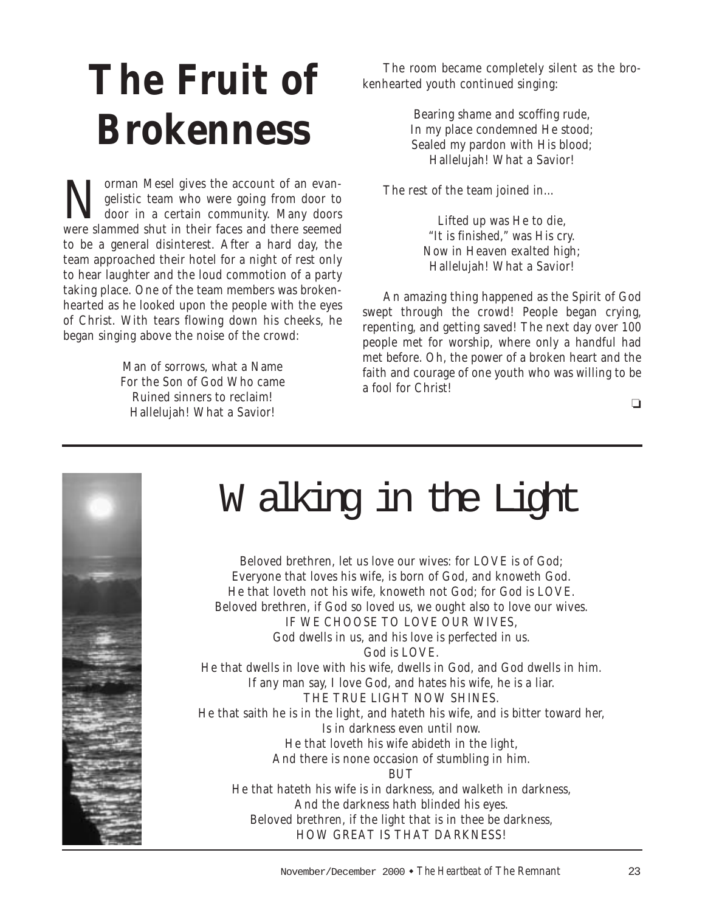# The Fruit of Brokenness

Norman Mesel gives the account of an evangelistic team who were going from door to door in a certain community. Many doors were slammed shut in their faces and there seemed to be a general disinterest. After a hard day, the team approached their hotel for a night of rest only to hear laughter and the loud commotion of a party taking place. One of the team members was brokenhearted as he looked upon the people with the eyes of Christ. With tears flowing down his cheeks, he began singing above the noise of the crowd:

> Man of sorrows, what a Name
> For the Son of God Who came
> Ruined sinners to reclaim!
> Hallelujah! What a Savior!

The room became completely silent as the brokenhearted youth continued singing:

> Bearing shame and scoffing rude,
> In my place condemned He stood;
> Sealed my pardon with His blood;
> Hallelujah! What a Savior!

The rest of the team joined in…

> Lifted up was He to die,
> "It is finished," was His cry.
> Now in Heaven exalted high;
> Hallelujah! What a Savior!

An amazing thing happened as the Spirit of God swept through the crowd! People began crying, repenting, and getting saved! The next day over 100 people met for worship, where only a handful had met before. Oh, the power of a broken heart and the faith and courage of one youth who was willing to be a fool for Christ!

❑

---

# Walking in the Light

Beloved brethren, let us love our wives: for LOVE is of God;
Everyone that loves his wife, is born of God, and knoweth God.
He that loveth not his wife, knoweth not God; for God is LOVE.
Beloved brethren, if God so loved us, we ought also to love our wives.
IF WE CHOOSE TO LOVE OUR WIVES,
God dwells in us, and his love is perfected in us.
God is LOVE.
He that dwells in love with his wife, dwells in God, and God dwells in him.
If any man say, I love God, and hates his wife, he is a liar.
THE TRUE LIGHT NOW SHINES.
He that saith he is in the light, and hateth his wife, and is bitter toward her,
Is in darkness even until now.
He that loveth his wife abideth in the light,
And there is none occasion of stumbling in him.
BUT
He that hateth his wife is in darkness, and walketh in darkness,
And the darkness hath blinded his eyes.
Beloved brethren, if the light that is in thee be darkness,
HOW GREAT IS THAT DARKNESS!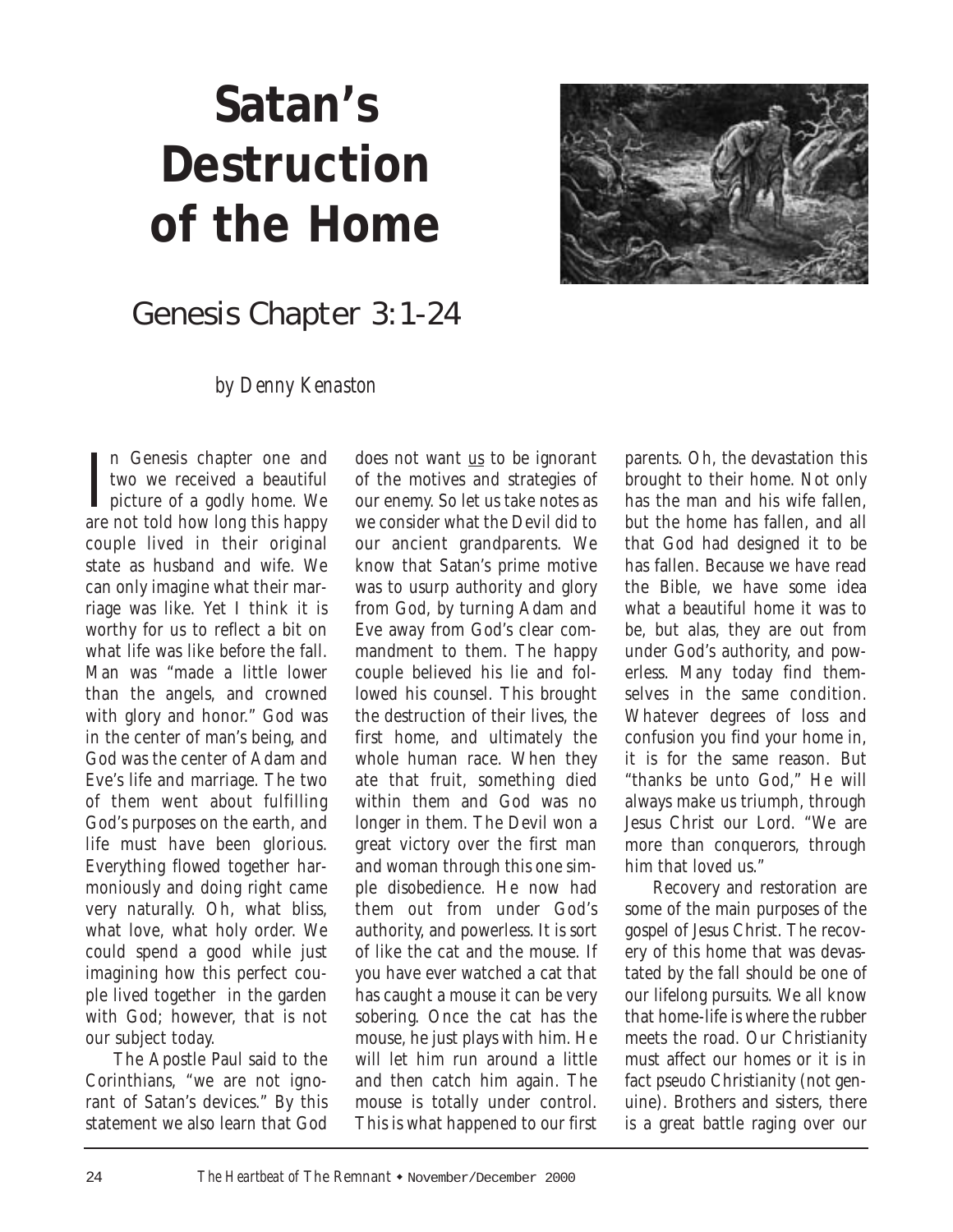# Satan's Destruction of the Home

## Genesis Chapter 3:1-24

*by Denny Kenaston*

In Genesis chapter one and two we received a beautiful picture of a godly home. We are not told how long this happy couple lived in their original state as husband and wife. We can only imagine what their marriage was like. Yet I think it is worthy for us to reflect a bit on what life was like before the fall. Man was "made a little lower than the angels, and crowned with glory and honor." God was in the center of man's being, and God was the center of Adam and Eve's life and marriage. The two of them went about fulfilling God's purposes on the earth, and life must have been glorious. Everything flowed together harmoniously and doing right came very naturally. Oh, what bliss, what love, what holy order. We could spend a good while just imagining how this perfect couple lived together in the garden with God; however, that is not our subject today.

The Apostle Paul said to the Corinthians, "we are not ignorant of Satan's devices." By this statement we also learn that God does not want <u>us</u> to be ignorant of the motives and strategies of our enemy. So let us take notes as we consider what the Devil did to our ancient grandparents. We know that Satan's prime motive was to usurp authority and glory from God, by turning Adam and Eve away from God's clear commandment to them. The happy couple believed his lie and followed his counsel. This brought the destruction of their lives, the first home, and ultimately the whole human race. When they ate that fruit, something died within them and God was no longer in them. The Devil won a great victory over the first man and woman through this one simple disobedience. He now had them out from under God's authority, and powerless. It is sort of like the cat and the mouse. If you have ever watched a cat that has caught a mouse it can be very sobering. Once the cat has the mouse, he just plays with him. He will let him run around a little and then catch him again. The mouse is totally under control. This is what happened to our first parents. Oh, the devastation this brought to their home. Not only has the man and his wife fallen, but the home has fallen, and all that God had designed it to be has fallen. Because we have read the Bible, we have some idea what a beautiful home it was to be, but alas, they are out from under God's authority, and powerless. Many today find themselves in the same condition. Whatever degrees of loss and confusion you find your home in, it is for the same reason. But "thanks be unto God," He will always make us triumph, through Jesus Christ our Lord. "We are more than conquerors, through him that loved us."

Recovery and restoration are some of the main purposes of the gospel of Jesus Christ. The recovery of this home that was devastated by the fall should be one of our lifelong pursuits. We all know that home-life is where the rubber meets the road. Our Christianity must affect our homes or it is in fact pseudo Christianity (not genuine). Brothers and sisters, there is a great battle raging over our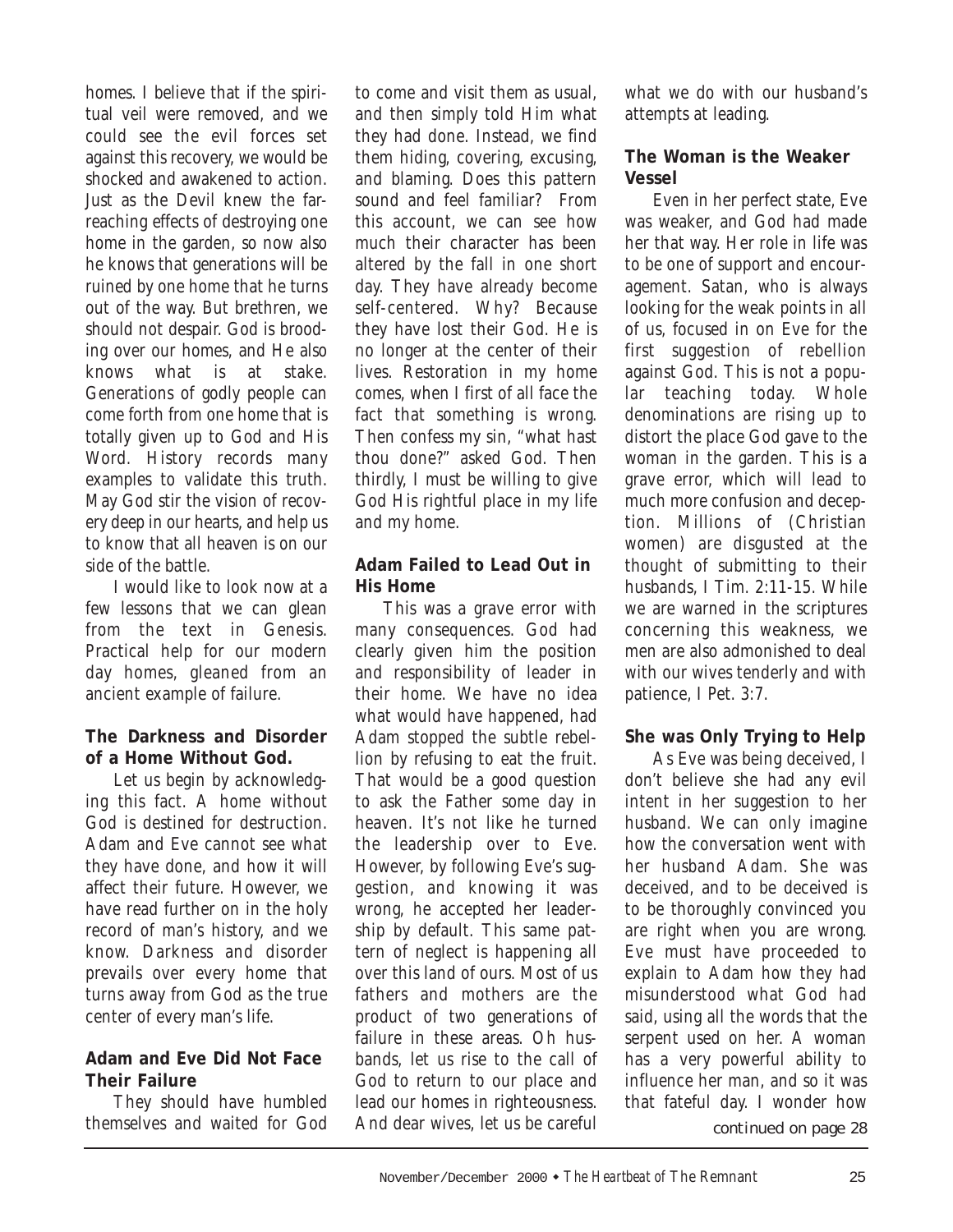homes. I believe that if the spiritual veil were removed, and we could see the evil forces set against this recovery, we would be shocked and awakened to action. Just as the Devil knew the far-reaching effects of destroying one home in the garden, so now also he knows that generations will be ruined by one home that he turns out of the way. But brethren, we should not despair. God is brooding over our homes, and He also knows what is at stake. Generations of godly people can come forth from one home that is totally given up to God and His Word. History records many examples to validate this truth. May God stir the vision of recovery deep in our hearts, and help us to know that all heaven is on our side of the battle.

I would like to look now at a few lessons that we can glean from the text in Genesis. Practical help for our modern day homes, gleaned from an ancient example of failure.

**The Darkness and Disorder of a Home Without God.**

Let us begin by acknowledging this fact. A home without God is destined for destruction. Adam and Eve cannot see what they have done, and how it will affect their future. However, we have read further on in the holy record of man's history, and we know. Darkness and disorder prevails over every home that turns away from God as the true center of every man's life.

**Adam and Eve Did Not Face Their Failure**

They should have humbled themselves and waited for God to come and visit them as usual, and then simply told Him what they had done. Instead, we find them hiding, covering, excusing, and blaming. Does this pattern sound and feel familiar? From this account, we can see how much their character has been altered by the fall in one short day. They have already become self-centered. Why? Because they have lost their God. He is no longer at the center of their lives. Restoration in my home comes, when I first of all face the fact that something is wrong. Then confess my sin, "what hast thou done?" asked God. Then thirdly, I must be willing to give God His rightful place in my life and my home.

**Adam Failed to Lead Out in His Home**

This was a grave error with many consequences. God had clearly given him the position and responsibility of leader in their home. We have no idea what would have happened, had Adam stopped the subtle rebellion by refusing to eat the fruit. That would be a good question to ask the Father some day in heaven. It's not like he turned the leadership over to Eve. However, by following Eve's suggestion, and knowing it was wrong, he accepted her leadership by default. This same pattern of neglect is happening all over this land of ours. Most of us fathers and mothers are the product of two generations of failure in these areas. Oh husbands, let us rise to the call of God to return to our place and lead our homes in righteousness. And dear wives, let us be careful what we do with our husband's attempts at leading.

**The Woman is the Weaker Vessel**

Even in her perfect state, Eve was weaker, and God had made her that way. Her role in life was to be one of support and encouragement. Satan, who is always looking for the weak points in all of us, focused in on Eve for the first suggestion of rebellion against God. This is not a popular teaching today. Whole denominations are rising up to distort the place God gave to the woman in the garden. This is a grave error, which will lead to much more confusion and deception. Millions of (Christian women) are disgusted at the thought of submitting to their husbands, I Tim. 2:11-15. While we are warned in the scriptures concerning this weakness, we men are also admonished to deal with our wives tenderly and with patience, I Pet. 3:7.

**She was Only Trying to Help**

As Eve was being deceived, I don't believe she had any evil intent in her suggestion to her husband. We can only imagine how the conversation went with her husband Adam. She was deceived, and to be deceived is to be thoroughly convinced you are right when you are wrong. Eve must have proceeded to explain to Adam how they had misunderstood what God had said, using all the words that the serpent used on her. A woman has a very powerful ability to influence her man, and so it was that fateful day. I wonder how

*continued on page 28*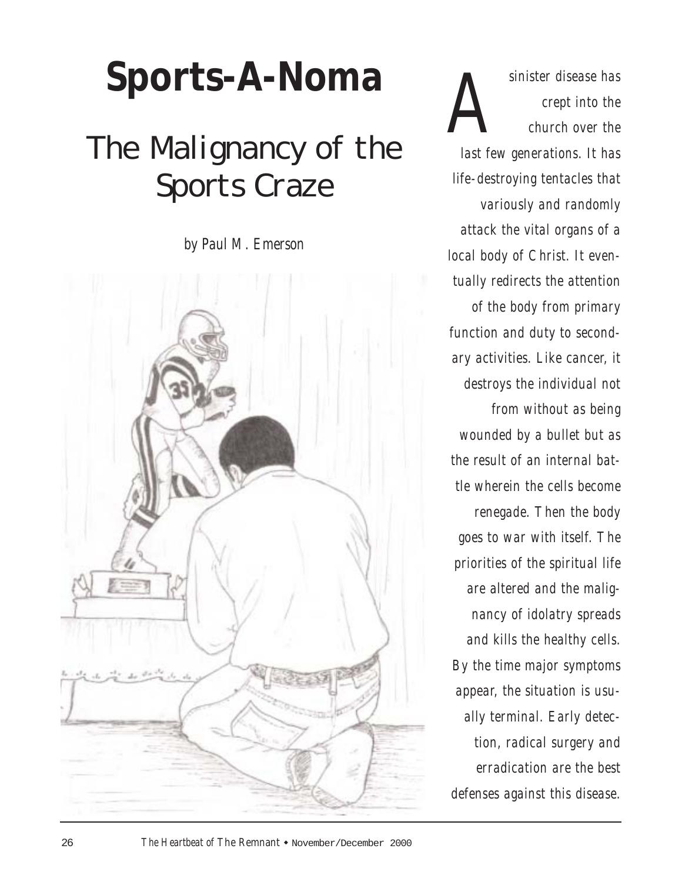# Sports-A-Noma

## The Malignancy of the Sports Craze

by Paul M. Emerson

*A sinister disease has crept into the church over the last few generations. It has life-destroying tentacles that variously and randomly attack the vital organs of a local body of Christ. It eventually redirects the attention of the body from primary function and duty to secondary activities. Like cancer, it destroys the individual not from without as being wounded by a bullet but as the result of an internal battle wherein the cells become renegade. Then the body goes to war with itself. The priorities of the spiritual life are altered and the malignancy of idolatry spreads and kills the healthy cells. By the time major symptoms appear, the situation is usually terminal. Early detection, radical surgery and erradication are the best defenses against this disease.*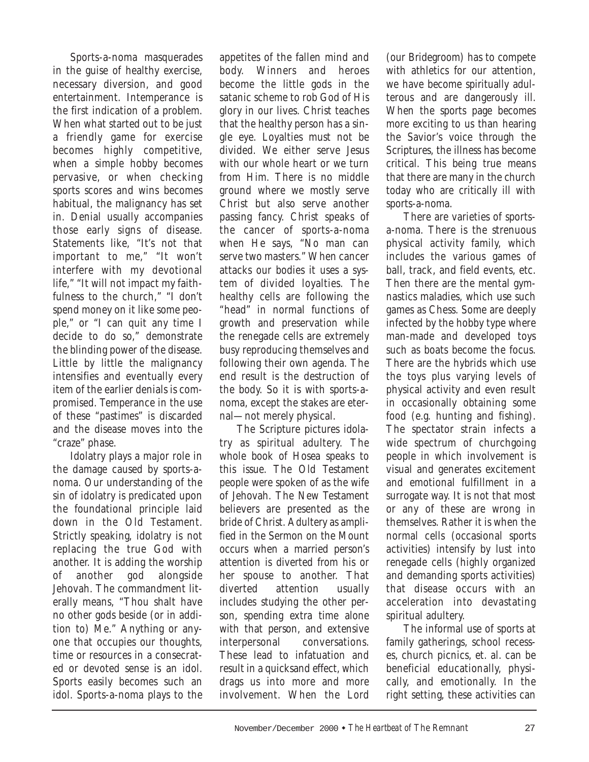Sports-a-noma masquerades in the guise of healthy exercise, necessary diversion, and good entertainment. Intemperance is the first indication of a problem. When what started out to be just a friendly game for exercise becomes highly competitive, when a simple hobby becomes pervasive, or when checking sports scores and wins becomes habitual, the malignancy has set in. Denial usually accompanies those early signs of disease. Statements like, "It's not that important to me," "It won't interfere with my devotional life," "It will not impact my faithfulness to the church," "I don't spend money on it like some people," or "I can quit any time I decide to do so," demonstrate the blinding power of the disease. Little by little the malignancy intensifies and eventually every item of the earlier denials is compromised. Temperance in the use of these "pastimes" is discarded and the disease moves into the "craze" phase.

Idolatry plays a major role in the damage caused by sports-a-noma. Our understanding of the sin of idolatry is predicated upon the foundational principle laid down in the Old Testament. Strictly speaking, idolatry is not replacing the true God with another. It is adding the worship of another god alongside Jehovah. The commandment literally means, "Thou shalt have no other gods beside (or in addition to) Me." Anything or anyone that occupies our thoughts, time or resources in a consecrated or devoted sense is an idol. Sports easily becomes such an idol. Sports-a-noma plays to the appetites of the fallen mind and body. Winners and heroes become the little gods in the satanic scheme to rob God of His glory in our lives. Christ teaches that the healthy person has a single eye. Loyalties must not be divided. We either serve Jesus with our whole heart or we turn from Him. There is no middle ground where we mostly serve Christ but also serve another passing fancy. Christ speaks of the cancer of sports-a-noma when He says, "No man can serve two masters." When cancer attacks our bodies it uses a system of divided loyalties. The healthy cells are following the "head" in normal functions of growth and preservation while the renegade cells are extremely busy reproducing themselves and following their own agenda. The end result is the destruction of the body. So it is with sports-a-noma, except the stakes are eternal—not merely physical.

The Scripture pictures idolatry as spiritual adultery. The whole book of Hosea speaks to this issue. The Old Testament people were spoken of as the wife of Jehovah. The New Testament believers are presented as the bride of Christ. Adultery as amplified in the Sermon on the Mount occurs when a married person's attention is diverted from his or her spouse to another. That diverted attention usually includes studying the other person, spending extra time alone with that person, and extensive interpersonal conversations. These lead to infatuation and result in a quicksand effect, which drags us into more and more involvement. When the Lord (our Bridegroom) has to compete with athletics for our attention, we have become spiritually adulterous and are dangerously ill. When the sports page becomes more exciting to us than hearing the Savior's voice through the Scriptures, the illness has become critical. This being true means that there are many in the church today who are critically ill with sports-a-noma.

There are varieties of sports-a-noma. There is the strenuous physical activity family, which includes the various games of ball, track, and field events, etc. Then there are the mental gymnastics maladies, which use such games as Chess. Some are deeply infected by the hobby type where man-made and developed toys such as boats become the focus. There are the hybrids which use the toys plus varying levels of physical activity and even result in occasionally obtaining some food (e.g. hunting and fishing). The spectator strain infects a wide spectrum of churchgoing people in which involvement is visual and generates excitement and emotional fulfillment in a surrogate way. It is not that most or any of these are wrong in themselves. Rather it is when the normal cells (occasional sports activities) intensify by lust into renegade cells (highly organized and demanding sports activities) that disease occurs with an acceleration into devastating spiritual adultery.

The informal use of sports at family gatherings, school recesses, church picnics, et. al. can be beneficial educationally, physically, and emotionally. In the right setting, these activities can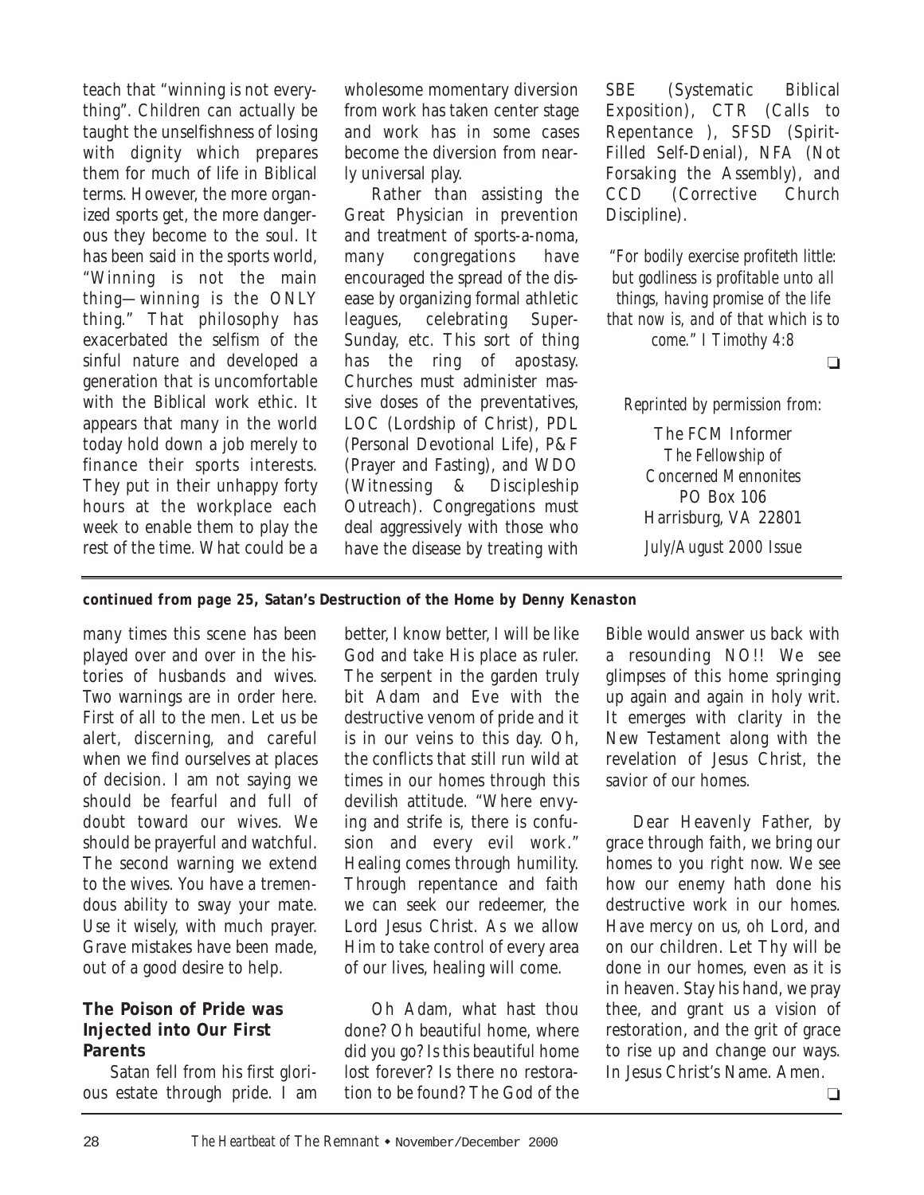teach that "winning is not everything". Children can actually be taught the unselfishness of losing with dignity which prepares them for much of life in Biblical terms. However, the more organized sports get, the more dangerous they become to the soul. It has been said in the sports world, "Winning is not the main thing—winning is the ONLY thing." That philosophy has exacerbated the selfism of the sinful nature and developed a generation that is uncomfortable with the Biblical work ethic. It appears that many in the world today hold down a job merely to finance their sports interests. They put in their unhappy forty hours at the workplace each week to enable them to play the rest of the time. What could be a wholesome momentary diversion from work has taken center stage and work has in some cases become the diversion from nearly universal play.

Rather than assisting the Great Physician in prevention and treatment of sports-a-noma, many congregations have encouraged the spread of the disease by organizing formal athletic leagues, celebrating Super-Sunday, etc. This sort of thing has the ring of apostasy. Churches must administer massive doses of the preventatives, LOC (Lordship of Christ), PDL (Personal Devotional Life), P&F (Prayer and Fasting), and WDO (Witnessing & Discipleship Outreach). Congregations must deal aggressively with those who have the disease by treating with SBE (Systematic Biblical Exposition), CTR (Calls to Repentance ), SFSD (Spirit-Filled Self-Denial), NFA (Not Forsaking the Assembly), and CCD (Corrective Church Discipline).

*"For bodily exercise profiteth little: but godliness is profitable unto all things, having promise of the life that now is, and of that which is to come." I Timothy 4:8*

❑

*Reprinted by permission from:*

The FCM Informer
*The Fellowship of Concerned Mennonites*
PO Box 106
Harrisburg, VA 22801
*July/August 2000 Issue*

---

***continued from page 25*, Satan's Destruction of the Home by Denny Kenaston**

many times this scene has been played over and over in the histories of husbands and wives. Two warnings are in order here. First of all to the men. Let us be alert, discerning, and careful when we find ourselves at places of decision. I am not saying we should be fearful and full of doubt toward our wives. We should be prayerful and watchful. The second warning we extend to the wives. You have a tremendous ability to sway your mate. Use it wisely, with much prayer. Grave mistakes have been made, out of a good desire to help.

### The Poison of Pride was Injected into Our First Parents

Satan fell from his first glorious estate through pride. I am better, I know better, I will be like God and take His place as ruler. The serpent in the garden truly bit Adam and Eve with the destructive venom of pride and it is in our veins to this day. Oh, the conflicts that still run wild at times in our homes through this devilish attitude. "Where envying and strife is, there is confusion and every evil work." Healing comes through humility. Through repentance and faith we can seek our redeemer, the Lord Jesus Christ. As we allow Him to take control of every area of our lives, healing will come.

Oh Adam, what hast thou done? Oh beautiful home, where did you go? Is this beautiful home lost forever? Is there no restoration to be found? The God of the Bible would answer us back with a resounding NO!! We see glimpses of this home springing up again and again in holy writ. It emerges with clarity in the New Testament along with the revelation of Jesus Christ, the savior of our homes.

Dear Heavenly Father, by grace through faith, we bring our homes to you right now. We see how our enemy hath done his destructive work in our homes. Have mercy on us, oh Lord, and on our children. Let Thy will be done in our homes, even as it is in heaven. Stay his hand, we pray thee, and grant us a vision of restoration, and the grit of grace to rise up and change our ways. In Jesus Christ's Name. Amen.

❑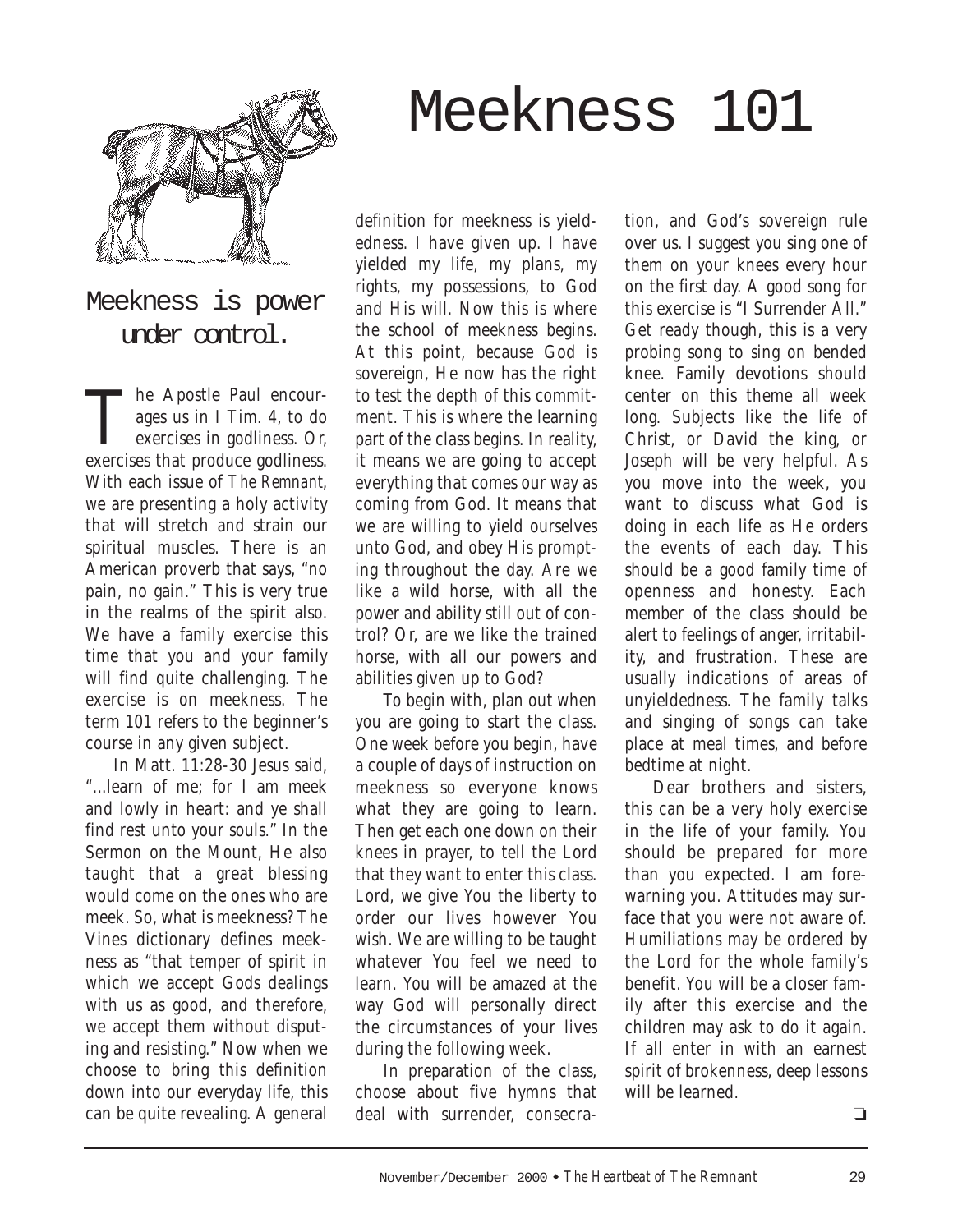# Meekness 101

## Meekness is power under control.

The Apostle Paul encourages us in I Tim. 4, to do exercises in godliness. Or, exercises that produce godliness. With each issue of *The Remnant*, we are presenting a holy activity that will stretch and strain our spiritual muscles. There is an American proverb that says, "no pain, no gain." This is very true in the realms of the spirit also. We have a family exercise this time that you and your family will find quite challenging. The exercise is on meekness. The term 101 refers to the beginner's course in any given subject.

In Matt. 11:28-30 Jesus said, "...learn of me; for I am meek and lowly in heart: and ye shall find rest unto your souls." In the Sermon on the Mount, He also taught that a great blessing would come on the ones who are meek. So, what is meekness? The Vines dictionary defines meekness as "that temper of spirit in which we accept Gods dealings with us as good, and therefore, we accept them without disputing and resisting." Now when we choose to bring this definition down into our everyday life, this can be quite revealing. A general definition for meekness is yieldedness. I have given up. I have yielded my life, my plans, my rights, my possessions, to God and His will. Now this is where the school of meekness begins. At this point, because God is sovereign, He now has the right to test the depth of this commitment. This is where the learning part of the class begins. In reality, it means we are going to accept everything that comes our way as coming from God. It means that we are willing to yield ourselves unto God, and obey His prompting throughout the day. Are we like a wild horse, with all the power and ability still out of control? Or, are we like the trained horse, with all our powers and abilities given up to God?

To begin with, plan out when you are going to start the class. One week before you begin, have a couple of days of instruction on meekness so everyone knows what they are going to learn. Then get each one down on their knees in prayer, to tell the Lord that they want to enter this class. Lord, we give You the liberty to order our lives however You wish. We are willing to be taught whatever You feel we need to learn. You will be amazed at the way God will personally direct the circumstances of your lives during the following week.

In preparation of the class, choose about five hymns that deal with surrender, consecration, and God's sovereign rule over us. I suggest you sing one of them on your knees every hour on the first day. A good song for this exercise is "I Surrender All." Get ready though, this is a very probing song to sing on bended knee. Family devotions should center on this theme all week long. Subjects like the life of Christ, or David the king, or Joseph will be very helpful. As you move into the week, you want to discuss what God is doing in each life as He orders the events of each day. This should be a good family time of openness and honesty. Each member of the class should be alert to feelings of anger, irritability, and frustration. These are usually indications of areas of unyieldedness. The family talks and singing of songs can take place at meal times, and before bedtime at night.

Dear brothers and sisters, this can be a very holy exercise in the life of your family. You should be prepared for more than you expected. I am forewarning you. Attitudes may surface that you were not aware of. Humiliations may be ordered by the Lord for the whole family's benefit. You will be a closer family after this exercise and the children may ask to do it again. If all enter in with an earnest spirit of brokenness, deep lessons will be learned.

❑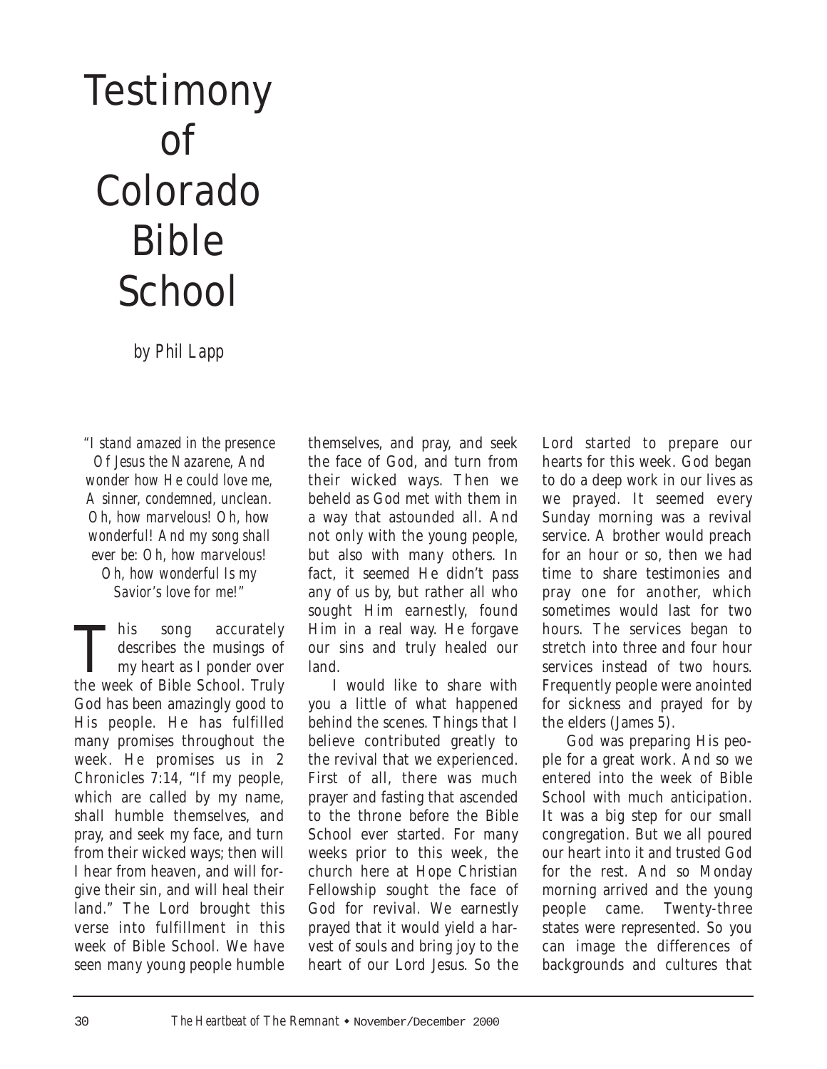# Testimony of Colorado Bible School

*by Phil Lapp*

*"I stand amazed in the presence Of Jesus the Nazarene, And wonder how He could love me, A sinner, condemned, unclean. Oh, how marvelous! Oh, how wonderful! And my song shall ever be: Oh, how marvelous! Oh, how wonderful Is my Savior's love for me!"*

This song accurately describes the musings of my heart as I ponder over the week of Bible School. Truly God has been amazingly good to His people. He has fulfilled many promises throughout the week. He promises us in 2 Chronicles 7:14, "If my people, which are called by my name, shall humble themselves, and pray, and seek my face, and turn from their wicked ways; then will I hear from heaven, and will forgive their sin, and will heal their land." The Lord brought this verse into fulfillment in this week of Bible School. We have seen many young people humble themselves, and pray, and seek the face of God, and turn from their wicked ways. Then we beheld as God met with them in a way that astounded all. And not only with the young people, but also with many others. In fact, it seemed He didn't pass any of us by, but rather all who sought Him earnestly, found Him in a real way. He forgave our sins and truly healed our land.

I would like to share with you a little of what happened behind the scenes. Things that I believe contributed greatly to the revival that we experienced. First of all, there was much prayer and fasting that ascended to the throne before the Bible School ever started. For many weeks prior to this week, the church here at Hope Christian Fellowship sought the face of God for revival. We earnestly prayed that it would yield a harvest of souls and bring joy to the heart of our Lord Jesus. So the Lord started to prepare our hearts for this week. God began to do a deep work in our lives as we prayed. It seemed every Sunday morning was a revival service. A brother would preach for an hour or so, then we had time to share testimonies and pray one for another, which sometimes would last for two hours. The services began to stretch into three and four hour services instead of two hours. Frequently people were anointed for sickness and prayed for by the elders (James 5).

God was preparing His people for a great work. And so we entered into the week of Bible School with much anticipation. It was a big step for our small congregation. But we all poured our heart into it and trusted God for the rest. And so Monday morning arrived and the young people came. Twenty-three states were represented. So you can image the differences of backgrounds and cultures that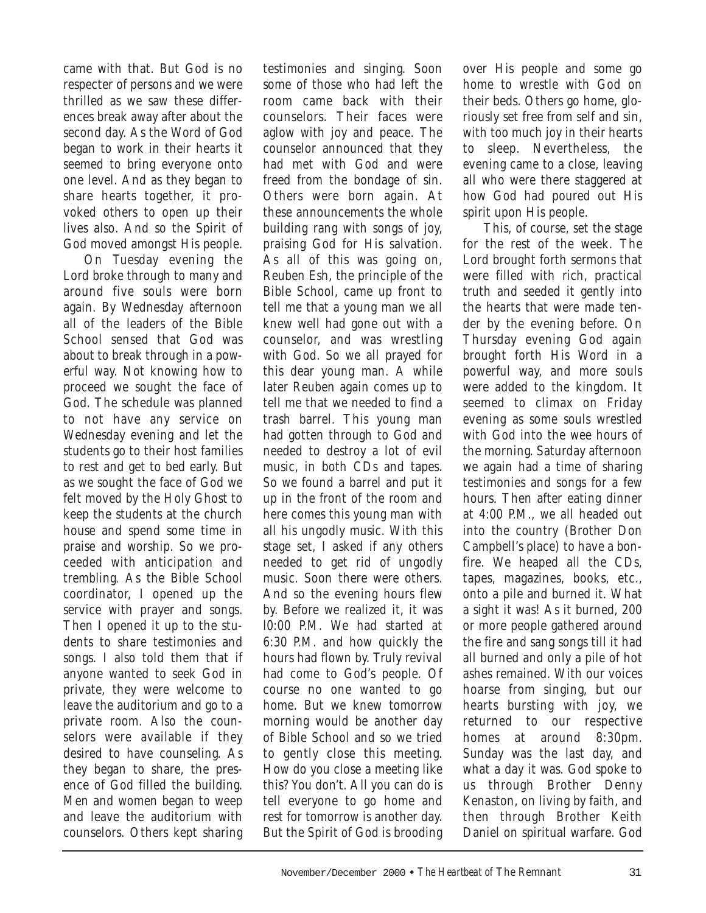came with that. But God is no respecter of persons and we were thrilled as we saw these differences break away after about the second day. As the Word of God began to work in their hearts it seemed to bring everyone onto one level. And as they began to share hearts together, it provoked others to open up their lives also. And so the Spirit of God moved amongst His people.

On Tuesday evening the Lord broke through to many and around five souls were born again. By Wednesday afternoon all of the leaders of the Bible School sensed that God was about to break through in a powerful way. Not knowing how to proceed we sought the face of God. The schedule was planned to not have any service on Wednesday evening and let the students go to their host families to rest and get to bed early. But as we sought the face of God we felt moved by the Holy Ghost to keep the students at the church house and spend some time in praise and worship. So we proceeded with anticipation and trembling. As the Bible School coordinator, I opened up the service with prayer and songs. Then I opened it up to the students to share testimonies and songs. I also told them that if anyone wanted to seek God in private, they were welcome to leave the auditorium and go to a private room. Also the counselors were available if they desired to have counseling. As they began to share, the presence of God filled the building. Men and women began to weep and leave the auditorium with counselors. Others kept sharing testimonies and singing. Soon some of those who had left the room came back with their counselors. Their faces were aglow with joy and peace. The counselor announced that they had met with God and were freed from the bondage of sin. Others were born again. At these announcements the whole building rang with songs of joy, praising God for His salvation. As all of this was going on, Reuben Esh, the principle of the Bible School, came up front to tell me that a young man we all knew well had gone out with a counselor, and was wrestling with God. So we all prayed for this dear young man. A while later Reuben again comes up to tell me that we needed to find a trash barrel. This young man had gotten through to God and needed to destroy a lot of evil music, in both CDs and tapes. So we found a barrel and put it up in the front of the room and here comes this young man with all his ungodly music. With this stage set, I asked if any others needed to get rid of ungodly music. Soon there were others. And so the evening hours flew by. Before we realized it, it was l0:00 P.M. We had started at 6:30 P.M. and how quickly the hours had flown by. Truly revival had come to God's people. Of course no one wanted to go home. But we knew tomorrow morning would be another day of Bible School and so we tried to gently close this meeting. How do you close a meeting like this? You don't. All you can do is tell everyone to go home and rest for tomorrow is another day. But the Spirit of God is brooding over His people and some go home to wrestle with God on their beds. Others go home, gloriously set free from self and sin, with too much joy in their hearts to sleep. Nevertheless, the evening came to a close, leaving all who were there staggered at how God had poured out His spirit upon His people.

This, of course, set the stage for the rest of the week. The Lord brought forth sermons that were filled with rich, practical truth and seeded it gently into the hearts that were made tender by the evening before. On Thursday evening God again brought forth His Word in a powerful way, and more souls were added to the kingdom. It seemed to climax on Friday evening as some souls wrestled with God into the wee hours of the morning. Saturday afternoon we again had a time of sharing testimonies and songs for a few hours. Then after eating dinner at 4:00 P.M., we all headed out into the country (Brother Don Campbell's place) to have a bonfire. We heaped all the CDs, tapes, magazines, books, etc., onto a pile and burned it. What a sight it was! As it burned, 200 or more people gathered around the fire and sang songs till it had all burned and only a pile of hot ashes remained. With our voices hoarse from singing, but our hearts bursting with joy, we returned to our respective homes at around 8:30pm. Sunday was the last day, and what a day it was. God spoke to us through Brother Denny Kenaston, on living by faith, and then through Brother Keith Daniel on spiritual warfare. God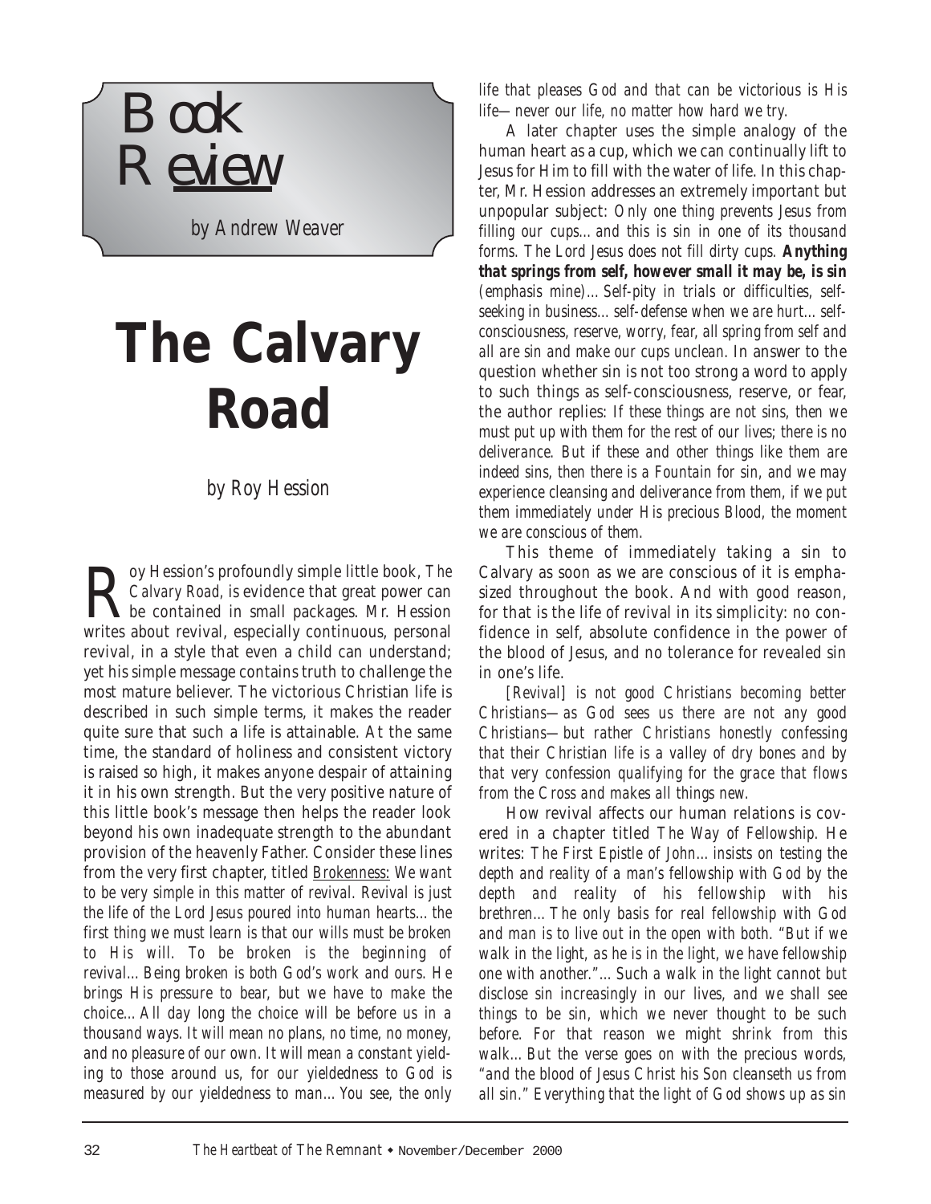# Book Review

*by Andrew Weaver*

# The Calvary Road

*by Roy Hession*

Roy Hession's profoundly simple little book, *The Calvary Road,* is evidence that great power can be contained in small packages. Mr. Hession writes about revival, especially continuous, personal revival, in a style that even a child can understand; yet his simple message contains truth to challenge the most mature believer. The victorious Christian life is described in such simple terms, it makes the reader quite sure that such a life is attainable. At the same time, the standard of holiness and consistent victory is raised so high, it makes anyone despair of attaining it in his own strength. But the very positive nature of this little book's message then helps the reader look beyond his own inadequate strength to the abundant provision of the heavenly Father. Consider these lines from the very first chapter, titled Brokenness: *We want to be very simple in this matter of revival. Revival is just the life of the Lord Jesus poured into human hearts... the first thing we must learn is that our wills must be broken to His will. To be broken is the beginning of revival... Being broken is both God's work and ours. He brings His pressure to bear, but we have to make the choice... All day long the choice will be before us in a thousand ways. It will mean no plans, no time, no money, and no pleasure of our own. It will mean a constant yielding to those around us, for our yieldedness to God is measured by our yieldedness to man... You see, the only life that pleases God and that can be victorious is His life—never our life, no matter how hard we try.*

A later chapter uses the simple analogy of the human heart as a cup, which we can continually lift to Jesus for Him to fill with the water of life. In this chapter, Mr. Hession addresses an extremely important but unpopular subject: *Only one thing prevents Jesus from filling our cups... and this is sin in one of its thousand forms. The Lord Jesus does not fill dirty cups.* ***Anything that springs from self, however small it may be, is sin*** *(emphasis mine)... Self-pity in trials or difficulties, self-seeking in business... self-defense when we are hurt... self-consciousness, reserve, worry, fear, all spring from self and all are sin and make our cups unclean.* In answer to the question whether sin is not too strong a word to apply to such things as self-consciousness, reserve, or fear, the author replies: *If these things are not sins, then we must put up with them for the rest of our lives; there is no deliverance. But if these and other things like them are indeed sins, then there is a Fountain for sin, and we may experience cleansing and deliverance from them, if we put them immediately under His precious Blood, the moment we are conscious of them.*

This theme of immediately taking a sin to Calvary as soon as we are conscious of it is emphasized throughout the book. And with good reason, for that is the life of revival in its simplicity: no confidence in self, absolute confidence in the power of the blood of Jesus, and no tolerance for revealed sin in one's life.

*[Revival] is not good Christians becoming better Christians—as God sees us there are not any good Christians—but rather Christians honestly confessing that their Christian life is a valley of dry bones and by that very confession qualifying for the grace that flows from the Cross and makes all things new.*

How revival affects our human relations is covered in a chapter titled *The Way of Fellowship.* He writes: *The First Epistle of John... insists on testing the depth and reality of a man's fellowship with God by the depth and reality of his fellowship with his brethren... The only basis for real fellowship with God and man is to live out in the open with both. "But if we walk in the light, as he is in the light, we have fellowship one with another."... Such a walk in the light cannot but disclose sin increasingly in our lives, and we shall see things to be sin, which we never thought to be such before. For that reason we might shrink from this walk... But the verse goes on with the precious words, "and the blood of Jesus Christ his Son cleanseth us from all sin." Everything that the light of God shows up as sin*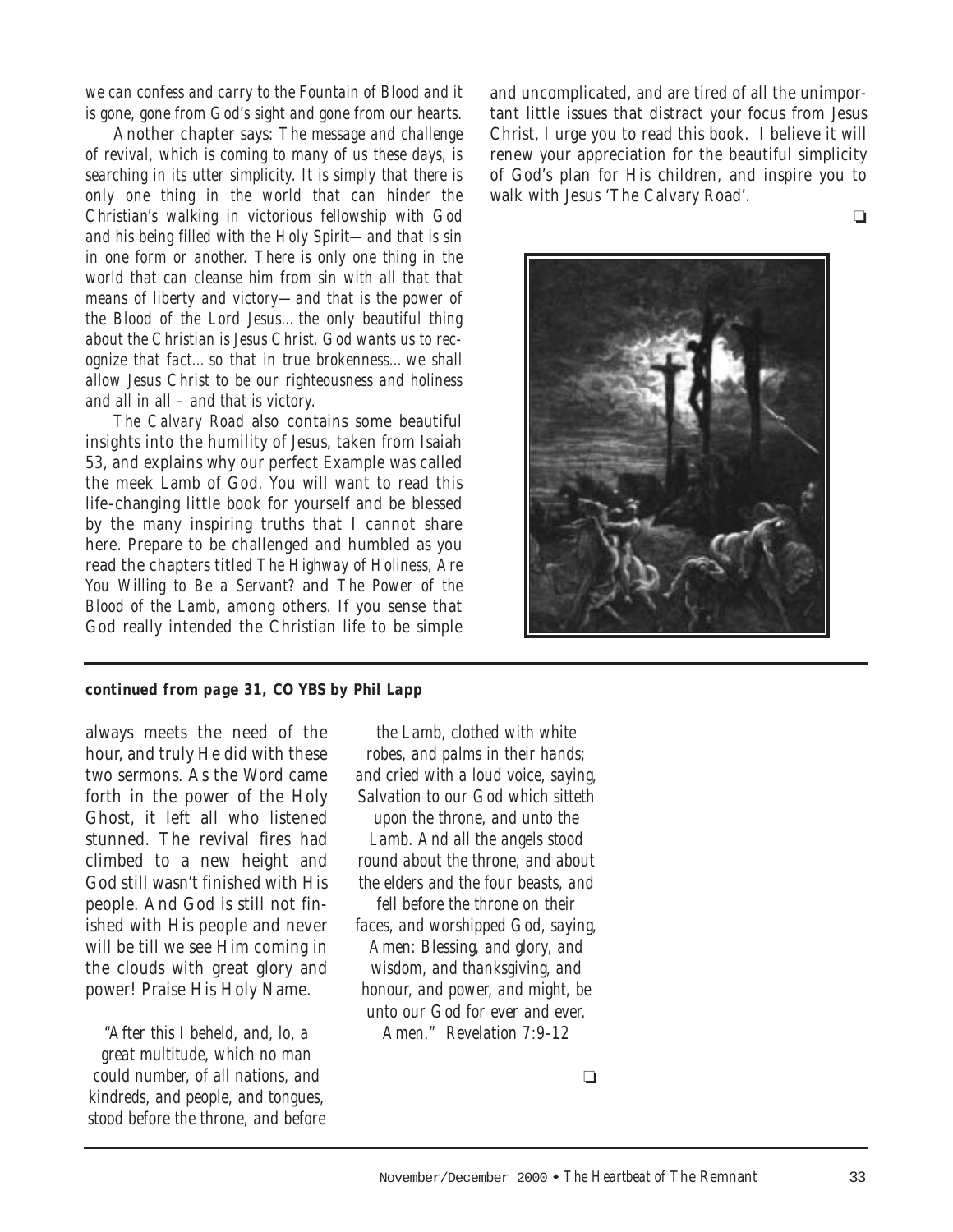*we can confess and carry to the Fountain of Blood and it is gone, gone from God's sight and gone from our hearts.*

Another chapter says: *The message and challenge of revival, which is coming to many of us these days, is searching in its utter simplicity. It is simply that there is only one thing in the world that can hinder the Christian's walking in victorious fellowship with God and his being filled with the Holy Spirit—and that is sin in one form or another. There is only one thing in the world that can cleanse him from sin with all that that means of liberty and victory—and that is the power of the Blood of the Lord Jesus…the only beautiful thing about the Christian is Jesus Christ. God wants us to recognize that fact…so that in true brokenness…we shall allow Jesus Christ to be our righteousness and holiness and all in all – and that is victory.*

*The Calvary Road* also contains some beautiful insights into the humility of Jesus, taken from Isaiah 53, and explains why our perfect Example was called the meek Lamb of God. You will want to read this life-changing little book for yourself and be blessed by the many inspiring truths that I cannot share here. Prepare to be challenged and humbled as you read the chapters titled *The Highway of Holiness, Are You Willing to Be a Servant?* and *The Power of the Blood of the Lamb,* among others. If you sense that God really intended the Christian life to be simple and uncomplicated, and are tired of all the unimportant little issues that distract your focus from Jesus Christ, I urge you to read this book. I believe it will renew your appreciation for the beautiful simplicity of God's plan for His children, and inspire you to walk with Jesus 'The Calvary Road'.

❑

---

***continued from page 31, CO YBS by Phil Lapp***

always meets the need of the hour, and truly He did with these two sermons. As the Word came forth in the power of the Holy Ghost, it left all who listened stunned. The revival fires had climbed to a new height and God still wasn't finished with His people. And God is still not finished with His people and never will be till we see Him coming in the clouds with great glory and power! Praise His Holy Name.

*"After this I beheld, and, lo, a great multitude, which no man could number, of all nations, and kindreds, and people, and tongues, stood before the throne, and before the Lamb, clothed with white robes, and palms in their hands; and cried with a loud voice, saying, Salvation to our God which sitteth upon the throne, and unto the Lamb. And all the angels stood round about the throne, and about the elders and the four beasts, and fell before the throne on their faces, and worshipped God, saying, Amen: Blessing, and glory, and wisdom, and thanksgiving, and honour, and power, and might, be unto our God for ever and ever. Amen." Revelation 7:9-12*

❑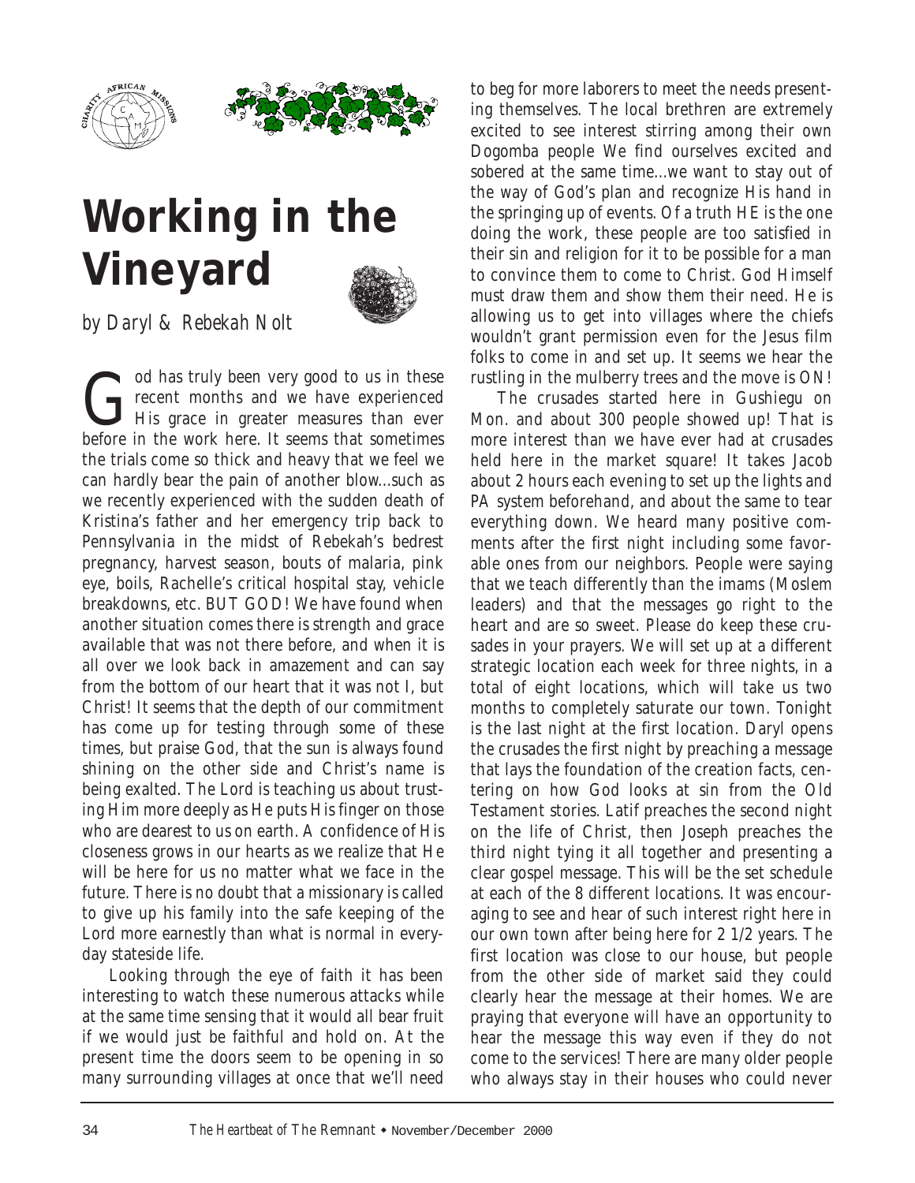# Working in the Vineyard

*by Daryl & Rebekah Nolt*

God has truly been very good to us in these recent months and we have experienced His grace in greater measures than ever before in the work here. It seems that sometimes the trials come so thick and heavy that we feel we can hardly bear the pain of another blow...such as we recently experienced with the sudden death of Kristina's father and her emergency trip back to Pennsylvania in the midst of Rebekah's bedrest pregnancy, harvest season, bouts of malaria, pink eye, boils, Rachelle's critical hospital stay, vehicle breakdowns, etc. BUT GOD! We have found when another situation comes there is strength and grace available that was not there before, and when it is all over we look back in amazement and can say from the bottom of our heart that it was not I, but Christ! It seems that the depth of our commitment has come up for testing through some of these times, but praise God, that the sun is always found shining on the other side and Christ's name is being exalted. The Lord is teaching us about trusting Him more deeply as He puts His finger on those who are dearest to us on earth. A confidence of His closeness grows in our hearts as we realize that He will be here for us no matter what we face in the future. There is no doubt that a missionary is called to give up his family into the safe keeping of the Lord more earnestly than what is normal in everyday stateside life.

Looking through the eye of faith it has been interesting to watch these numerous attacks while at the same time sensing that it would all bear fruit if we would just be faithful and hold on. At the present time the doors seem to be opening in so many surrounding villages at once that we'll need to beg for more laborers to meet the needs presenting themselves. The local brethren are extremely excited to see interest stirring among their own Dogomba people We find ourselves excited and sobered at the same time...we want to stay out of the way of God's plan and recognize His hand in the springing up of events. Of a truth HE is the one doing the work, these people are too satisfied in their sin and religion for it to be possible for a man to convince them to come to Christ. God Himself must draw them and show them their need. He is allowing us to get into villages where the chiefs wouldn't grant permission even for the Jesus film folks to come in and set up. It seems we hear the rustling in the mulberry trees and the move is ON!

The crusades started here in Gushiegu on Mon. and about 300 people showed up! That is more interest than we have ever had at crusades held here in the market square! It takes Jacob about 2 hours each evening to set up the lights and PA system beforehand, and about the same to tear everything down. We heard many positive comments after the first night including some favorable ones from our neighbors. People were saying that we teach differently than the imams (Moslem leaders) and that the messages go right to the heart and are so sweet. Please do keep these crusades in your prayers. We will set up at a different strategic location each week for three nights, in a total of eight locations, which will take us two months to completely saturate our town. Tonight is the last night at the first location. Daryl opens the crusades the first night by preaching a message that lays the foundation of the creation facts, centering on how God looks at sin from the Old Testament stories. Latif preaches the second night on the life of Christ, then Joseph preaches the third night tying it all together and presenting a clear gospel message. This will be the set schedule at each of the 8 different locations. It was encouraging to see and hear of such interest right here in our own town after being here for 2 1/2 years. The first location was close to our house, but people from the other side of market said they could clearly hear the message at their homes. We are praying that everyone will have an opportunity to hear the message this way even if they do not come to the services! There are many older people who always stay in their houses who could never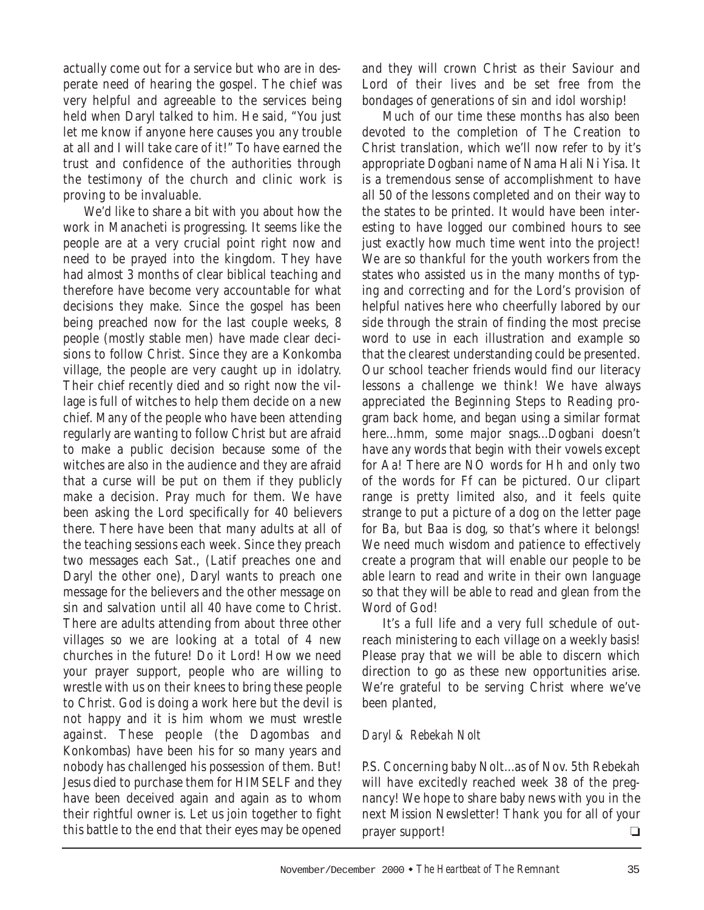actually come out for a service but who are in desperate need of hearing the gospel. The chief was very helpful and agreeable to the services being held when Daryl talked to him. He said, "You just let me know if anyone here causes you any trouble at all and I will take care of it!" To have earned the trust and confidence of the authorities through the testimony of the church and clinic work is proving to be invaluable.

We'd like to share a bit with you about how the work in Manacheti is progressing. It seems like the people are at a very crucial point right now and need to be prayed into the kingdom. They have had almost 3 months of clear biblical teaching and therefore have become very accountable for what decisions they make. Since the gospel has been being preached now for the last couple weeks, 8 people (mostly stable men) have made clear decisions to follow Christ. Since they are a Konkomba village, the people are very caught up in idolatry. Their chief recently died and so right now the village is full of witches to help them decide on a new chief. Many of the people who have been attending regularly are wanting to follow Christ but are afraid to make a public decision because some of the witches are also in the audience and they are afraid that a curse will be put on them if they publicly make a decision. Pray much for them. We have been asking the Lord specifically for 40 believers there. There have been that many adults at all of the teaching sessions each week. Since they preach two messages each Sat., (Latif preaches one and Daryl the other one), Daryl wants to preach one message for the believers and the other message on sin and salvation until all 40 have come to Christ. There are adults attending from about three other villages so we are looking at a total of 4 new churches in the future! Do it Lord! How we need your prayer support, people who are willing to wrestle with us on their knees to bring these people to Christ. God is doing a work here but the devil is not happy and it is him whom we must wrestle against. These people (the Dagombas and Konkombas) have been his for so many years and nobody has challenged his possession of them. But! Jesus died to purchase them for HIMSELF and they have been deceived again and again as to whom their rightful owner is. Let us join together to fight this battle to the end that their eyes may be opened and they will crown Christ as their Saviour and Lord of their lives and be set free from the bondages of generations of sin and idol worship!

Much of our time these months has also been devoted to the completion of The Creation to Christ translation, which we'll now refer to by it's appropriate Dogbani name of Nama Hali Ni Yisa. It is a tremendous sense of accomplishment to have all 50 of the lessons completed and on their way to the states to be printed. It would have been interesting to have logged our combined hours to see just exactly how much time went into the project! We are so thankful for the youth workers from the states who assisted us in the many months of typing and correcting and for the Lord's provision of helpful natives here who cheerfully labored by our side through the strain of finding the most precise word to use in each illustration and example so that the clearest understanding could be presented. Our school teacher friends would find our literacy lessons a challenge we think! We have always appreciated the Beginning Steps to Reading program back home, and began using a similar format here...hmm, some major snags...Dogbani doesn't have any words that begin with their vowels except for Aa! There are NO words for Hh and only two of the words for Ff can be pictured. Our clipart range is pretty limited also, and it feels quite strange to put a picture of a dog on the letter page for Ba, but Baa is dog, so that's where it belongs! We need much wisdom and patience to effectively create a program that will enable our people to be able learn to read and write in their own language so that they will be able to read and glean from the Word of God!

It's a full life and a very full schedule of outreach ministering to each village on a weekly basis! Please pray that we will be able to discern which direction to go as these new opportunities arise. We're grateful to be serving Christ where we've been planted,

*Daryl & Rebekah Nolt*

P.S. Concerning baby Nolt...as of Nov. 5th Rebekah will have excitedly reached week 38 of the pregnancy! We hope to share baby news with you in the next Mission Newsletter! Thank you for all of your prayer support! ❏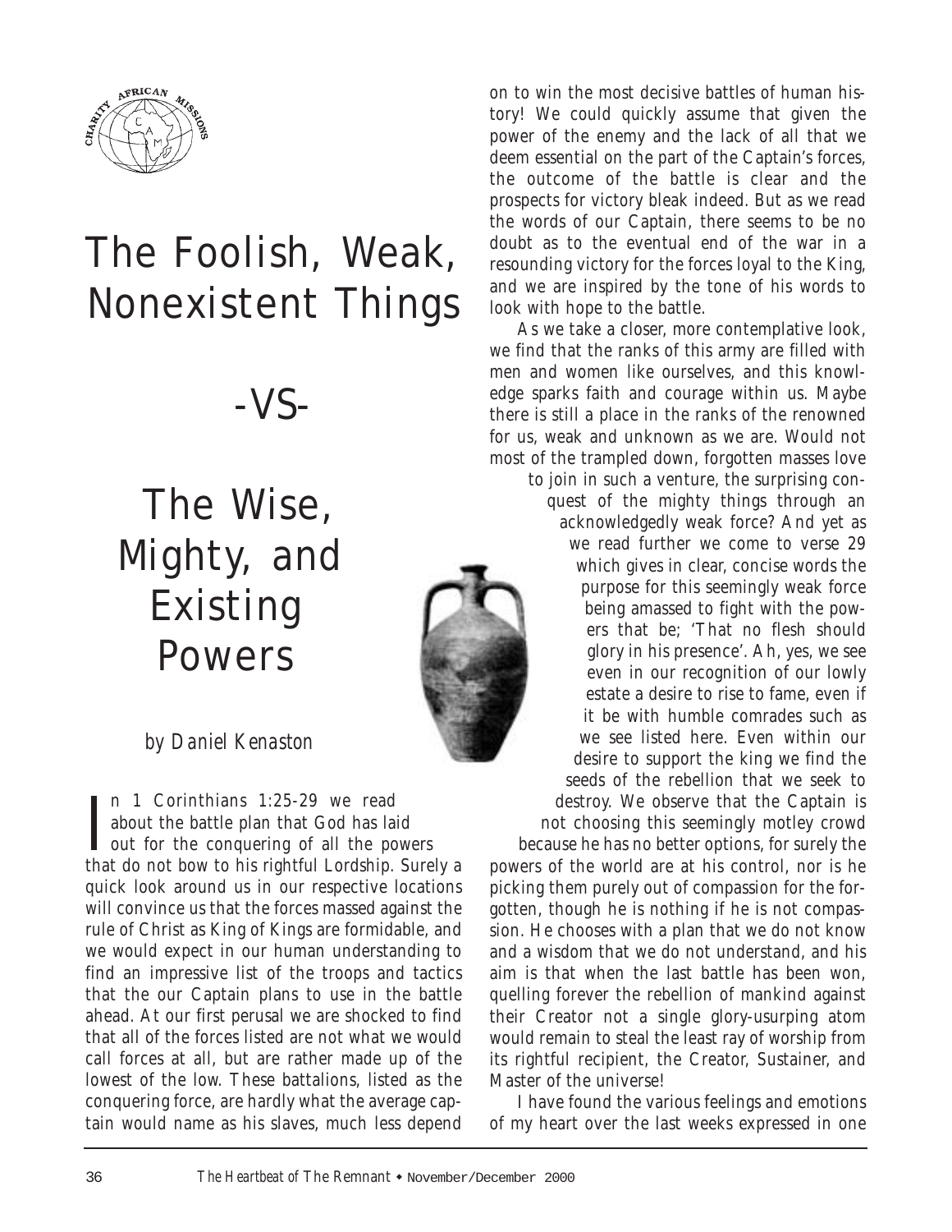# The Foolish, Weak, Nonexistent Things

# -VS-

# The Wise, Mighty, and Existing Powers

*by Daniel Kenaston*

In 1 Corinthians 1:25-29 we read about the battle plan that God has laid out for the conquering of all the powers that do not bow to his rightful Lordship. Surely a quick look around us in our respective locations will convince us that the forces massed against the rule of Christ as King of Kings are formidable, and we would expect in our human understanding to find an impressive list of the troops and tactics that the our Captain plans to use in the battle ahead. At our first perusal we are shocked to find that all of the forces listed are not what we would call forces at all, but are rather made up of the lowest of the low. These battalions, listed as the conquering force, are hardly what the average captain would name as his slaves, much less depend on to win the most decisive battles of human history! We could quickly assume that given the power of the enemy and the lack of all that we deem essential on the part of the Captain's forces, the outcome of the battle is clear and the prospects for victory bleak indeed. But as we read the words of our Captain, there seems to be no doubt as to the eventual end of the war in a resounding victory for the forces loyal to the King, and we are inspired by the tone of his words to look with hope to the battle.

As we take a closer, more contemplative look, we find that the ranks of this army are filled with men and women like ourselves, and this knowledge sparks faith and courage within us. Maybe there is still a place in the ranks of the renowned for us, weak and unknown as we are. Would not most of the trampled down, forgotten masses love to join in such a venture, the surprising conquest of the mighty things through an acknowledgedly weak force? And yet as we read further we come to verse 29 which gives in clear, concise words the purpose for this seemingly weak force being amassed to fight with the powers that be; 'That no flesh should glory in his presence'. Ah, yes, we see even in our recognition of our lowly estate a desire to rise to fame, even if it be with humble comrades such as we see listed here. Even within our desire to support the king we find the seeds of the rebellion that we seek to destroy. We observe that the Captain is not choosing this seemingly motley crowd because he has no better options, for surely the powers of the world are at his control, nor is he picking them purely out of compassion for the forgotten, though he is nothing if he is not compassion. He chooses with a plan that we do not know and a wisdom that we do not understand, and his aim is that when the last battle has been won, quelling forever the rebellion of mankind against their Creator not a single glory-usurping atom would remain to steal the least ray of worship from its rightful recipient, the Creator, Sustainer, and Master of the universe!

I have found the various feelings and emotions of my heart over the last weeks expressed in one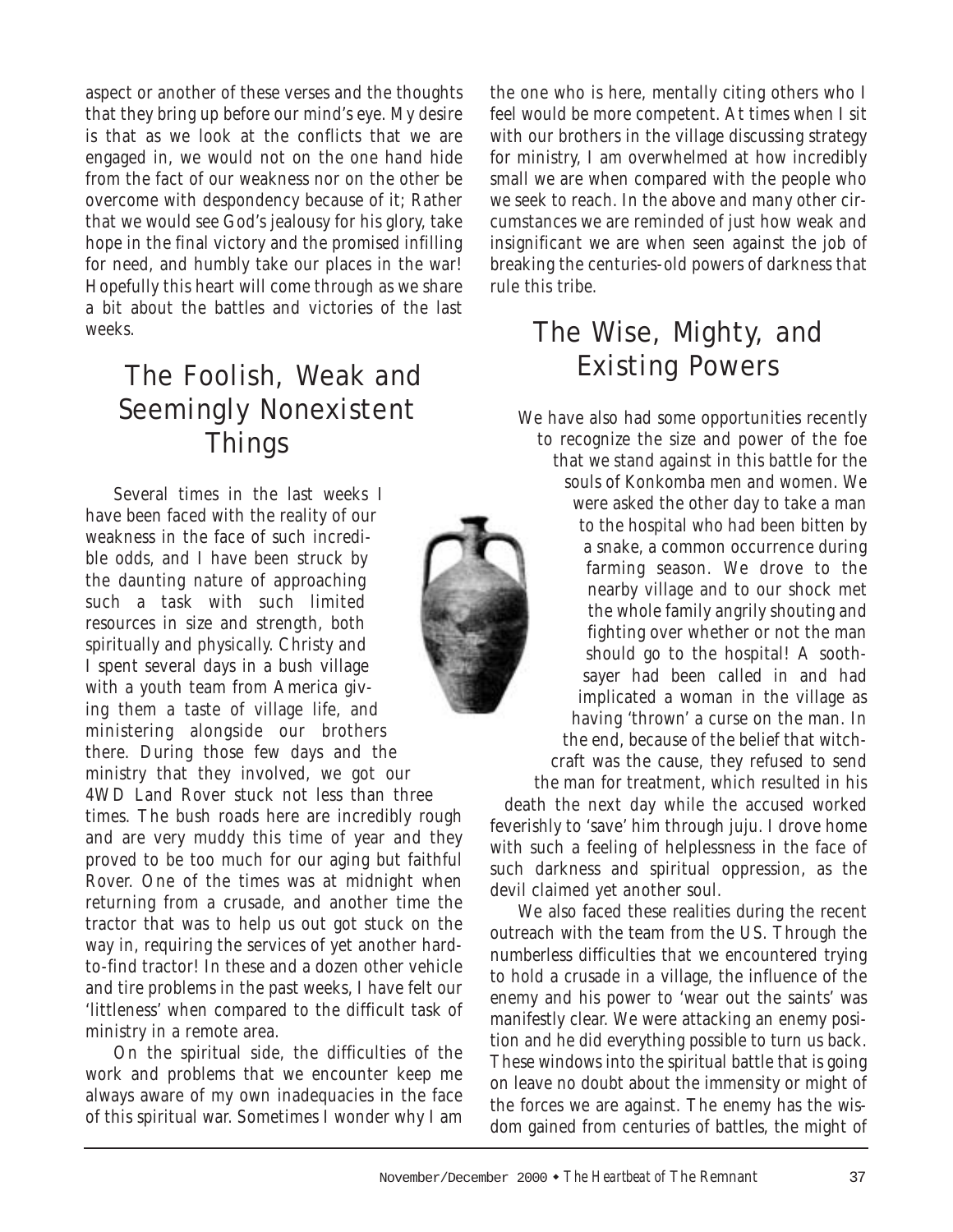aspect or another of these verses and the thoughts that they bring up before our mind's eye. My desire is that as we look at the conflicts that we are engaged in, we would not on the one hand hide from the fact of our weakness nor on the other be overcome with despondency because of it; Rather that we would see God's jealousy for his glory, take hope in the final victory and the promised infilling for need, and humbly take our places in the war! Hopefully this heart will come through as we share a bit about the battles and victories of the last weeks.

## The Foolish, Weak and Seemingly Nonexistent Things

Several times in the last weeks I have been faced with the reality of our weakness in the face of such incredible odds, and I have been struck by the daunting nature of approaching such a task with such limited resources in size and strength, both spiritually and physically. Christy and I spent several days in a bush village with a youth team from America giving them a taste of village life, and ministering alongside our brothers there. During those few days and the ministry that they involved, we got our 4WD Land Rover stuck not less than three times. The bush roads here are incredibly rough and are very muddy this time of year and they proved to be too much for our aging but faithful Rover. One of the times was at midnight when returning from a crusade, and another time the tractor that was to help us out got stuck on the way in, requiring the services of yet another hard-to-find tractor! In these and a dozen other vehicle and tire problems in the past weeks, I have felt our 'littleness' when compared to the difficult task of ministry in a remote area.

On the spiritual side, the difficulties of the work and problems that we encounter keep me always aware of my own inadequacies in the face of this spiritual war. Sometimes I wonder why I am the one who is here, mentally citing others who I feel would be more competent. At times when I sit with our brothers in the village discussing strategy for ministry, I am overwhelmed at how incredibly small we are when compared with the people who we seek to reach. In the above and many other circumstances we are reminded of just how weak and insignificant we are when seen against the job of breaking the centuries-old powers of darkness that rule this tribe.

## The Wise, Mighty, and Existing Powers

We have also had some opportunities recently to recognize the size and power of the foe that we stand against in this battle for the souls of Konkomba men and women. We were asked the other day to take a man to the hospital who had been bitten by a snake, a common occurrence during farming season. We drove to the nearby village and to our shock met the whole family angrily shouting and fighting over whether or not the man should go to the hospital! A soothsayer had been called in and had implicated a woman in the village as having 'thrown' a curse on the man. In the end, because of the belief that witchcraft was the cause, they refused to send the man for treatment, which resulted in his death the next day while the accused worked feverishly to 'save' him through juju. I drove home with such a feeling of helplessness in the face of such darkness and spiritual oppression, as the devil claimed yet another soul.

We also faced these realities during the recent outreach with the team from the US. Through the numberless difficulties that we encountered trying to hold a crusade in a village, the influence of the enemy and his power to 'wear out the saints' was manifestly clear. We were attacking an enemy position and he did everything possible to turn us back. These windows into the spiritual battle that is going on leave no doubt about the immensity or might of the forces we are against. The enemy has the wisdom gained from centuries of battles, the might of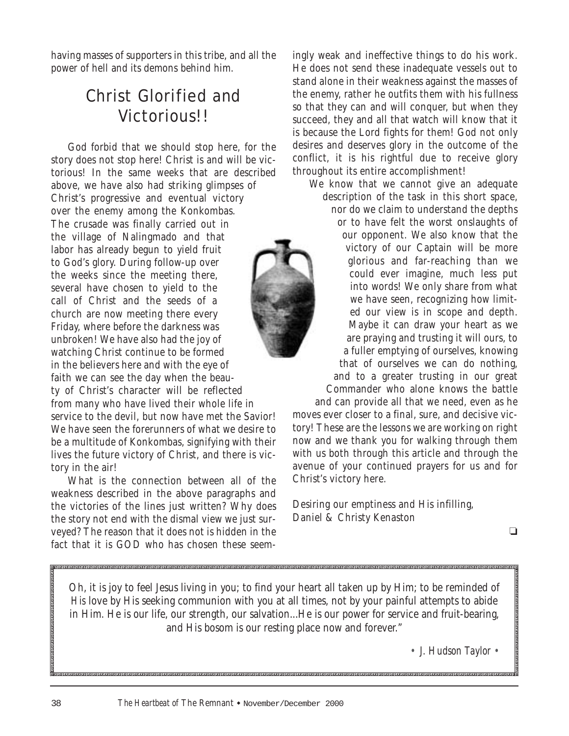having masses of supporters in this tribe, and all the power of hell and its demons behind him.

## Christ Glorified and Victorious!!

God forbid that we should stop here, for the story does not stop here! Christ is and will be victorious! In the same weeks that are described above, we have also had striking glimpses of Christ's progressive and eventual victory over the enemy among the Konkombas. The crusade was finally carried out in the village of Nalingmado and that labor has already begun to yield fruit to God's glory. During follow-up over the weeks since the meeting there, several have chosen to yield to the call of Christ and the seeds of a church are now meeting there every Friday, where before the darkness was unbroken! We have also had the joy of watching Christ continue to be formed in the believers here and with the eye of faith we can see the day when the beauty of Christ's character will be reflected from many who have lived their whole life in service to the devil, but now have met the Savior! We have seen the forerunners of what we desire to be a multitude of Konkombas, signifying with their lives the future victory of Christ, and there is victory in the air!

What is the connection between all of the weakness described in the above paragraphs and the victories of the lines just written? Why does the story not end with the dismal view we just surveyed? The reason that it does not is hidden in the fact that it is GOD who has chosen these seemingly weak and ineffective things to do his work. He does not send these inadequate vessels out to stand alone in their weakness against the masses of the enemy, rather he outfits them with his fullness so that they can and will conquer, but when they succeed, they and all that watch will know that it is because the Lord fights for them! God not only desires and deserves glory in the outcome of the conflict, it is his rightful due to receive glory throughout its entire accomplishment!

We know that we cannot give an adequate description of the task in this short space, nor do we claim to understand the depths or to have felt the worst onslaughts of our opponent. We also know that the victory of our Captain will be more glorious and far-reaching than we could ever imagine, much less put into words! We only share from what we have seen, recognizing how limited our view is in scope and depth. Maybe it can draw your heart as we are praying and trusting it will ours, to a fuller emptying of ourselves, knowing that of ourselves we can do nothing, and to a greater trusting in our great Commander who alone knows the battle and can provide all that we need, even as he moves ever closer to a final, sure, and decisive victory! These are the lessons we are working on right now and we thank you for walking through them with us both through this article and through the avenue of your continued prayers for us and for Christ's victory here.

Desiring our emptiness and His infilling,
Daniel & Christy Kenaston

❏

---

Oh, it is joy to feel Jesus living in you; to find your heart all taken up by Him; to be reminded of His love by His seeking communion with you at all times, not by your painful attempts to abide in Him. He is our life, our strength, our salvation...He is our power for service and fruit-bearing, and His bosom is our resting place now and forever."

• J. Hudson Taylor •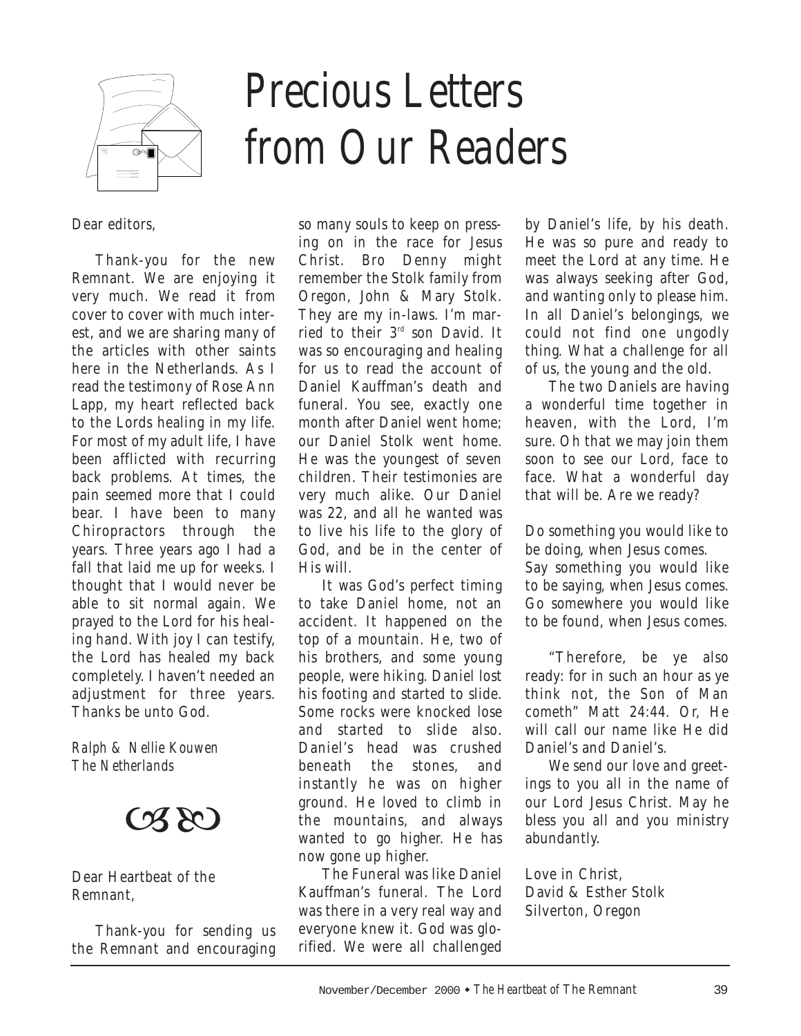# Precious Letters from Our Readers

Dear editors,

Thank-you for the new Remnant. We are enjoying it very much. We read it from cover to cover with much interest, and we are sharing many of the articles with other saints here in the Netherlands. As I read the testimony of Rose Ann Lapp, my heart reflected back to the Lords healing in my life. For most of my adult life, I have been afflicted with recurring back problems. At times, the pain seemed more that I could bear. I have been to many Chiropractors through the years. Three years ago I had a fall that laid me up for weeks. I thought that I would never be able to sit normal again. We prayed to the Lord for his healing hand. With joy I can testify, the Lord has healed my back completely. I haven't needed an adjustment for three years. Thanks be unto God.

*Ralph & Nellie Kouwen*
*The Netherlands*

Dear Heartbeat of the Remnant,

Thank-you for sending us the Remnant and encouraging so many souls to keep on pressing on in the race for Jesus Christ. Bro Denny might remember the Stolk family from Oregon, John & Mary Stolk. They are my in-laws. I'm married to their 3rd son David. It was so encouraging and healing for us to read the account of Daniel Kauffman's death and funeral. You see, exactly one month after Daniel went home; our Daniel Stolk went home. He was the youngest of seven children. Their testimonies are very much alike. Our Daniel was 22, and all he wanted was to live his life to the glory of God, and be in the center of His will.

It was God's perfect timing to take Daniel home, not an accident. It happened on the top of a mountain. He, two of his brothers, and some young people, were hiking. Daniel lost his footing and started to slide. Some rocks were knocked lose and started to slide also. Daniel's head was crushed beneath the stones, and instantly he was on higher ground. He loved to climb in the mountains, and always wanted to go higher. He has now gone up higher.

The Funeral was like Daniel Kauffman's funeral. The Lord was there in a very real way and everyone knew it. God was glorified. We were all challenged by Daniel's life, by his death. He was so pure and ready to meet the Lord at any time. He was always seeking after God, and wanting only to please him. In all Daniel's belongings, we could not find one ungodly thing. What a challenge for all of us, the young and the old.

The two Daniels are having a wonderful time together in heaven, with the Lord, I'm sure. Oh that we may join them soon to see our Lord, face to face. What a wonderful day that will be. Are we ready?

Do something you would like to be doing, when Jesus comes.
Say something you would like to be saying, when Jesus comes.
Go somewhere you would like to be found, when Jesus comes.

"Therefore, be ye also ready: for in such an hour as ye think not, the Son of Man cometh" Matt 24:44. Or, He will call our name like He did Daniel's and Daniel's.

We send our love and greetings to you all in the name of our Lord Jesus Christ. May he bless you all and you ministry abundantly.

Love in Christ,
David & Esther Stolk
Silverton, Oregon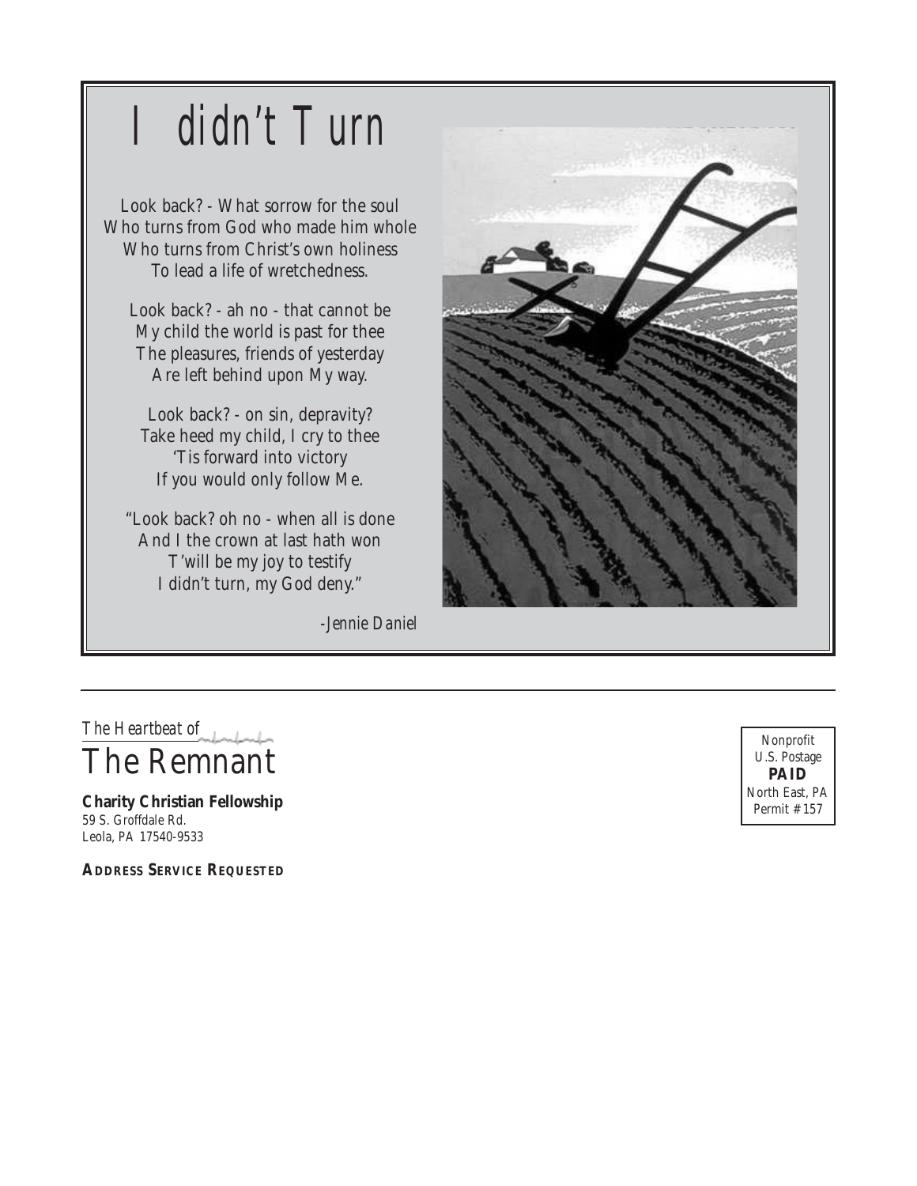# I didn't Turn

Look back? - What sorrow for the soul
Who turns from God who made him whole
Who turns from Christ's own holiness
To lead a life of wretchedness.

Look back? - ah no - that cannot be
My child the world is past for thee
The pleasures, friends of yesterday
Are left behind upon My way.

Look back? - on sin, depravity?
Take heed my child, I cry to thee
'Tis forward into victory
If you would only follow Me.

"Look back? oh no - when all is done
And I the crown at last hath won
T'will be my joy to testify
I didn't turn, my God deny."

*-Jennie Daniel*

---

*The Heartbeat of*

The Remnant

**Charity Christian Fellowship**
59 S. Groffdale Rd.
Leola, PA 17540-9533

**ADDRESS SERVICE REQUESTED**

Nonprofit
U.S. Postage
**PAID**
North East, PA
Permit #157